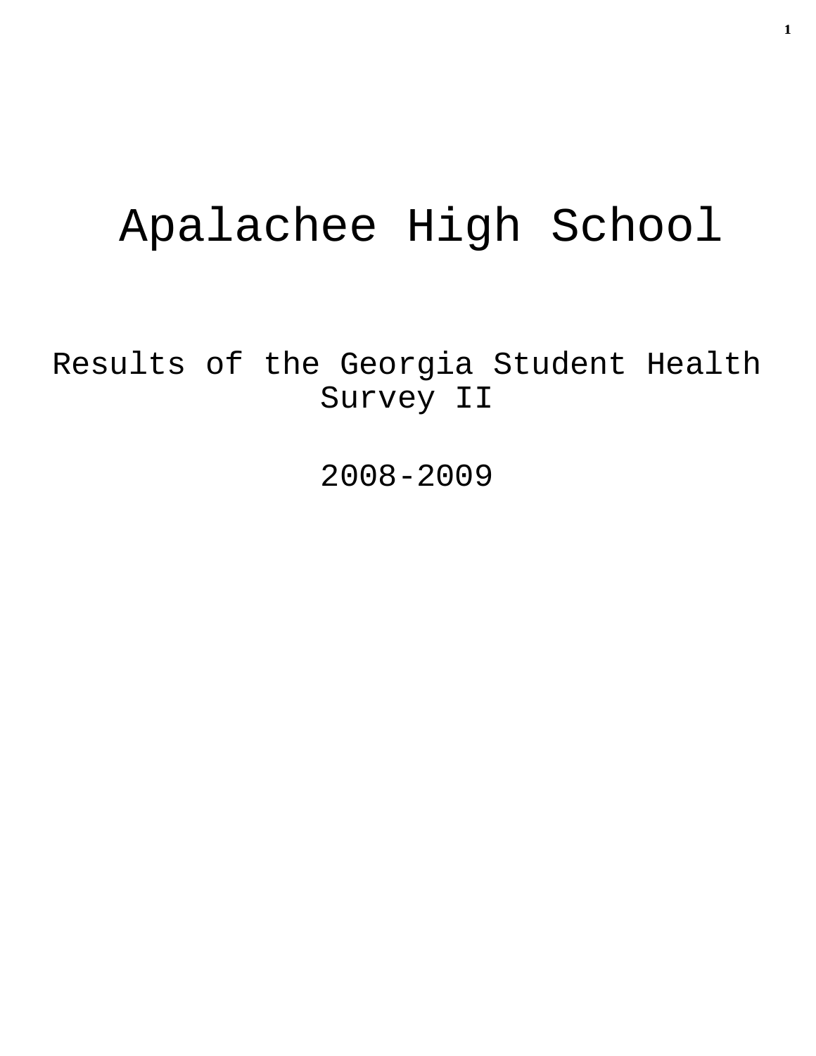# Apalachee High School

## Results of the Georgia Student Health Survey II

## 2008-2009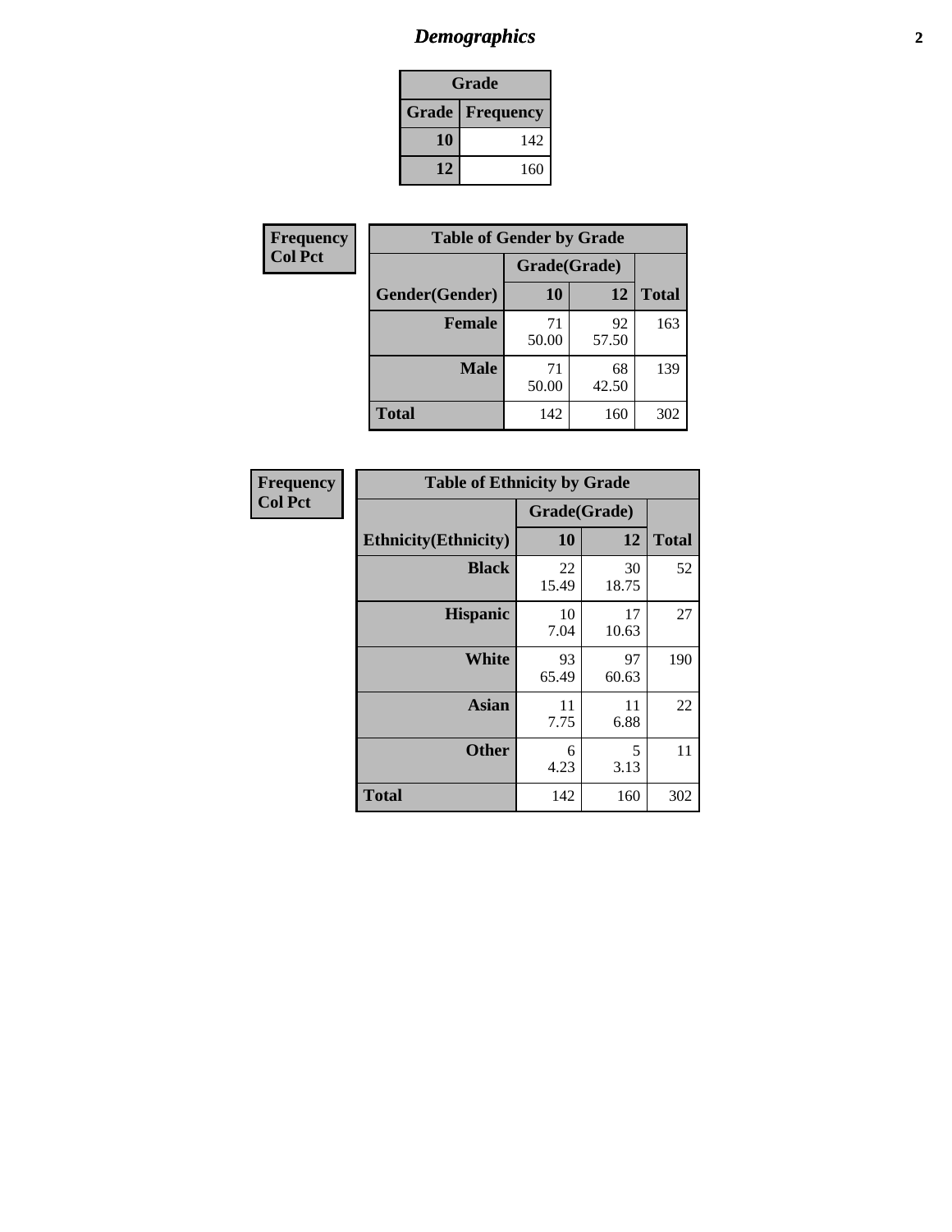# *Demographics*

| Grade | |
|---|---|
| **Grade** | **Frequency** |
| **10** | 142 |
| **12** | 160 |

| Frequency<br>Col Pct |
|---|

| Table of Gender by Grade | | | |
|---|---|---|---|
| | Grade(Grade) | | |
| **Gender(Gender)** | **10** | **12** | **Total** |
| **Female** | 71<br>50.00 | 92<br>57.50 | 163 |
| **Male** | 71<br>50.00 | 68<br>42.50 | 139 |
| **Total** | 142 | 160 | 302 |

| Frequency<br>Col Pct |
|---|

| Table of Ethnicity by Grade | | | |
|---|---|---|---|
| | Grade(Grade) | | |
| **Ethnicity(Ethnicity)** | **10** | **12** | **Total** |
| **Black** | 22<br>15.49 | 30<br>18.75 | 52 |
| **Hispanic** | 10<br>7.04 | 17<br>10.63 | 27 |
| **White** | 93<br>65.49 | 97<br>60.63 | 190 |
| **Asian** | 11<br>7.75 | 11<br>6.88 | 22 |
| **Other** | 6<br>4.23 | 5<br>3.13 | 11 |
| **Total** | 142 | 160 | 302 |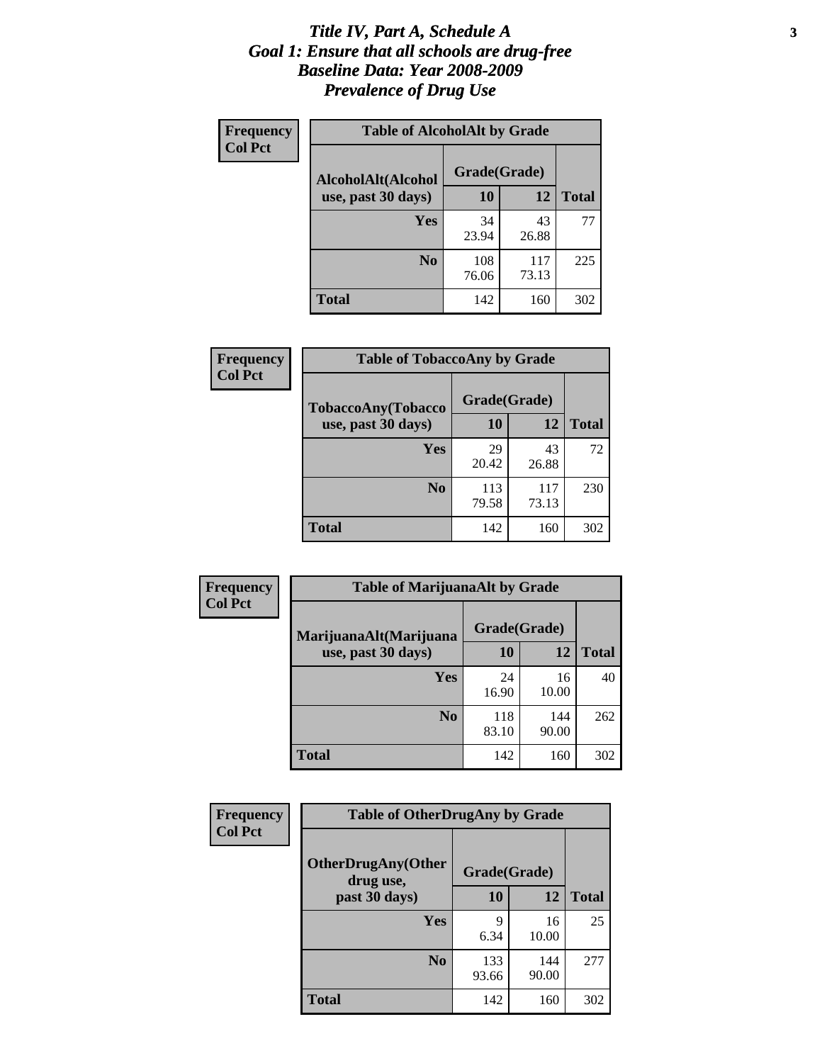# *Title IV, Part A, Schedule A*
# *Goal 1: Ensure that all schools are drug-free*
# *Baseline Data: Year 2008-2009*
# *Prevalence of Drug Use*

**Frequency**
**Col Pct**

| Table of AlcoholAlt by Grade | | | |
|---|---|---|---|
| **AlcoholAlt(Alcohol use, past 30 days)** | **Grade(Grade)** | | |
| | **10** | **12** | **Total** |
| **Yes** | 34<br>23.94 | 43<br>26.88 | 77 |
| **No** | 108<br>76.06 | 117<br>73.13 | 225 |
| **Total** | 142 | 160 | 302 |

**Frequency**
**Col Pct**

| Table of TobaccoAny by Grade | | | |
|---|---|---|---|
| **TobaccoAny(Tobacco use, past 30 days)** | **Grade(Grade)** | | |
| | **10** | **12** | **Total** |
| **Yes** | 29<br>20.42 | 43<br>26.88 | 72 |
| **No** | 113<br>79.58 | 117<br>73.13 | 230 |
| **Total** | 142 | 160 | 302 |

**Frequency**
**Col Pct**

| Table of MarijuanaAlt by Grade | | | |
|---|---|---|---|
| **MarijuanaAlt(Marijuana use, past 30 days)** | **Grade(Grade)** | | |
| | **10** | **12** | **Total** |
| **Yes** | 24<br>16.90 | 16<br>10.00 | 40 |
| **No** | 118<br>83.10 | 144<br>90.00 | 262 |
| **Total** | 142 | 160 | 302 |

**Frequency**
**Col Pct**

| Table of OtherDrugAny by Grade | | | |
|---|---|---|---|
| **OtherDrugAny(Other drug use, past 30 days)** | **Grade(Grade)** | | |
| | **10** | **12** | **Total** |
| **Yes** | 9<br>6.34 | 16<br>10.00 | 25 |
| **No** | 133<br>93.66 | 144<br>90.00 | 277 |
| **Total** | 142 | 160 | 302 |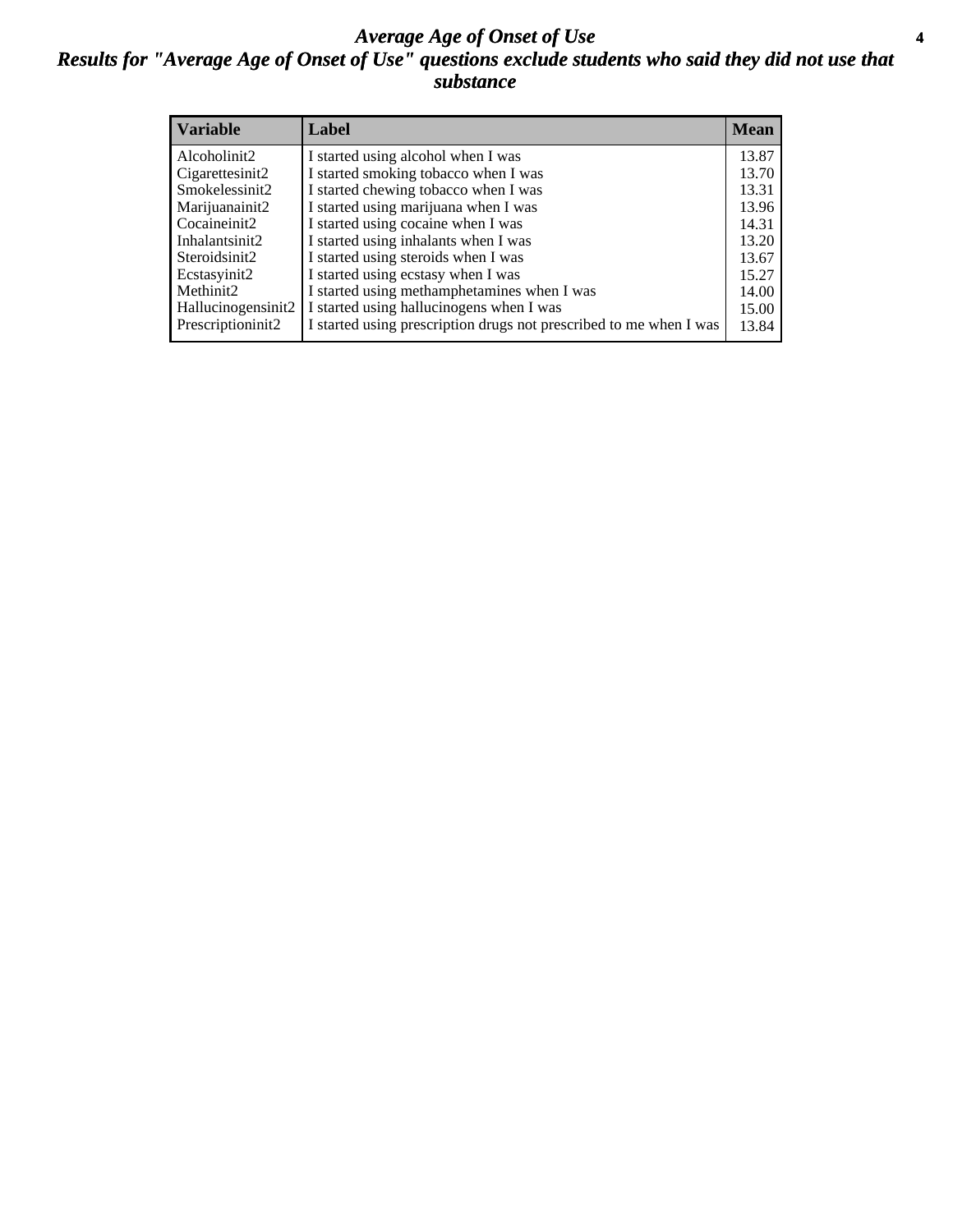# *Average Age of Onset of Use*

## *Results for "Average Age of Onset of Use" questions exclude students who said they did not use that substance*

| Variable | Label | Mean |
|---|---|---|
| Alcoholinit2 | I started using alcohol when I was | 13.87 |
| Cigarettesinit2 | I started smoking tobacco when I was | 13.70 |
| Smokelessinit2 | I started chewing tobacco when I was | 13.31 |
| Marijuanainit2 | I started using marijuana when I was | 13.96 |
| Cocaineinit2 | I started using cocaine when I was | 14.31 |
| Inhalantsinit2 | I started using inhalants when I was | 13.20 |
| Steroidsinit2 | I started using steroids when I was | 13.67 |
| Ecstasyinit2 | I started using ecstasy when I was | 15.27 |
| Methinit2 | I started using methamphetamines when I was | 14.00 |
| Hallucinogensinit2 | I started using hallucinogens when I was | 15.00 |
| Prescriptioninit2 | I started using prescription drugs not prescribed to me when I was | 13.84 |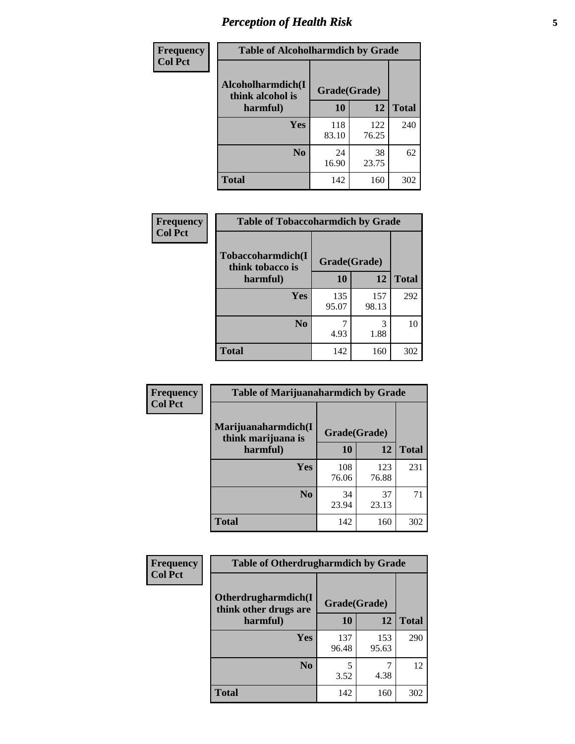## Perception of Health Risk

**Frequency**
**Col Pct**

| Table of Alcoholharmdich by Grade | | | |
|---|---|---|---|
| **Alcoholharmdich(I think alcohol is harmful)** | **Grade(Grade)** | | **Total** |
| | **10** | **12** | |
| **Yes** | 118<br>83.10 | 122<br>76.25 | 240 |
| **No** | 24<br>16.90 | 38<br>23.75 | 62 |
| **Total** | 142 | 160 | 302 |

**Frequency**
**Col Pct**

| Table of Tobaccoharmdich by Grade | | | |
|---|---|---|---|
| **Tobaccoharmdich(I think tobacco is harmful)** | **Grade(Grade)** | | **Total** |
| | **10** | **12** | |
| **Yes** | 135<br>95.07 | 157<br>98.13 | 292 |
| **No** | 7<br>4.93 | 3<br>1.88 | 10 |
| **Total** | 142 | 160 | 302 |

**Frequency**
**Col Pct**

| Table of Marijuanaharmdich by Grade | | | |
|---|---|---|---|
| **Marijuanaharmdich(I think marijuana is harmful)** | **Grade(Grade)** | | **Total** |
| | **10** | **12** | |
| **Yes** | 108<br>76.06 | 123<br>76.88 | 231 |
| **No** | 34<br>23.94 | 37<br>23.13 | 71 |
| **Total** | 142 | 160 | 302 |

**Frequency**
**Col Pct**

| Table of Otherdrugharmdich by Grade | | | |
|---|---|---|---|
| **Otherdrugharmdich(I think other drugs are harmful)** | **Grade(Grade)** | | **Total** |
| | **10** | **12** | |
| **Yes** | 137<br>96.48 | 153<br>95.63 | 290 |
| **No** | 5<br>3.52 | 7<br>4.38 | 12 |
| **Total** | 142 | 160 | 302 |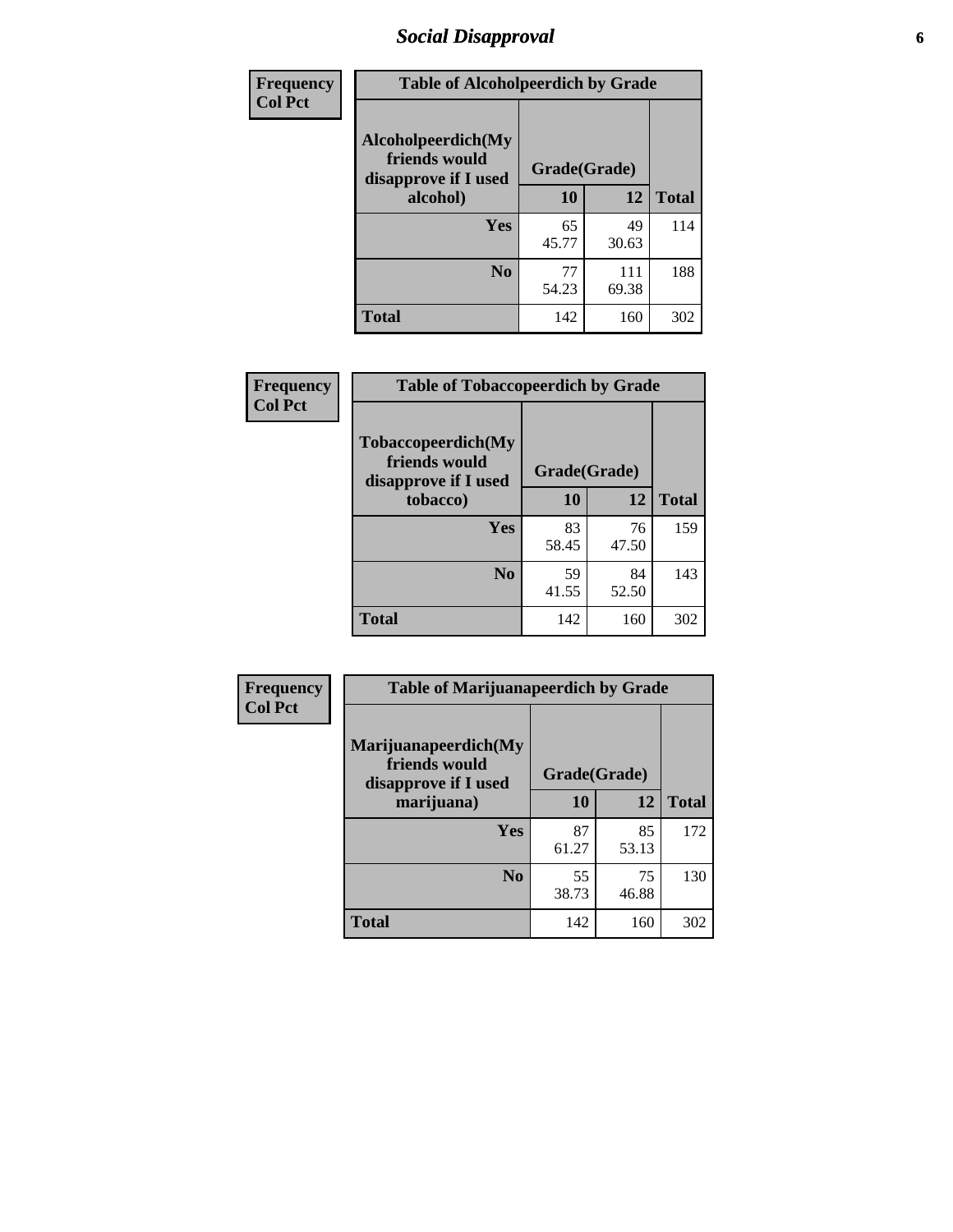# *Social Disapproval*

| Frequency<br>Col Pct | | | |
|---|---|---|---|
| **Table of Alcoholpeerdich by Grade** | | | |
| **Alcoholpeerdich(My friends would disapprove if I used alcohol)** | **Grade(Grade)** | | |
| | **10** | **12** | **Total** |
| **Yes** | 65<br>45.77 | 49<br>30.63 | 114 |
| **No** | 77<br>54.23 | 111<br>69.38 | 188 |
| **Total** | 142 | 160 | 302 |

| Frequency<br>Col Pct | | | |
|---|---|---|---|
| **Table of Tobaccopeerdich by Grade** | | | |
| **Tobaccopeerdich(My friends would disapprove if I used tobacco)** | **Grade(Grade)** | | |
| | **10** | **12** | **Total** |
| **Yes** | 83<br>58.45 | 76<br>47.50 | 159 |
| **No** | 59<br>41.55 | 84<br>52.50 | 143 |
| **Total** | 142 | 160 | 302 |

| Frequency<br>Col Pct | | | |
|---|---|---|---|
| **Table of Marijuanapeerdich by Grade** | | | |
| **Marijuanapeerdich(My friends would disapprove if I used marijuana)** | **Grade(Grade)** | | |
| | **10** | **12** | **Total** |
| **Yes** | 87<br>61.27 | 85<br>53.13 | 172 |
| **No** | 55<br>38.73 | 75<br>46.88 | 130 |
| **Total** | 142 | 160 | 302 |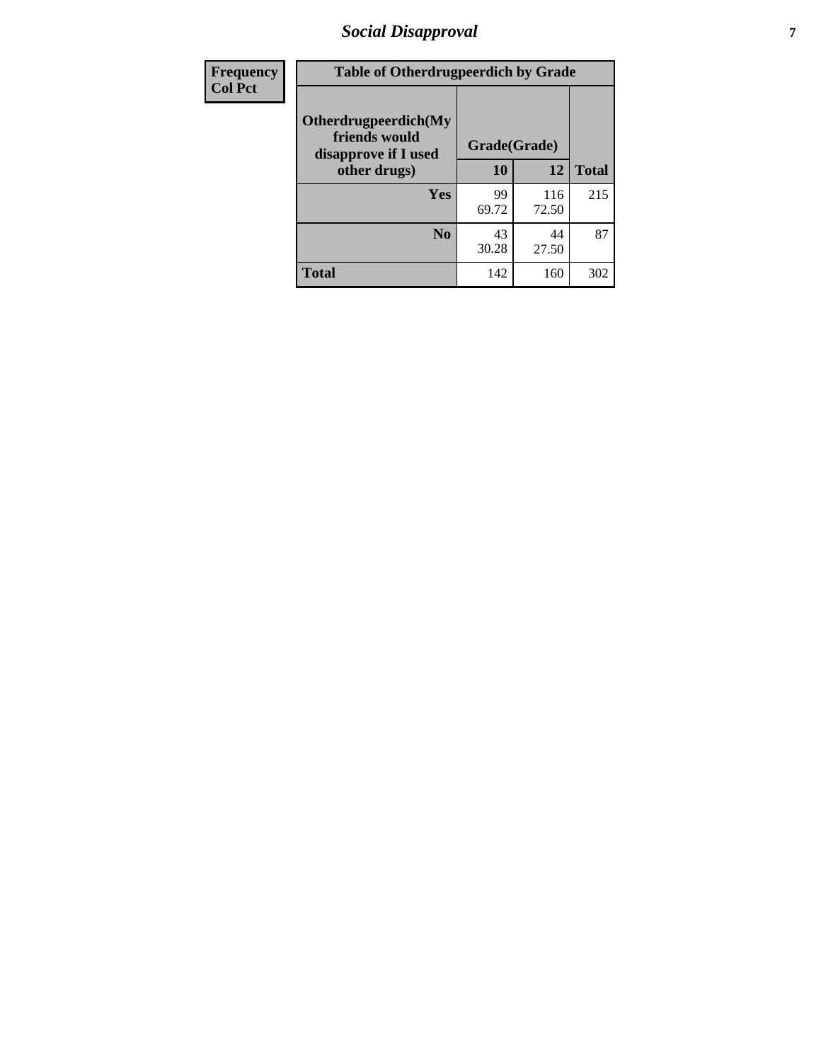## Social Disapproval

| Frequency<br>Col Pct | Table of Otherdrugpeerdich by Grade | | |
|---|---|---|---|
| Otherdrugpeerdich(My friends would disapprove if I used other drugs) | Grade(Grade) | | |
| | 10 | 12 | Total |
| Yes | 99<br>69.72 | 116<br>72.50 | 215 |
| No | 43<br>30.28 | 44<br>27.50 | 87 |
| Total | 142 | 160 | 302 |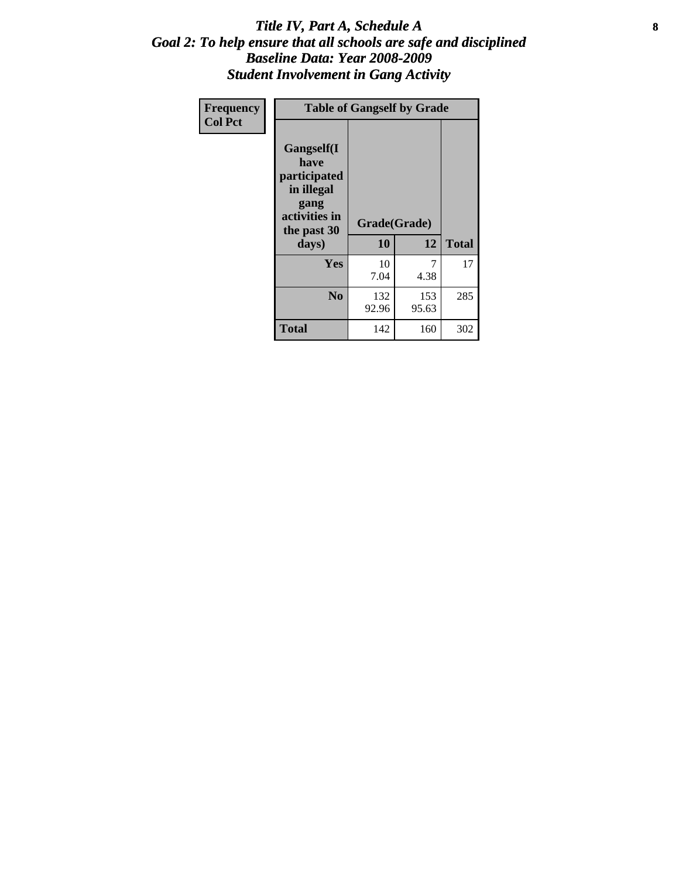# *Title IV, Part A, Schedule A*
## *Goal 2: To help ensure that all schools are safe and disciplined*
## *Baseline Data: Year 2008-2009*
## *Student Involvement in Gang Activity*

| Frequency<br>Col Pct | Table of Gangself by Grade | | |
|---|---|---|---|
| Gangself(I have participated in illegal gang activities in the past 30 days) | Grade(Grade) | | |
| | 10 | 12 | Total |
| Yes | 10<br>7.04 | 7<br>4.38 | 17 |
| No | 132<br>92.96 | 153<br>95.63 | 285 |
| Total | 142 | 160 | 302 |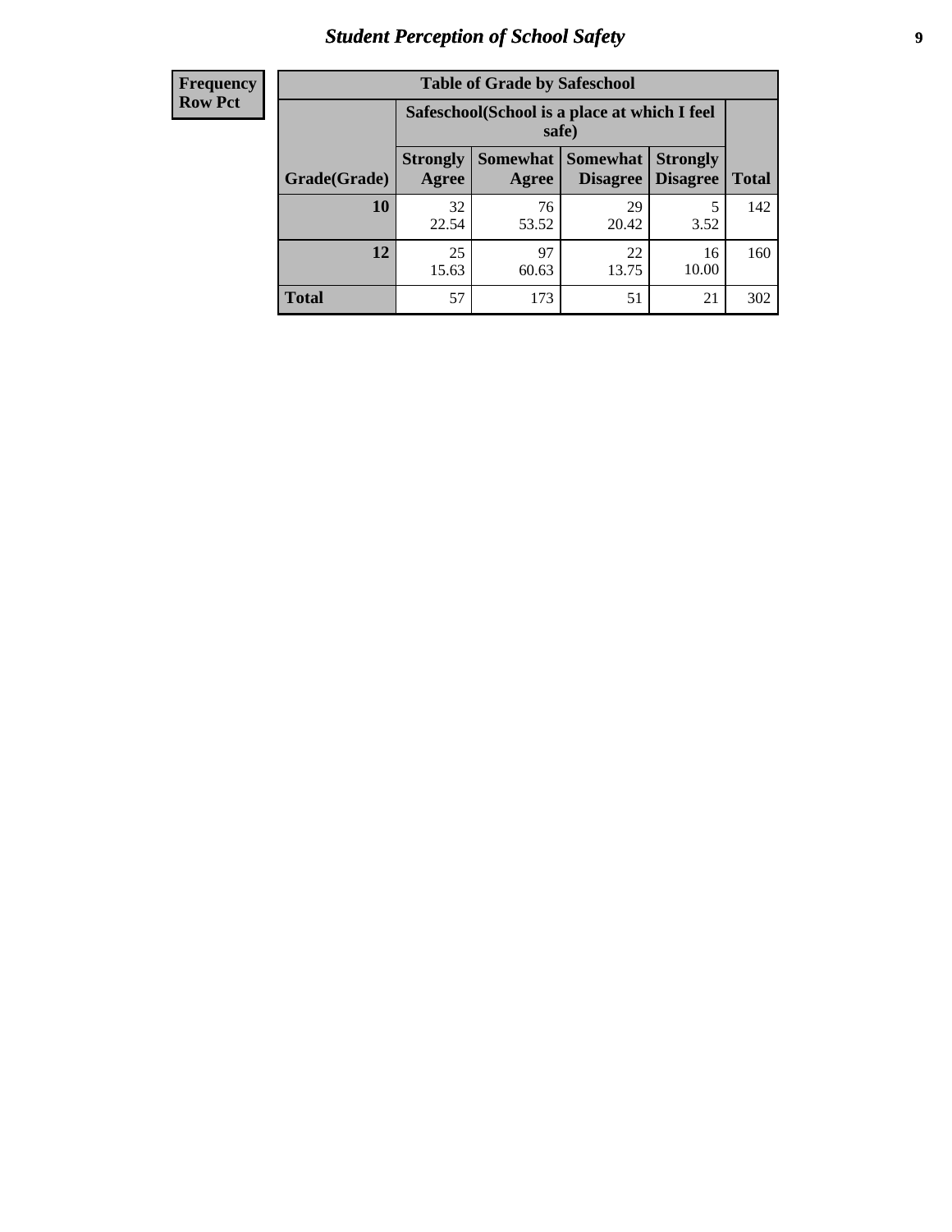| Frequency Row Pct |
|---|

**Table of Grade by Safeschool**

| Grade(Grade) | Safeschool(School is a place at which I feel safe) Strongly Agree | Somewhat Agree | Somewhat Disagree | Strongly Disagree | Total |
|---|---|---|---|---|---|
| **10** | 32<br>22.54 | 76<br>53.52 | 29<br>20.42 | 5<br>3.52 | 142 |
| **12** | 25<br>15.63 | 97<br>60.63 | 22<br>13.75 | 16<br>10.00 | 160 |
| **Total** | 57 | 173 | 51 | 21 | 302 |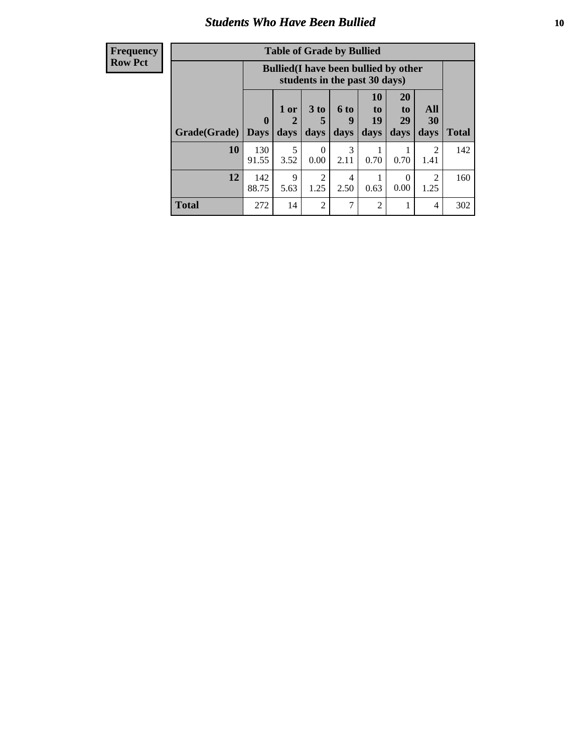# Students Who Have Been Bullied

| Frequency<br>Row Pct |
|---|

**Table of Grade by Bullied**

| Grade(Grade) | Bullied(I have been bullied by other students in the past 30 days) | | | | | | | Total |
|---|---|---|---|---|---|---|---|---|
| | 0 Days | 1 or 2 days | 3 to 5 days | 6 to 9 days | 10 to 19 days | 20 to 29 days | All 30 days | |
| **10** | 130<br>91.55 | 5<br>3.52 | 0<br>0.00 | 3<br>2.11 | 1<br>0.70 | 1<br>0.70 | 2<br>1.41 | 142 |
| **12** | 142<br>88.75 | 9<br>5.63 | 2<br>1.25 | 4<br>2.50 | 1<br>0.63 | 0<br>0.00 | 2<br>1.25 | 160 |
| **Total** | 272 | 14 | 2 | 7 | 2 | 1 | 4 | 302 |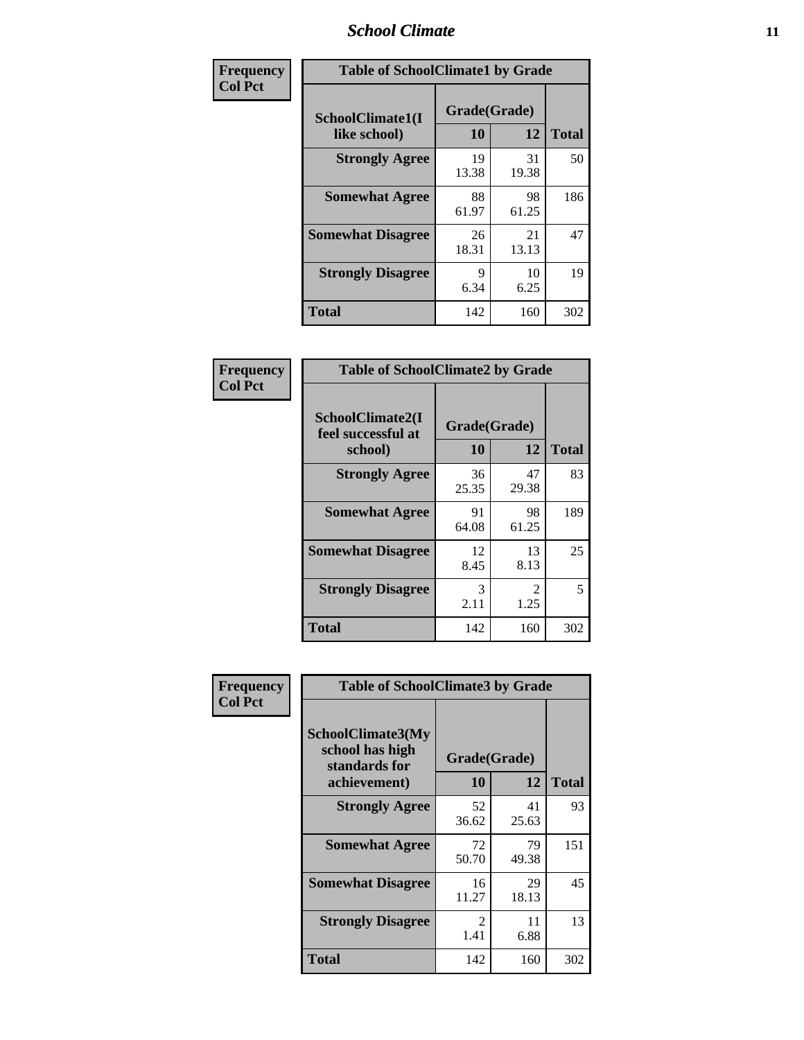| Frequency<br>Col Pct |
|---|

**Table of SchoolClimate1 by Grade**

| SchoolClimate1(I like school) | Grade(Grade) 10 | 12 | Total |
|---|---|---|---|
| Strongly Agree | 19<br>13.38 | 31<br>19.38 | 50 |
| Somewhat Agree | 88<br>61.97 | 98<br>61.25 | 186 |
| Somewhat Disagree | 26<br>18.31 | 21<br>13.13 | 47 |
| Strongly Disagree | 9<br>6.34 | 10<br>6.25 | 19 |
| Total | 142 | 160 | 302 |

| Frequency<br>Col Pct |
|---|

**Table of SchoolClimate2 by Grade**

| SchoolClimate2(I feel successful at school) | Grade(Grade) 10 | 12 | Total |
|---|---|---|---|
| Strongly Agree | 36<br>25.35 | 47<br>29.38 | 83 |
| Somewhat Agree | 91<br>64.08 | 98<br>61.25 | 189 |
| Somewhat Disagree | 12<br>8.45 | 13<br>8.13 | 25 |
| Strongly Disagree | 3<br>2.11 | 2<br>1.25 | 5 |
| Total | 142 | 160 | 302 |

| Frequency<br>Col Pct |
|---|

**Table of SchoolClimate3 by Grade**

| SchoolClimate3(My school has high standards for achievement) | Grade(Grade) 10 | 12 | Total |
|---|---|---|---|
| Strongly Agree | 52<br>36.62 | 41<br>25.63 | 93 |
| Somewhat Agree | 72<br>50.70 | 79<br>49.38 | 151 |
| Somewhat Disagree | 16<br>11.27 | 29<br>18.13 | 45 |
| Strongly Disagree | 2<br>1.41 | 11<br>6.88 | 13 |
| Total | 142 | 160 | 302 |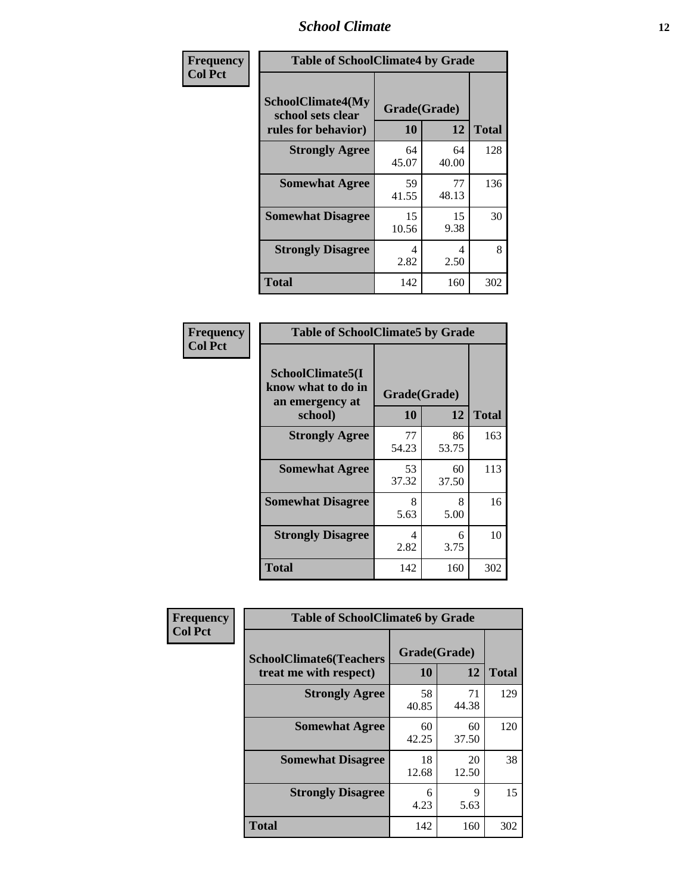| Frequency<br>Col Pct | Table of SchoolClimate4 by Grade | | |
|---|---|---|---|
| SchoolClimate4(My school sets clear rules for behavior) | Grade(Grade) | | |
| | 10 | 12 | Total |
| Strongly Agree | 64<br>45.07 | 64<br>40.00 | 128 |
| Somewhat Agree | 59<br>41.55 | 77<br>48.13 | 136 |
| Somewhat Disagree | 15<br>10.56 | 15<br>9.38 | 30 |
| Strongly Disagree | 4<br>2.82 | 4<br>2.50 | 8 |
| Total | 142 | 160 | 302 |

| Frequency<br>Col Pct | Table of SchoolClimate5 by Grade | | |
|---|---|---|---|
| SchoolClimate5(I know what to do in an emergency at school) | Grade(Grade) | | |
| | 10 | 12 | Total |
| Strongly Agree | 77<br>54.23 | 86<br>53.75 | 163 |
| Somewhat Agree | 53<br>37.32 | 60<br>37.50 | 113 |
| Somewhat Disagree | 8<br>5.63 | 8<br>5.00 | 16 |
| Strongly Disagree | 4<br>2.82 | 6<br>3.75 | 10 |
| Total | 142 | 160 | 302 |

| Frequency<br>Col Pct | Table of SchoolClimate6 by Grade | | |
|---|---|---|---|
| SchoolClimate6(Teachers treat me with respect) | Grade(Grade) | | |
| | 10 | 12 | Total |
| Strongly Agree | 58<br>40.85 | 71<br>44.38 | 129 |
| Somewhat Agree | 60<br>42.25 | 60<br>37.50 | 120 |
| Somewhat Disagree | 18<br>12.68 | 20<br>12.50 | 38 |
| Strongly Disagree | 6<br>4.23 | 9<br>5.63 | 15 |
| Total | 142 | 160 | 302 |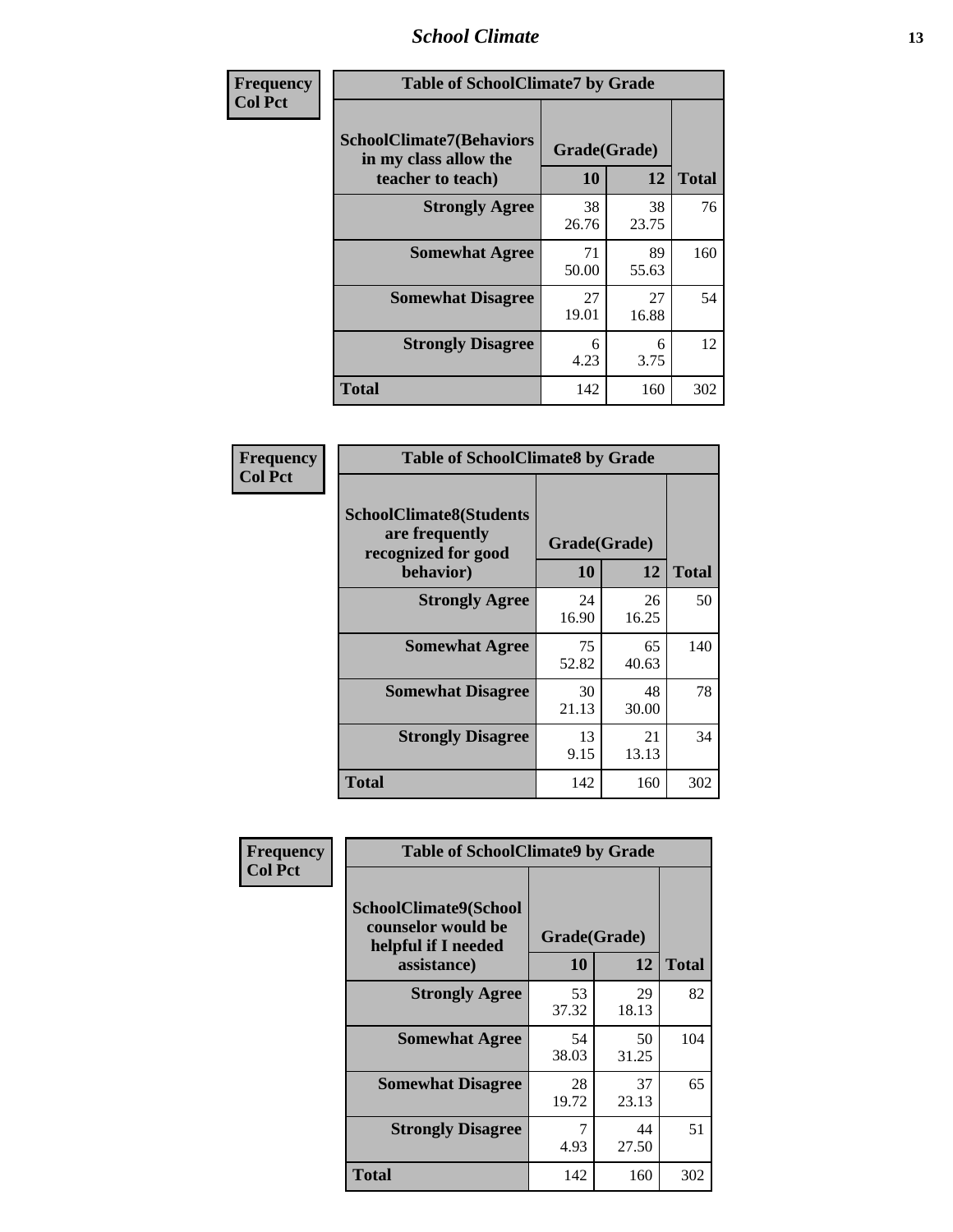| Frequency<br>Col Pct | | | |
|---|---|---|---|

**Table of SchoolClimate7 by Grade**

| SchoolClimate7(Behaviors in my class allow the teacher to teach) | Grade(Grade) | | Total |
|---|---|---|---|
| | 10 | 12 | |
| Strongly Agree | 38<br>26.76 | 38<br>23.75 | 76 |
| Somewhat Agree | 71<br>50.00 | 89<br>55.63 | 160 |
| Somewhat Disagree | 27<br>19.01 | 27<br>16.88 | 54 |
| Strongly Disagree | 6<br>4.23 | 6<br>3.75 | 12 |
| Total | 142 | 160 | 302 |

| Frequency<br>Col Pct | | | |
|---|---|---|---|

**Table of SchoolClimate8 by Grade**

| SchoolClimate8(Students are frequently recognized for good behavior) | Grade(Grade) | | Total |
|---|---|---|---|
| | 10 | 12 | |
| Strongly Agree | 24<br>16.90 | 26<br>16.25 | 50 |
| Somewhat Agree | 75<br>52.82 | 65<br>40.63 | 140 |
| Somewhat Disagree | 30<br>21.13 | 48<br>30.00 | 78 |
| Strongly Disagree | 13<br>9.15 | 21<br>13.13 | 34 |
| Total | 142 | 160 | 302 |

| Frequency<br>Col Pct | | | |
|---|---|---|---|

**Table of SchoolClimate9 by Grade**

| SchoolClimate9(School counselor would be helpful if I needed assistance) | Grade(Grade) | | Total |
|---|---|---|---|
| | 10 | 12 | |
| Strongly Agree | 53<br>37.32 | 29<br>18.13 | 82 |
| Somewhat Agree | 54<br>38.03 | 50<br>31.25 | 104 |
| Somewhat Disagree | 28<br>19.72 | 37<br>23.13 | 65 |
| Strongly Disagree | 7<br>4.93 | 44<br>27.50 | 51 |
| Total | 142 | 160 | 302 |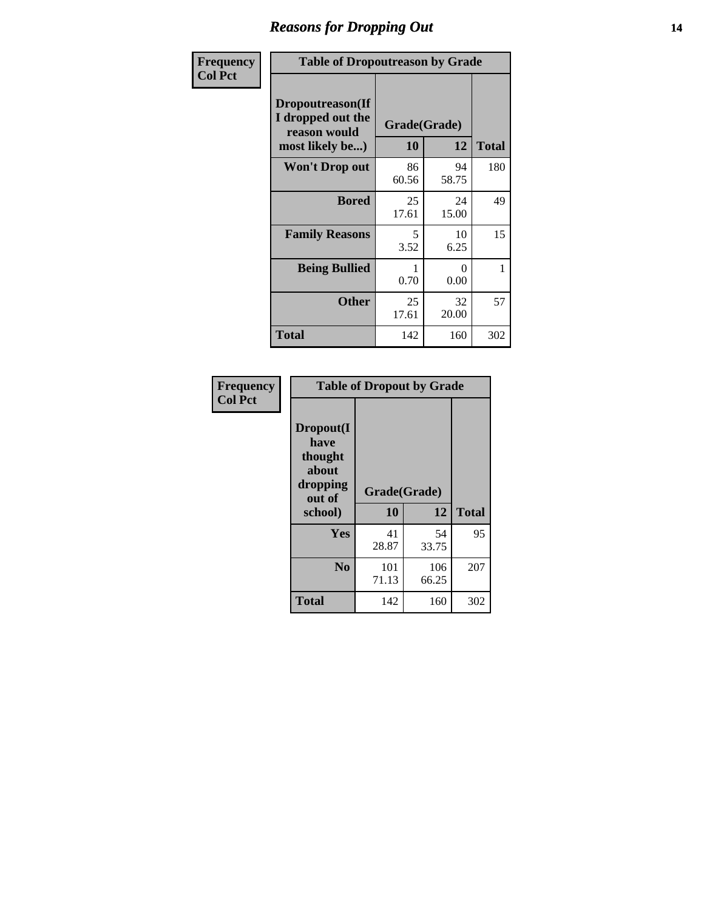# Reasons for Dropping Out

| Frequency Col Pct | Table of Dropoutreason by Grade | | |
|---|---|---|---|
| **Dropoutreason(If I dropped out the reason would most likely be...)** | **Grade(Grade)** | | |
| | **10** | **12** | **Total** |
| **Won't Drop out** | 86<br>60.56 | 94<br>58.75 | 180 |
| **Bored** | 25<br>17.61 | 24<br>15.00 | 49 |
| **Family Reasons** | 5<br>3.52 | 10<br>6.25 | 15 |
| **Being Bullied** | 1<br>0.70 | 0<br>0.00 | 1 |
| **Other** | 25<br>17.61 | 32<br>20.00 | 57 |
| **Total** | 142 | 160 | 302 |

| Frequency Col Pct | Table of Dropout by Grade | | |
|---|---|---|---|
| **Dropout(I have thought about dropping out of school)** | **Grade(Grade)** | | |
| | **10** | **12** | **Total** |
| **Yes** | 41<br>28.87 | 54<br>33.75 | 95 |
| **No** | 101<br>71.13 | 106<br>66.25 | 207 |
| **Total** | 142 | 160 | 302 |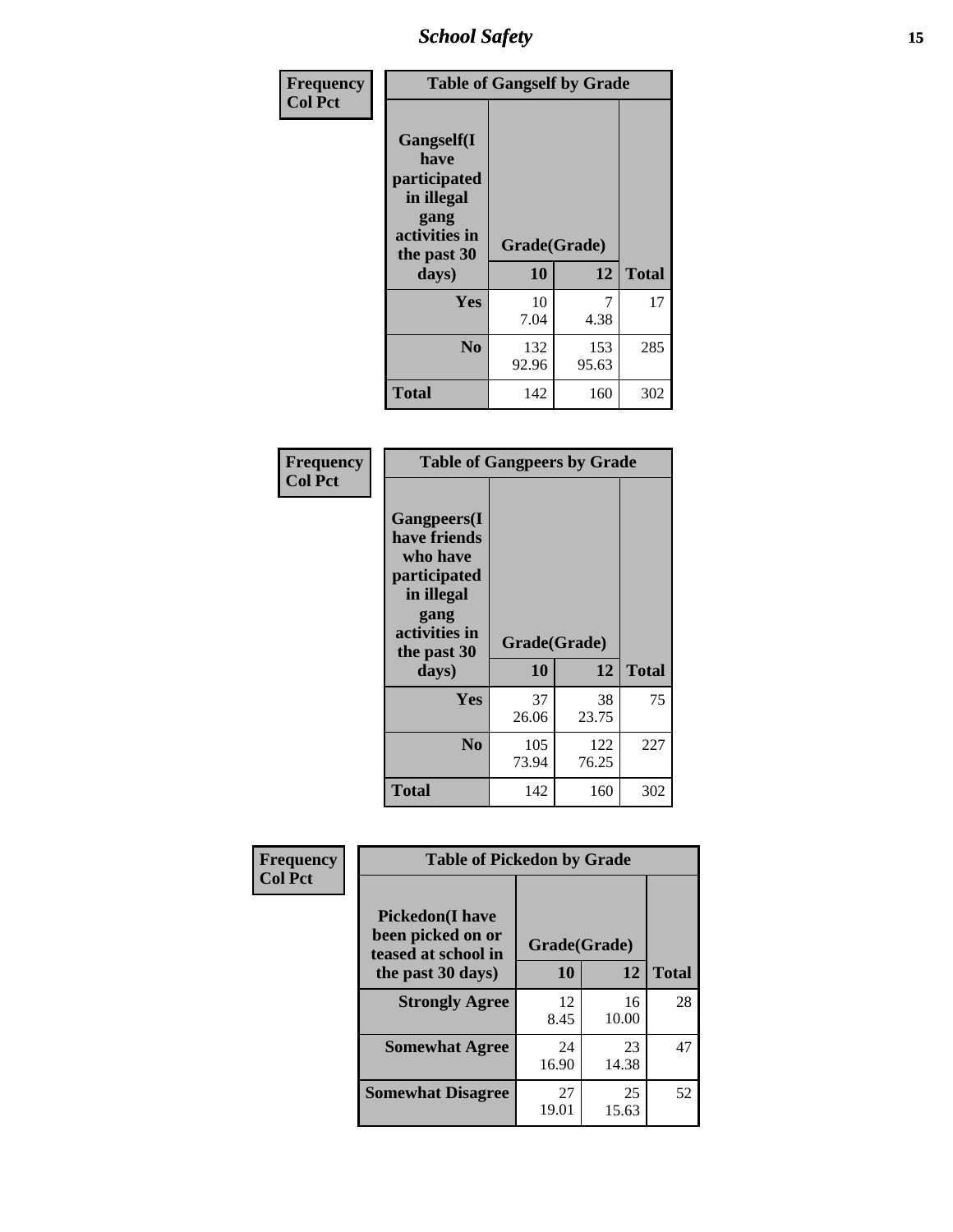| Frequency<br>Col Pct | Table of Gangself by Grade | | |
|---|---|---|---|
| Gangself(I have participated in illegal gang activities in the past 30 days) | Grade(Grade) | | |
| | 10 | 12 | Total |
| Yes | 10<br>7.04 | 7<br>4.38 | 17 |
| No | 132<br>92.96 | 153<br>95.63 | 285 |
| Total | 142 | 160 | 302 |

| Frequency<br>Col Pct | Table of Gangpeers by Grade | | |
|---|---|---|---|
| Gangpeers(I have friends who have participated in illegal gang activities in the past 30 days) | Grade(Grade) | | |
| | 10 | 12 | Total |
| Yes | 37<br>26.06 | 38<br>23.75 | 75 |
| No | 105<br>73.94 | 122<br>76.25 | 227 |
| Total | 142 | 160 | 302 |

| Frequency<br>Col Pct | Table of Pickedon by Grade | | |
|---|---|---|---|
| Pickedon(I have been picked on or teased at school in the past 30 days) | Grade(Grade) | | |
| | 10 | 12 | Total |
| Strongly Agree | 12<br>8.45 | 16<br>10.00 | 28 |
| Somewhat Agree | 24<br>16.90 | 23<br>14.38 | 47 |
| Somewhat Disagree | 27<br>19.01 | 25<br>15.63 | 52 |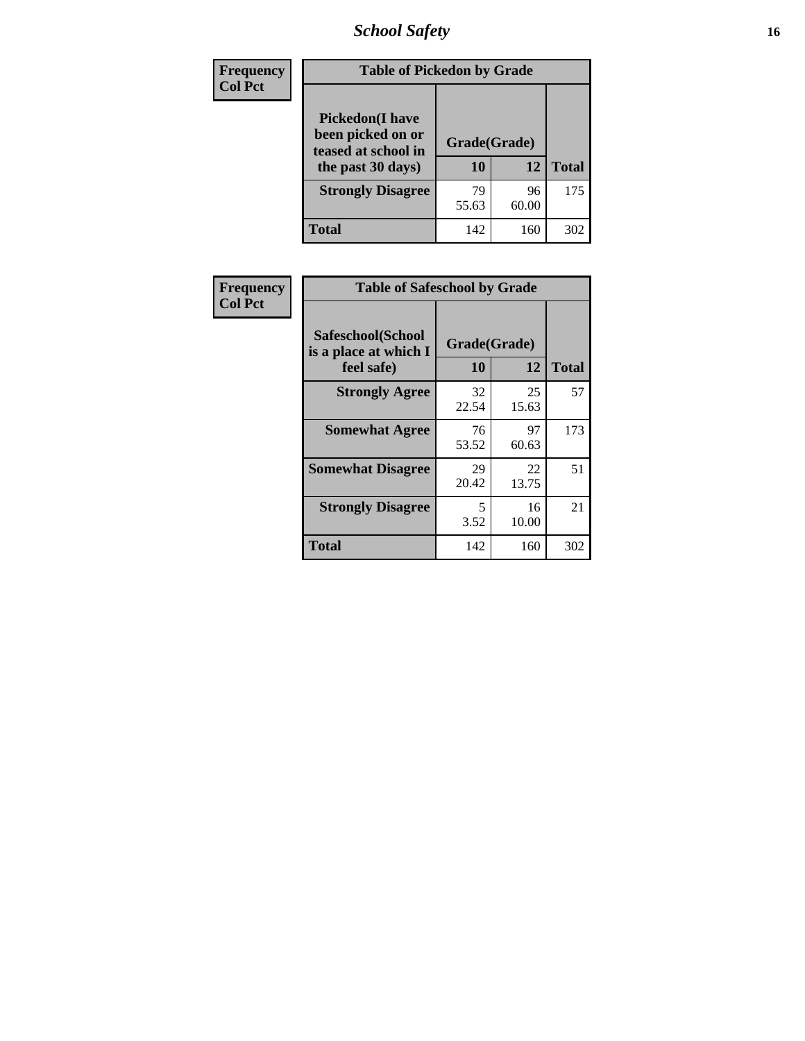| Frequency Col Pct | Table of Pickedon by Grade | | | |
|---|---|---|---|---|
| | Pickedon(I have been picked on or teased at school in the past 30 days) | Grade(Grade) | | |
| | | 10 | 12 | Total |
| | Strongly Disagree | 79<br>55.63 | 96<br>60.00 | 175 |
| | Total | 142 | 160 | 302 |

| Frequency Col Pct | Table of Safeschool by Grade | | | |
|---|---|---|---|---|
| | Safeschool(School is a place at which I feel safe) | Grade(Grade) | | |
| | | 10 | 12 | Total |
| | Strongly Agree | 32<br>22.54 | 25<br>15.63 | 57 |
| | Somewhat Agree | 76<br>53.52 | 97<br>60.63 | 173 |
| | Somewhat Disagree | 29<br>20.42 | 22<br>13.75 | 51 |
| | Strongly Disagree | 5<br>3.52 | 16<br>10.00 | 21 |
| | Total | 142 | 160 | 302 |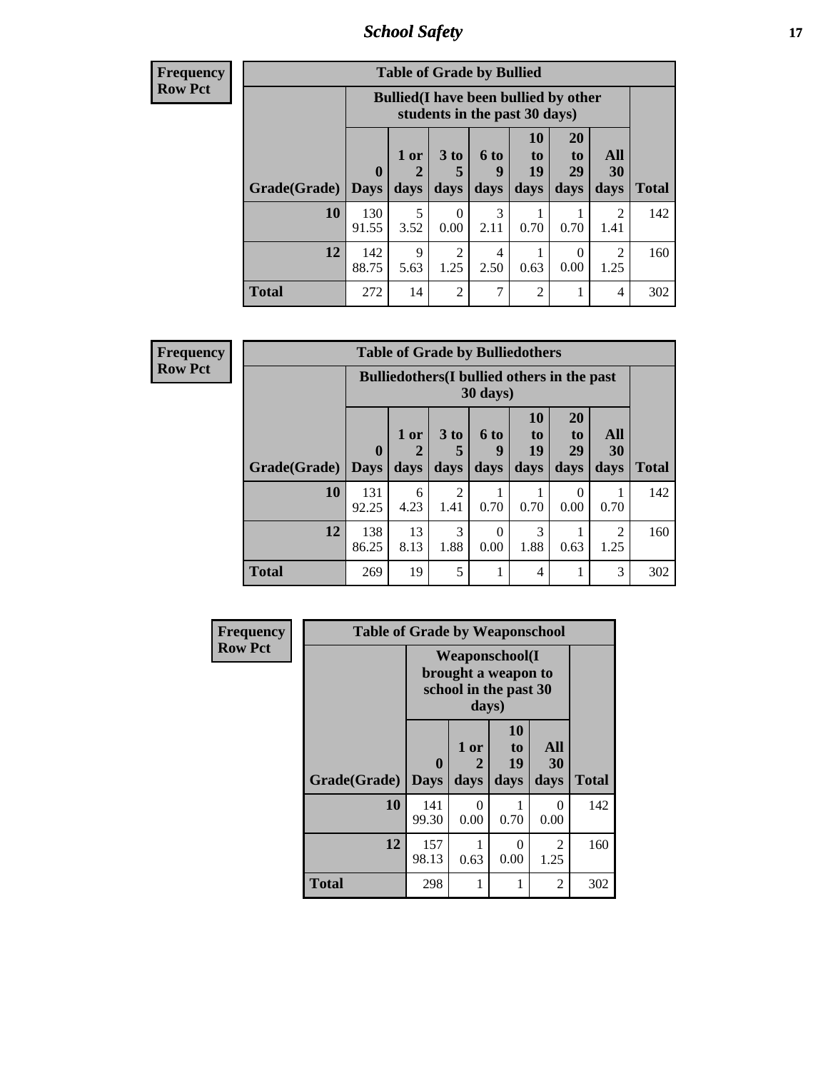| Frequency |
|---|
| Row Pct |

**Table of Grade by Bullied**

| Grade(Grade) | Bullied(I have been bullied by other students in the past 30 days) | | | | | | | Total |
|---|---|---|---|---|---|---|---|---|
| | 0 Days | 1 or 2 days | 3 to 5 days | 6 to 9 days | 10 to 19 days | 20 to 29 days | All 30 days | |
| **10** | 130<br>91.55 | 5<br>3.52 | 0<br>0.00 | 3<br>2.11 | 1<br>0.70 | 1<br>0.70 | 2<br>1.41 | 142 |
| **12** | 142<br>88.75 | 9<br>5.63 | 2<br>1.25 | 4<br>2.50 | 1<br>0.63 | 0<br>0.00 | 2<br>1.25 | 160 |
| **Total** | 272 | 14 | 2 | 7 | 2 | 1 | 4 | 302 |

| Frequency |
|---|
| Row Pct |

**Table of Grade by Bulliedothers**

| Grade(Grade) | Bulliedothers(I bullied others in the past 30 days) | | | | | | | Total |
|---|---|---|---|---|---|---|---|---|
| | 0 Days | 1 or 2 days | 3 to 5 days | 6 to 9 days | 10 to 19 days | 20 to 29 days | All 30 days | |
| **10** | 131<br>92.25 | 6<br>4.23 | 2<br>1.41 | 1<br>0.70 | 1<br>0.70 | 0<br>0.00 | 1<br>0.70 | 142 |
| **12** | 138<br>86.25 | 13<br>8.13 | 3<br>1.88 | 0<br>0.00 | 3<br>1.88 | 1<br>0.63 | 2<br>1.25 | 160 |
| **Total** | 269 | 19 | 5 | 1 | 4 | 1 | 3 | 302 |

| Frequency |
|---|
| Row Pct |

**Table of Grade by Weaponschool**

| Grade(Grade) | Weaponschool(I brought a weapon to school in the past 30 days) | | | | Total |
|---|---|---|---|---|---|
| | 0 Days | 1 or 2 days | 10 to 19 days | All 30 days | |
| **10** | 141<br>99.30 | 0<br>0.00 | 1<br>0.70 | 0<br>0.00 | 142 |
| **12** | 157<br>98.13 | 1<br>0.63 | 0<br>0.00 | 2<br>1.25 | 160 |
| **Total** | 298 | 1 | 1 | 2 | 302 |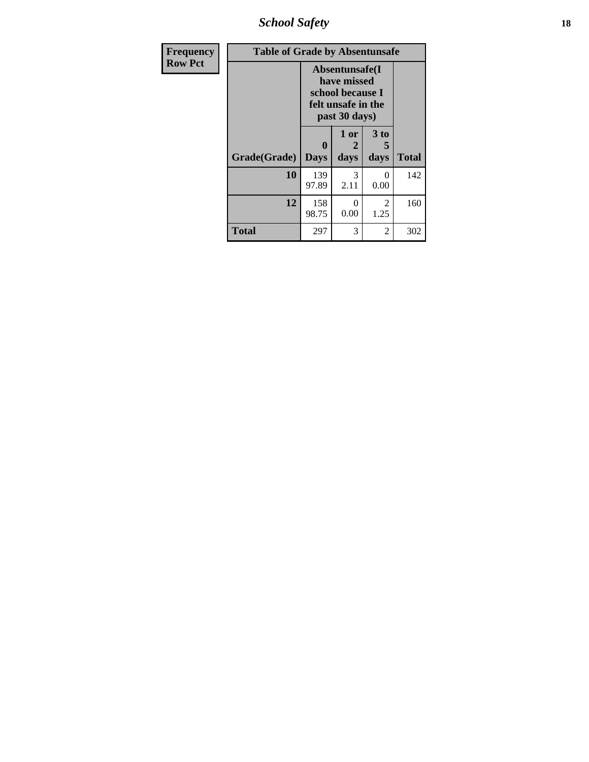| Frequency Row Pct | Table of Grade by Absentunsafe | | | |
|---|---|---|---|---|
| | Absentunsafe(I have missed school because I felt unsafe in the past 30 days) | | | |
| Grade(Grade) | 0 Days | 1 or 2 days | 3 to 5 days | Total |
| 10 | 139<br>97.89 | 3<br>2.11 | 0<br>0.00 | 142 |
| 12 | 158<br>98.75 | 0<br>0.00 | 2<br>1.25 | 160 |
| Total | 297 | 3 | 2 | 302 |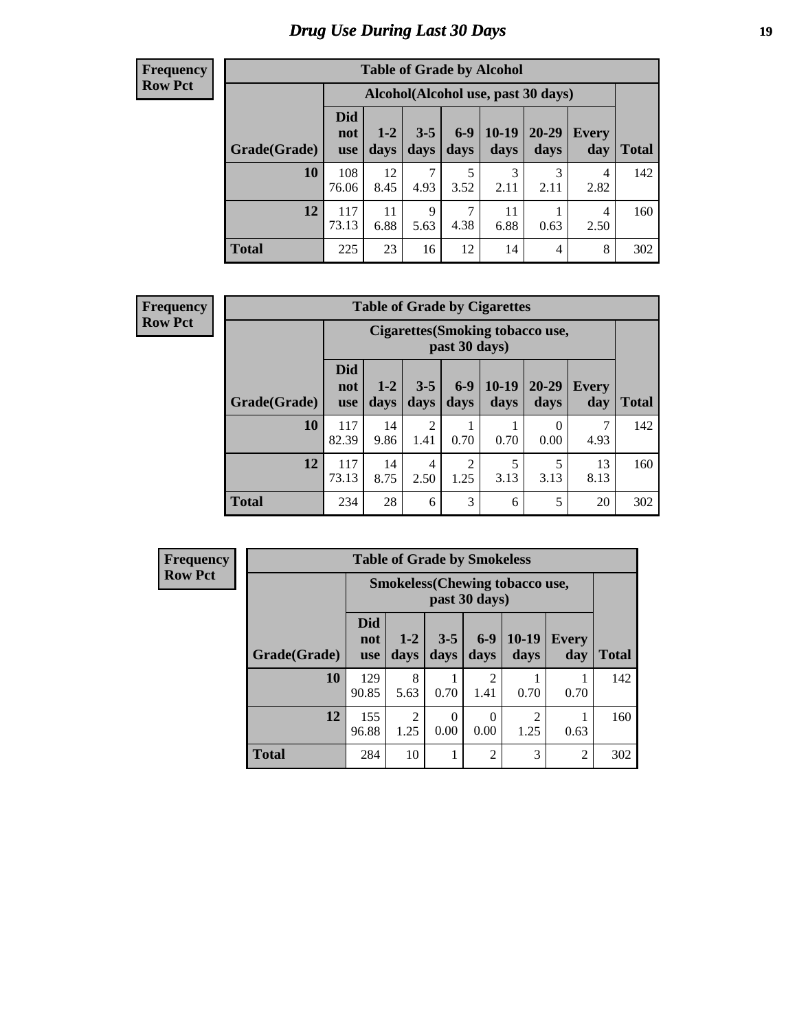# Drug Use During Last 30 Days

**Frequency**
**Row Pct**

| Table of Grade by Alcohol | | | | | | | | |
|---|---|---|---|---|---|---|---|---|
| | Alcohol(Alcohol use, past 30 days) | | | | | | | |
| Grade(Grade) | Did not use | 1-2 days | 3-5 days | 6-9 days | 10-19 days | 20-29 days | Every day | Total |
| **10** | 108<br>76.06 | 12<br>8.45 | 7<br>4.93 | 5<br>3.52 | 3<br>2.11 | 3<br>2.11 | 4<br>2.82 | 142 |
| **12** | 117<br>73.13 | 11<br>6.88 | 9<br>5.63 | 7<br>4.38 | 11<br>6.88 | 1<br>0.63 | 4<br>2.50 | 160 |
| **Total** | 225 | 23 | 16 | 12 | 14 | 4 | 8 | 302 |

**Frequency**
**Row Pct**

| Table of Grade by Cigarettes | | | | | | | | |
|---|---|---|---|---|---|---|---|---|
| | Cigarettes(Smoking tobacco use, past 30 days) | | | | | | | |
| Grade(Grade) | Did not use | 1-2 days | 3-5 days | 6-9 days | 10-19 days | 20-29 days | Every day | Total |
| **10** | 117<br>82.39 | 14<br>9.86 | 2<br>1.41 | 1<br>0.70 | 1<br>0.70 | 0<br>0.00 | 7<br>4.93 | 142 |
| **12** | 117<br>73.13 | 14<br>8.75 | 4<br>2.50 | 2<br>1.25 | 5<br>3.13 | 5<br>3.13 | 13<br>8.13 | 160 |
| **Total** | 234 | 28 | 6 | 3 | 6 | 5 | 20 | 302 |

**Frequency**
**Row Pct**

| Table of Grade by Smokeless | | | | | | | |
|---|---|---|---|---|---|---|---|
| | Smokeless(Chewing tobacco use, past 30 days) | | | | | | |
| Grade(Grade) | Did not use | 1-2 days | 3-5 days | 6-9 days | 10-19 days | Every day | Total |
| **10** | 129<br>90.85 | 8<br>5.63 | 1<br>0.70 | 2<br>1.41 | 1<br>0.70 | 1<br>0.70 | 142 |
| **12** | 155<br>96.88 | 2<br>1.25 | 0<br>0.00 | 0<br>0.00 | 2<br>1.25 | 1<br>0.63 | 160 |
| **Total** | 284 | 10 | 1 | 2 | 3 | 2 | 302 |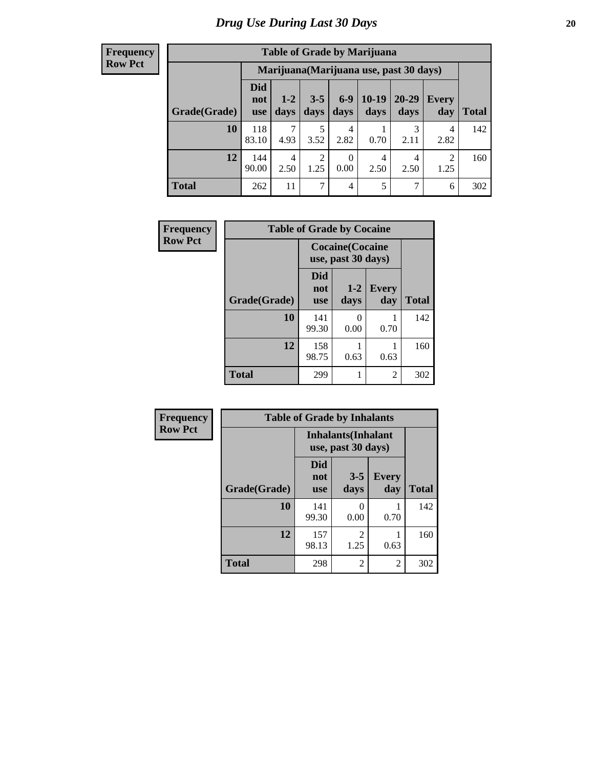# *Drug Use During Last 30 Days*

**Frequency**
**Row Pct**

| Table of Grade by Marijuana | | | | | | | | |
|---|---|---|---|---|---|---|---|---|
| | Marijuana(Marijuana use, past 30 days) | | | | | | | |
| Grade(Grade) | Did not use | 1-2 days | 3-5 days | 6-9 days | 10-19 days | 20-29 days | Every day | Total |
| **10** | 118<br>83.10 | 7<br>4.93 | 5<br>3.52 | 4<br>2.82 | 1<br>0.70 | 3<br>2.11 | 4<br>2.82 | 142 |
| **12** | 144<br>90.00 | 4<br>2.50 | 2<br>1.25 | 0<br>0.00 | 4<br>2.50 | 4<br>2.50 | 2<br>1.25 | 160 |
| **Total** | 262 | 11 | 7 | 4 | 5 | 7 | 6 | 302 |

**Frequency**
**Row Pct**

| Table of Grade by Cocaine | | | | |
|---|---|---|---|---|
| | Cocaine(Cocaine use, past 30 days) | | | |
| Grade(Grade) | Did not use | 1-2 days | Every day | Total |
| **10** | 141<br>99.30 | 0<br>0.00 | 1<br>0.70 | 142 |
| **12** | 158<br>98.75 | 1<br>0.63 | 1<br>0.63 | 160 |
| **Total** | 299 | 1 | 2 | 302 |

**Frequency**
**Row Pct**

| Table of Grade by Inhalants | | | | |
|---|---|---|---|---|
| | Inhalants(Inhalant use, past 30 days) | | | |
| Grade(Grade) | Did not use | 3-5 days | Every day | Total |
| **10** | 141<br>99.30 | 0<br>0.00 | 1<br>0.70 | 142 |
| **12** | 157<br>98.13 | 2<br>1.25 | 1<br>0.63 | 160 |
| **Total** | 298 | 2 | 2 | 302 |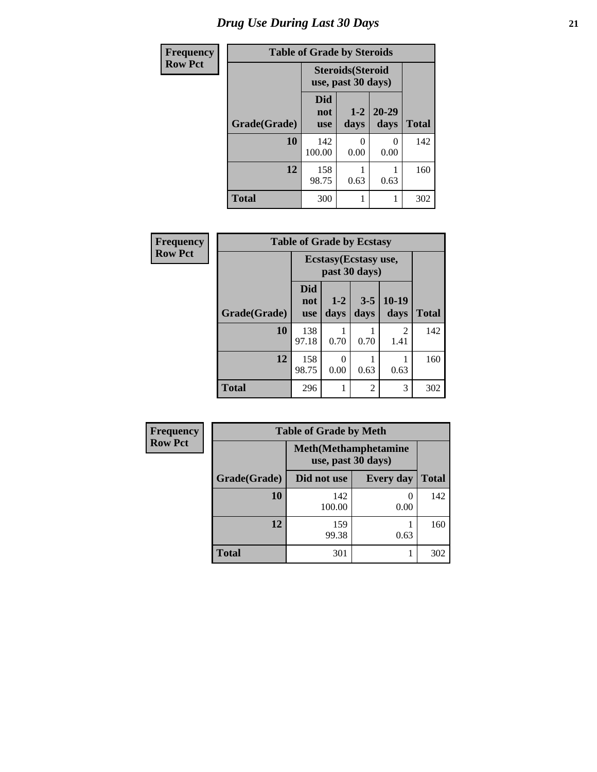# Drug Use During Last 30 Days

| Frequency<br>Row Pct | Table of Grade by Steroids | | | |
|---|---|---|---|---|
| | Steroids(Steroid use, past 30 days) | | | |
| Grade(Grade) | Did not use | 1-2 days | 20-29 days | Total |
| 10 | 142<br>100.00 | 0<br>0.00 | 0<br>0.00 | 142 |
| 12 | 158<br>98.75 | 1<br>0.63 | 1<br>0.63 | 160 |
| Total | 300 | 1 | 1 | 302 |

| Frequency<br>Row Pct | Table of Grade by Ecstasy | | | | |
|---|---|---|---|---|---|
| | Ecstasy(Ecstasy use, past 30 days) | | | | |
| Grade(Grade) | Did not use | 1-2 days | 3-5 days | 10-19 days | Total |
| 10 | 138<br>97.18 | 1<br>0.70 | 1<br>0.70 | 2<br>1.41 | 142 |
| 12 | 158<br>98.75 | 0<br>0.00 | 1<br>0.63 | 1<br>0.63 | 160 |
| Total | 296 | 1 | 2 | 3 | 302 |

| Frequency<br>Row Pct | Table of Grade by Meth | | |
|---|---|---|---|
| | Meth(Methamphetamine use, past 30 days) | | |
| Grade(Grade) | Did not use | Every day | Total |
| 10 | 142<br>100.00 | 0<br>0.00 | 142 |
| 12 | 159<br>99.38 | 1<br>0.63 | 160 |
| Total | 301 | 1 | 302 |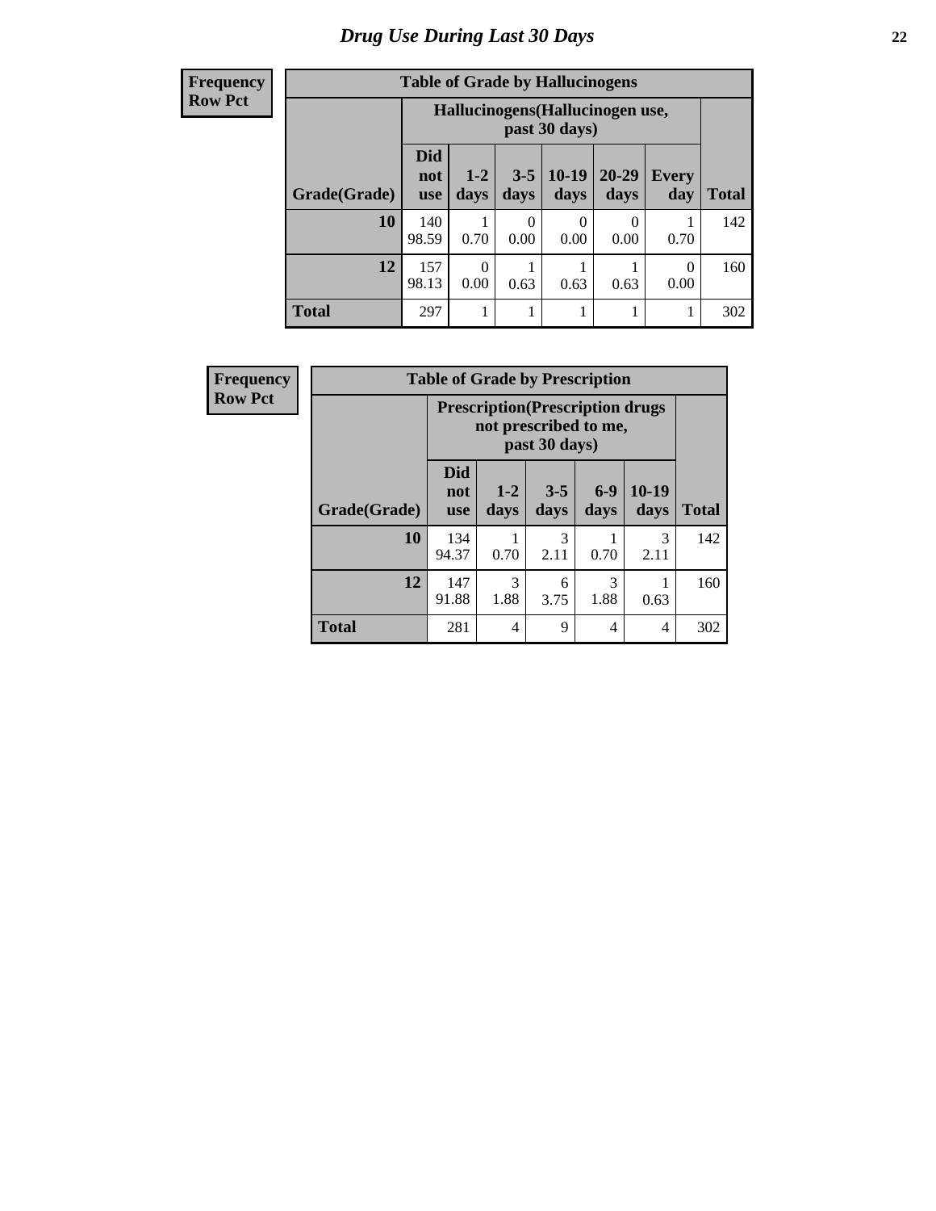# Drug Use During Last 30 Days

| Frequency<br>Row Pct | | | | | | | |
|---|---|---|---|---|---|---|---|

**Table of Grade by Hallucinogens**

| | Hallucinogens(Hallucinogen use, past 30 days) | | | | | | |
|---|---|---|---|---|---|---|---|
| Grade(Grade) | Did not use | 1-2 days | 3-5 days | 10-19 days | 20-29 days | Every day | Total |
| 10 | 140<br>98.59 | 1<br>0.70 | 0<br>0.00 | 0<br>0.00 | 0<br>0.00 | 1<br>0.70 | 142 |
| 12 | 157<br>98.13 | 0<br>0.00 | 1<br>0.63 | 1<br>0.63 | 1<br>0.63 | 0<br>0.00 | 160 |
| Total | 297 | 1 | 1 | 1 | 1 | 1 | 302 |

| Frequency<br>Row Pct | | | | | | |
|---|---|---|---|---|---|---|

**Table of Grade by Prescription**

| | Prescription(Prescription drugs not prescribed to me, past 30 days) | | | | | |
|---|---|---|---|---|---|---|
| Grade(Grade) | Did not use | 1-2 days | 3-5 days | 6-9 days | 10-19 days | Total |
| 10 | 134<br>94.37 | 1<br>0.70 | 3<br>2.11 | 1<br>0.70 | 3<br>2.11 | 142 |
| 12 | 147<br>91.88 | 3<br>1.88 | 6<br>3.75 | 3<br>1.88 | 1<br>0.63 | 160 |
| Total | 281 | 4 | 9 | 4 | 4 | 302 |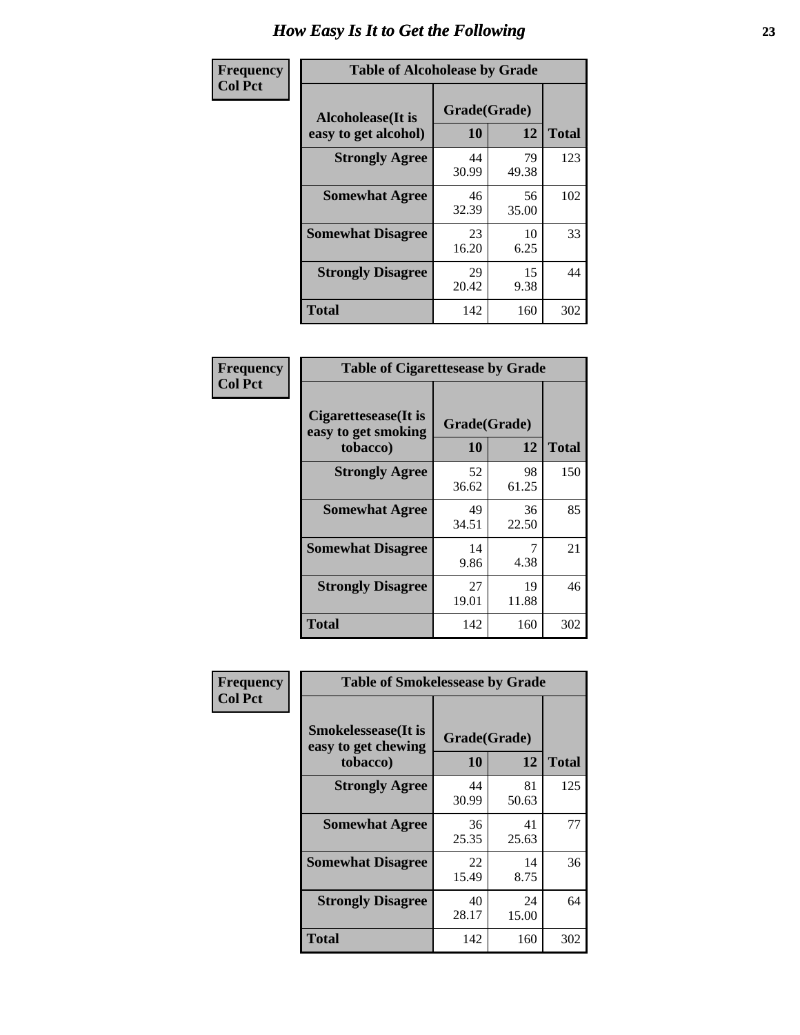# How Easy Is It to Get the Following

**Frequency / Col Pct**

**Table of Alcoholease by Grade**

| Alcoholease(It is easy to get alcohol) | Grade(Grade) 10 | 12 | Total |
|---|---|---|---|
| **Strongly Agree** | 44<br>30.99 | 79<br>49.38 | 123 |
| **Somewhat Agree** | 46<br>32.39 | 56<br>35.00 | 102 |
| **Somewhat Disagree** | 23<br>16.20 | 10<br>6.25 | 33 |
| **Strongly Disagree** | 29<br>20.42 | 15<br>9.38 | 44 |
| **Total** | 142 | 160 | 302 |

**Frequency / Col Pct**

**Table of Cigarettesease by Grade**

| Cigarettesease(It is easy to get smoking tobacco) | Grade(Grade) 10 | 12 | Total |
|---|---|---|---|
| **Strongly Agree** | 52<br>36.62 | 98<br>61.25 | 150 |
| **Somewhat Agree** | 49<br>34.51 | 36<br>22.50 | 85 |
| **Somewhat Disagree** | 14<br>9.86 | 7<br>4.38 | 21 |
| **Strongly Disagree** | 27<br>19.01 | 19<br>11.88 | 46 |
| **Total** | 142 | 160 | 302 |

**Frequency / Col Pct**

**Table of Smokelessease by Grade**

| Smokelessease(It is easy to get chewing tobacco) | Grade(Grade) 10 | 12 | Total |
|---|---|---|---|
| **Strongly Agree** | 44<br>30.99 | 81<br>50.63 | 125 |
| **Somewhat Agree** | 36<br>25.35 | 41<br>25.63 | 77 |
| **Somewhat Disagree** | 22<br>15.49 | 14<br>8.75 | 36 |
| **Strongly Disagree** | 40<br>28.17 | 24<br>15.00 | 64 |
| **Total** | 142 | 160 | 302 |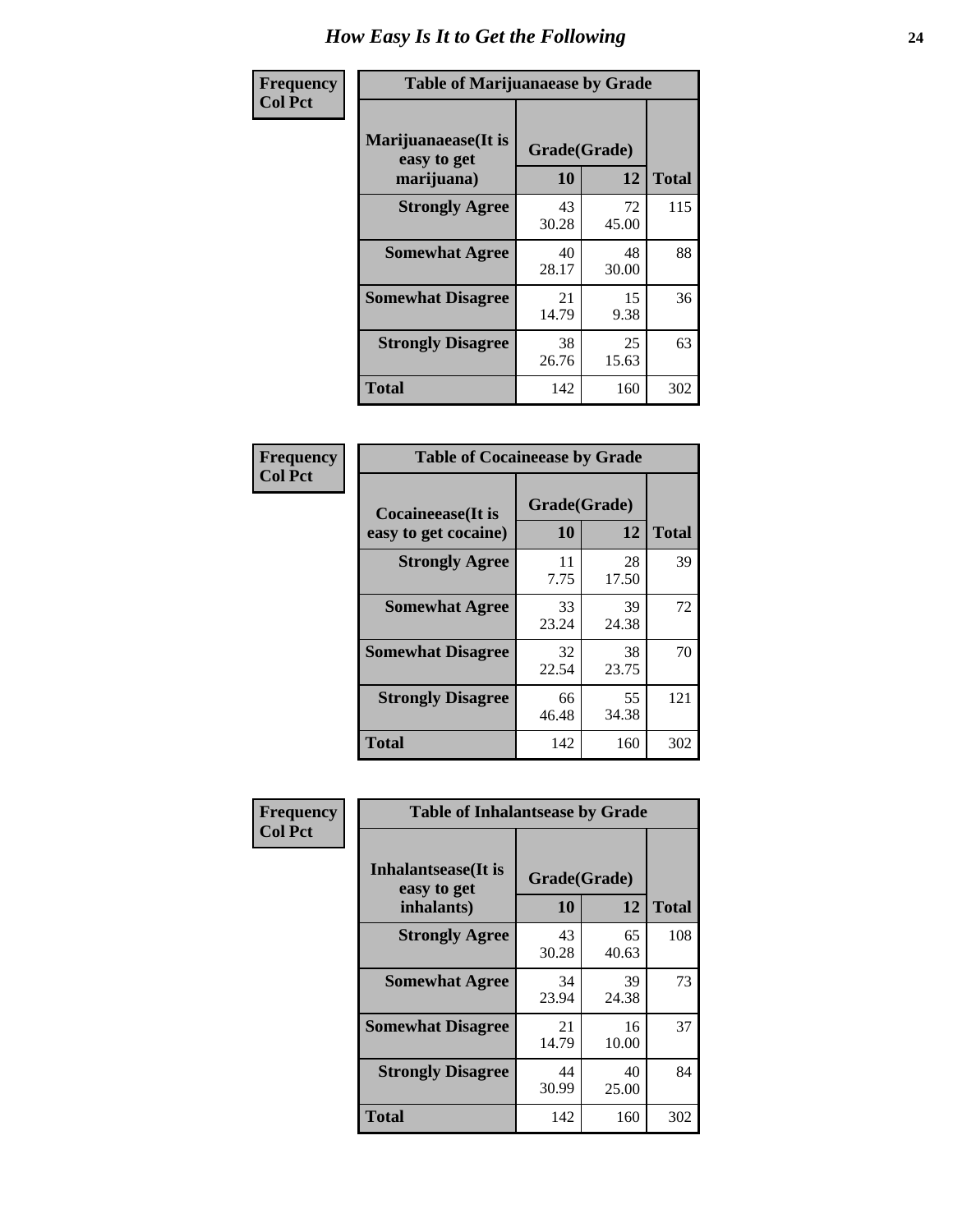# How Easy Is It to Get the Following

**Frequency**
**Col Pct**

**Table of Marijuanaease by Grade**

| Marijuanaease(It is easy to get marijuana) | Grade(Grade) | | Total |
|---|---|---|---|
| | 10 | 12 | |
| Strongly Agree | 43<br>30.28 | 72<br>45.00 | 115 |
| Somewhat Agree | 40<br>28.17 | 48<br>30.00 | 88 |
| Somewhat Disagree | 21<br>14.79 | 15<br>9.38 | 36 |
| Strongly Disagree | 38<br>26.76 | 25<br>15.63 | 63 |
| Total | 142 | 160 | 302 |

**Frequency**
**Col Pct**

**Table of Cocaineease by Grade**

| Cocaineease(It is easy to get cocaine) | Grade(Grade) | | Total |
|---|---|---|---|
| | 10 | 12 | |
| Strongly Agree | 11<br>7.75 | 28<br>17.50 | 39 |
| Somewhat Agree | 33<br>23.24 | 39<br>24.38 | 72 |
| Somewhat Disagree | 32<br>22.54 | 38<br>23.75 | 70 |
| Strongly Disagree | 66<br>46.48 | 55<br>34.38 | 121 |
| Total | 142 | 160 | 302 |

**Frequency**
**Col Pct**

**Table of Inhalantsease by Grade**

| Inhalantsease(It is easy to get inhalants) | Grade(Grade) | | Total |
|---|---|---|---|
| | 10 | 12 | |
| Strongly Agree | 43<br>30.28 | 65<br>40.63 | 108 |
| Somewhat Agree | 34<br>23.94 | 39<br>24.38 | 73 |
| Somewhat Disagree | 21<br>14.79 | 16<br>10.00 | 37 |
| Strongly Disagree | 44<br>30.99 | 40<br>25.00 | 84 |
| Total | 142 | 160 | 302 |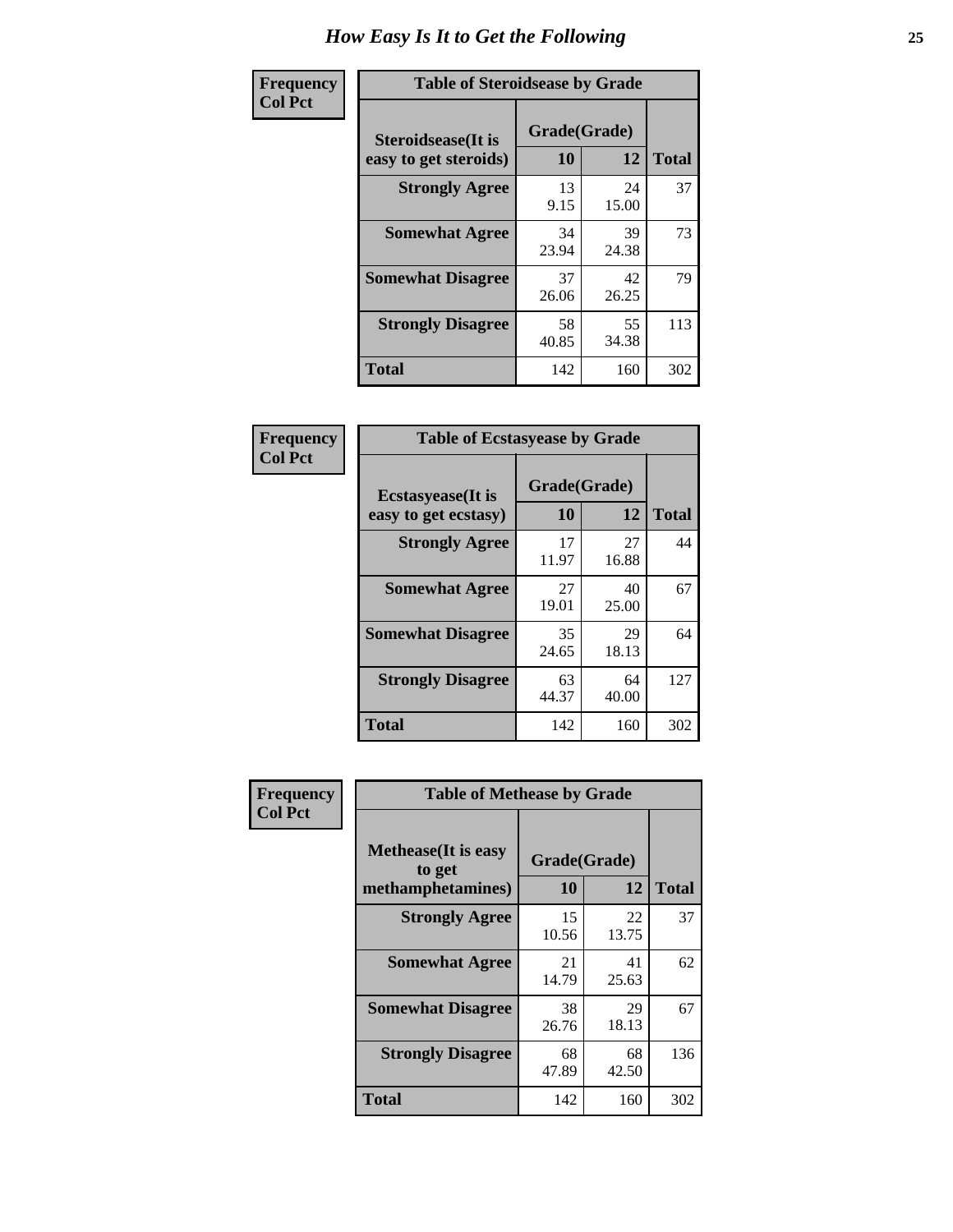# How Easy Is It to Get the Following

**Frequency**
**Col Pct**

| Table of Steroidsease by Grade | | | |
|---|---|---|---|
| Steroidsease(It is easy to get steroids) | Grade(Grade) | | Total |
| | 10 | 12 | |
| **Strongly Agree** | 13<br>9.15 | 24<br>15.00 | 37 |
| **Somewhat Agree** | 34<br>23.94 | 39<br>24.38 | 73 |
| **Somewhat Disagree** | 37<br>26.06 | 42<br>26.25 | 79 |
| **Strongly Disagree** | 58<br>40.85 | 55<br>34.38 | 113 |
| **Total** | 142 | 160 | 302 |

**Frequency**
**Col Pct**

| Table of Ecstasyease by Grade | | | |
|---|---|---|---|
| Ecstasyease(It is easy to get ecstasy) | Grade(Grade) | | Total |
| | 10 | 12 | |
| **Strongly Agree** | 17<br>11.97 | 27<br>16.88 | 44 |
| **Somewhat Agree** | 27<br>19.01 | 40<br>25.00 | 67 |
| **Somewhat Disagree** | 35<br>24.65 | 29<br>18.13 | 64 |
| **Strongly Disagree** | 63<br>44.37 | 64<br>40.00 | 127 |
| **Total** | 142 | 160 | 302 |

**Frequency**
**Col Pct**

| Table of Methease by Grade | | | |
|---|---|---|---|
| Methease(It is easy to get methamphetamines) | Grade(Grade) | | Total |
| | 10 | 12 | |
| **Strongly Agree** | 15<br>10.56 | 22<br>13.75 | 37 |
| **Somewhat Agree** | 21<br>14.79 | 41<br>25.63 | 62 |
| **Somewhat Disagree** | 38<br>26.76 | 29<br>18.13 | 67 |
| **Strongly Disagree** | 68<br>47.89 | 68<br>42.50 | 136 |
| **Total** | 142 | 160 | 302 |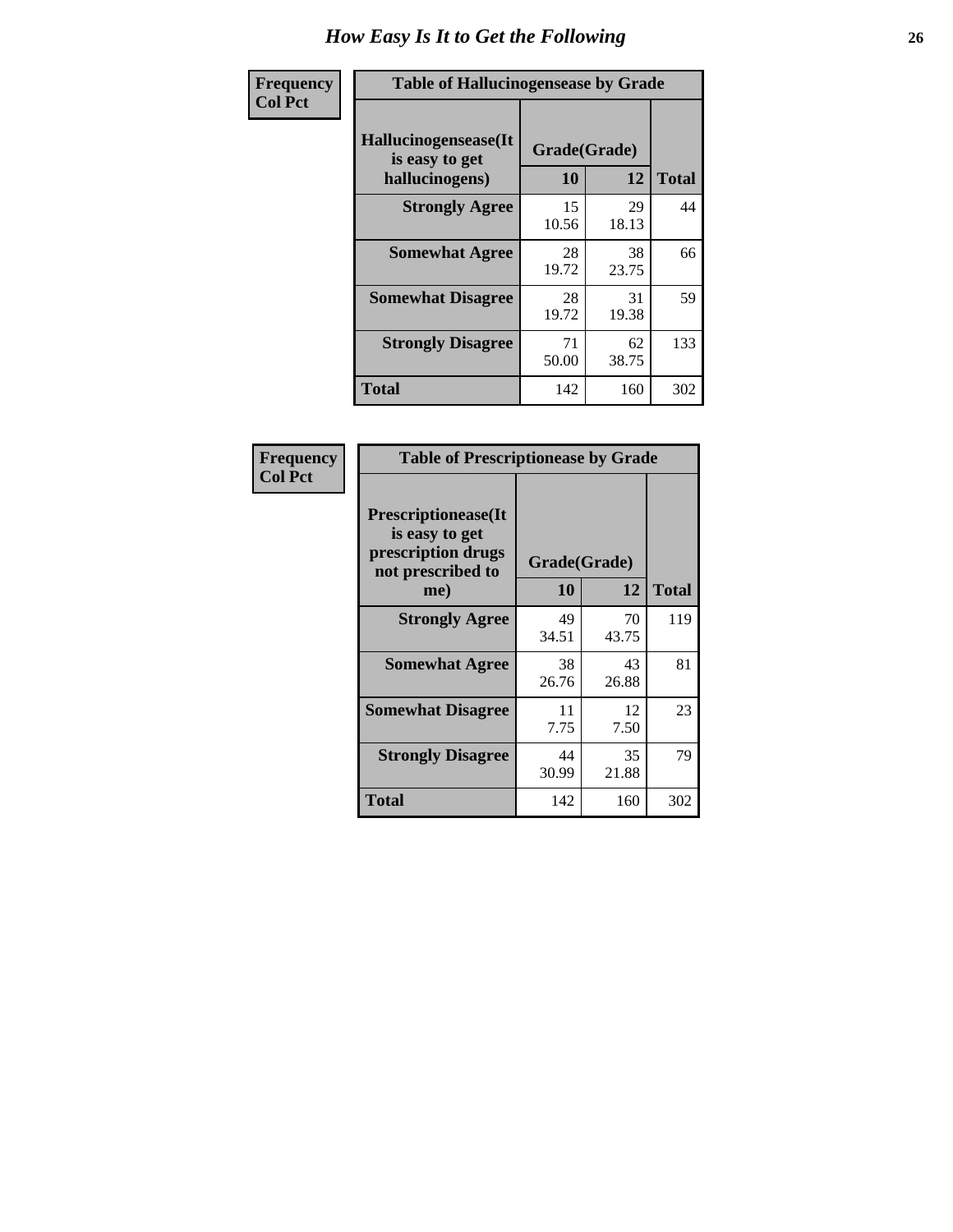# How Easy Is It to Get the Following

**Frequency**
**Col Pct**

**Table of Hallucinogensease by Grade**

| Hallucinogensease(It is easy to get hallucinogens) | Grade(Grade) 10 | 12 | Total |
|---|---|---|---|
| **Strongly Agree** | 15<br>10.56 | 29<br>18.13 | 44 |
| **Somewhat Agree** | 28<br>19.72 | 38<br>23.75 | 66 |
| **Somewhat Disagree** | 28<br>19.72 | 31<br>19.38 | 59 |
| **Strongly Disagree** | 71<br>50.00 | 62<br>38.75 | 133 |
| **Total** | 142 | 160 | 302 |

**Frequency**
**Col Pct**

**Table of Prescriptionease by Grade**

| Prescriptionease(It is easy to get prescription drugs not prescribed to me) | Grade(Grade) 10 | 12 | Total |
|---|---|---|---|
| **Strongly Agree** | 49<br>34.51 | 70<br>43.75 | 119 |
| **Somewhat Agree** | 38<br>26.76 | 43<br>26.88 | 81 |
| **Somewhat Disagree** | 11<br>7.75 | 12<br>7.50 | 23 |
| **Strongly Disagree** | 44<br>30.99 | 35<br>21.88 | 79 |
| **Total** | 142 | 160 | 302 |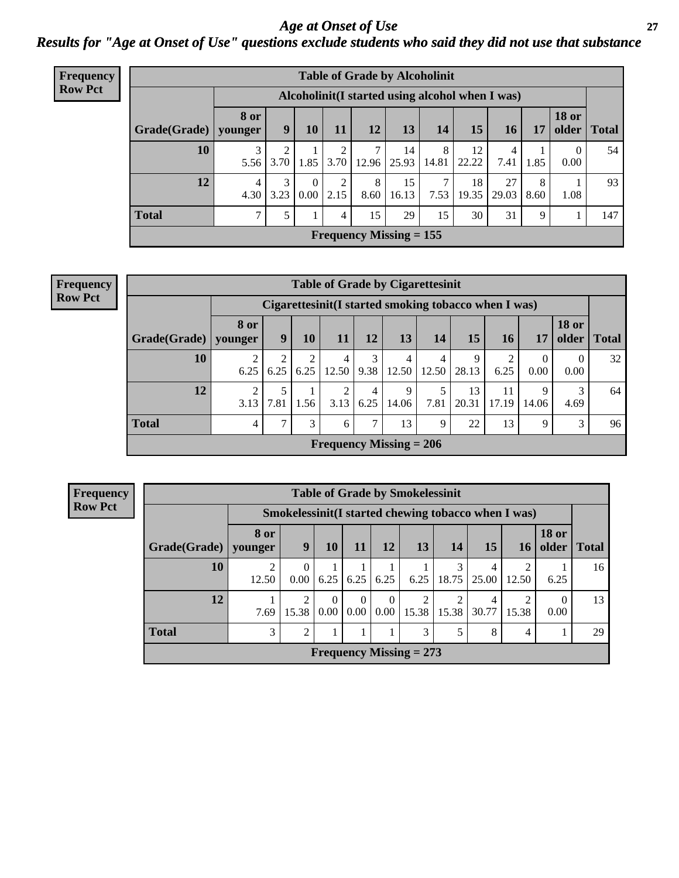# *Age at Onset of Use*

## *Results for "Age at Onset of Use" questions exclude students who said they did not use that substance*

**Frequency Row Pct**

**Table of Grade by Alcoholinit**

| Grade(Grade) | Alcoholinit(I started using alcohol when I was) | | | | | | | | | | | Total |
|---|---|---|---|---|---|---|---|---|---|---|---|---|
| | 8 or younger | 9 | 10 | 11 | 12 | 13 | 14 | 15 | 16 | 17 | 18 or older | |
| **10** | 3<br>5.56 | 2<br>3.70 | 1<br>1.85 | 2<br>3.70 | 7<br>12.96 | 14<br>25.93 | 8<br>14.81 | 12<br>22.22 | 4<br>7.41 | 1<br>1.85 | 0<br>0.00 | 54 |
| **12** | 4<br>4.30 | 3<br>3.23 | 0<br>0.00 | 2<br>2.15 | 8<br>8.60 | 15<br>16.13 | 7<br>7.53 | 18<br>19.35 | 27<br>29.03 | 8<br>8.60 | 1<br>1.08 | 93 |
| **Total** | 7 | 5 | 1 | 4 | 15 | 29 | 15 | 30 | 31 | 9 | 1 | 147 |

**Frequency Missing = 155**

**Frequency Row Pct**

**Table of Grade by Cigarettesinit**

| Grade(Grade) | Cigarettesinit(I started smoking tobacco when I was) | | | | | | | | | | | Total |
|---|---|---|---|---|---|---|---|---|---|---|---|---|
| | 8 or younger | 9 | 10 | 11 | 12 | 13 | 14 | 15 | 16 | 17 | 18 or older | |
| **10** | 2<br>6.25 | 2<br>6.25 | 2<br>6.25 | 4<br>12.50 | 3<br>9.38 | 4<br>12.50 | 4<br>12.50 | 9<br>28.13 | 2<br>6.25 | 0<br>0.00 | 0<br>0.00 | 32 |
| **12** | 2<br>3.13 | 5<br>7.81 | 1<br>1.56 | 2<br>3.13 | 4<br>6.25 | 9<br>14.06 | 5<br>7.81 | 13<br>20.31 | 11<br>17.19 | 9<br>14.06 | 3<br>4.69 | 64 |
| **Total** | 4 | 7 | 3 | 6 | 7 | 13 | 9 | 22 | 13 | 9 | 3 | 96 |

**Frequency Missing = 206**

**Frequency Row Pct**

**Table of Grade by Smokelessinit**

| Grade(Grade) | Smokelessinit(I started chewing tobacco when I was) | | | | | | | | | | Total |
|---|---|---|---|---|---|---|---|---|---|---|---|
| | 8 or younger | 9 | 10 | 11 | 12 | 13 | 14 | 15 | 16 | 18 or older | |
| **10** | 2<br>12.50 | 0<br>0.00 | 1<br>6.25 | 1<br>6.25 | 1<br>6.25 | 1<br>6.25 | 3<br>18.75 | 4<br>25.00 | 2<br>12.50 | 1<br>6.25 | 16 |
| **12** | 1<br>7.69 | 2<br>15.38 | 0<br>0.00 | 0<br>0.00 | 0<br>0.00 | 2<br>15.38 | 2<br>15.38 | 4<br>30.77 | 2<br>15.38 | 0<br>0.00 | 13 |
| **Total** | 3 | 2 | 1 | 1 | 1 | 3 | 5 | 8 | 4 | 1 | 29 |

**Frequency Missing = 273**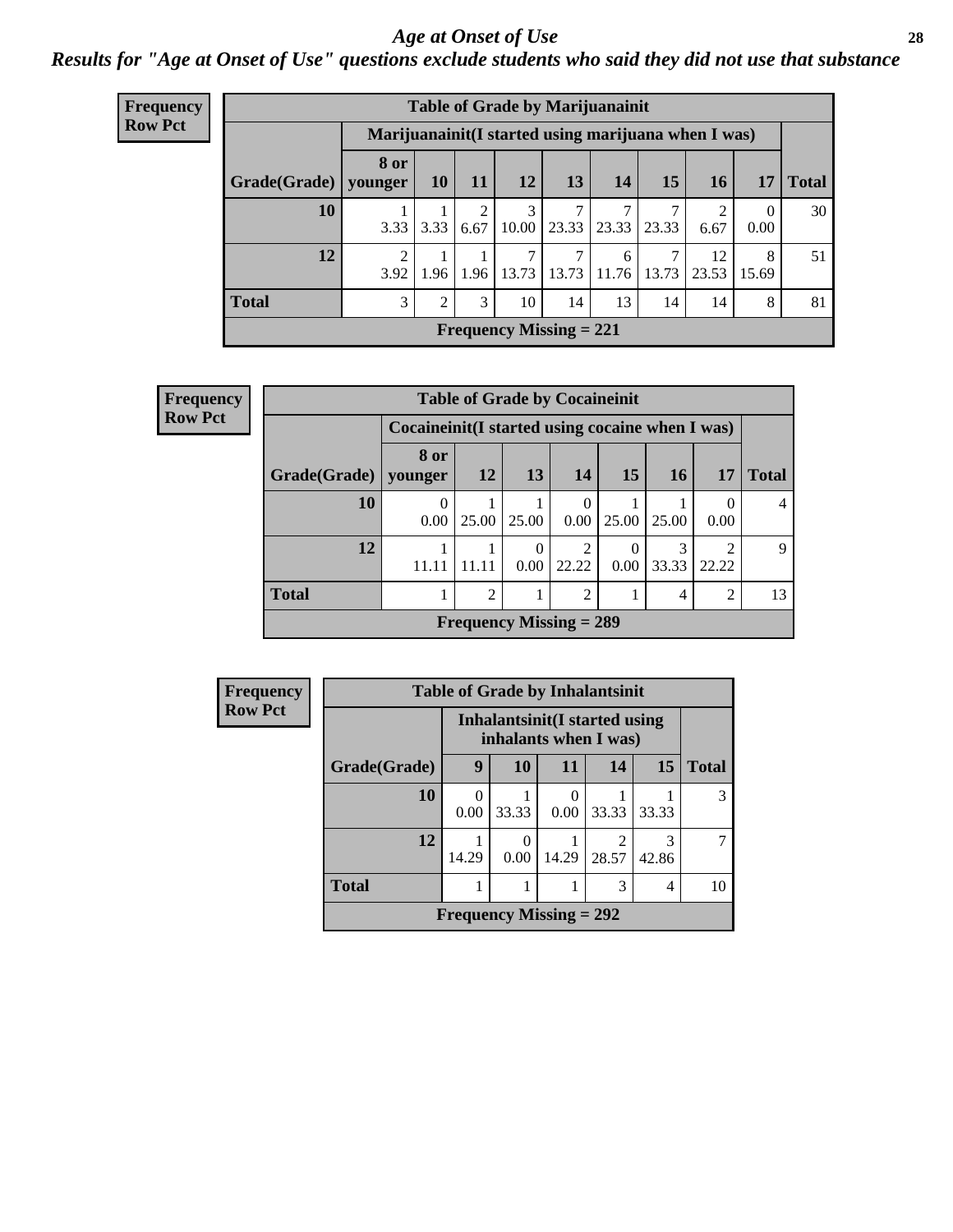# *Age at Onset of Use*

***Results for "Age at Onset of Use" questions exclude students who said they did not use that substance***

**Frequency**
**Row Pct**

| Table of Grade by Marijuanainit | | | | | | | | | | |
|---|---|---|---|---|---|---|---|---|---|---|
| | Marijuanainit(I started using marijuana when I was) | | | | | | | | | |
| Grade(Grade) | 8 or younger | 10 | 11 | 12 | 13 | 14 | 15 | 16 | 17 | Total |
| **10** | 1<br>3.33 | 1<br>3.33 | 2<br>6.67 | 3<br>10.00 | 7<br>23.33 | 7<br>23.33 | 7<br>23.33 | 2<br>6.67 | 0<br>0.00 | 30 |
| **12** | 2<br>3.92 | 1<br>1.96 | 1<br>1.96 | 7<br>13.73 | 7<br>13.73 | 6<br>11.76 | 7<br>13.73 | 12<br>23.53 | 8<br>15.69 | 51 |
| **Total** | 3 | 2 | 3 | 10 | 14 | 13 | 14 | 14 | 8 | 81 |
| Frequency Missing = 221 | | | | | | | | | | |

**Frequency**
**Row Pct**

| Table of Grade by Cocaineinit | | | | | | | | |
|---|---|---|---|---|---|---|---|---|
| | Cocaineinit(I started using cocaine when I was) | | | | | | | |
| Grade(Grade) | 8 or younger | 12 | 13 | 14 | 15 | 16 | 17 | Total |
| **10** | 0<br>0.00 | 1<br>25.00 | 1<br>25.00 | 0<br>0.00 | 1<br>25.00 | 1<br>25.00 | 0<br>0.00 | 4 |
| **12** | 1<br>11.11 | 1<br>11.11 | 0<br>0.00 | 2<br>22.22 | 0<br>0.00 | 3<br>33.33 | 2<br>22.22 | 9 |
| **Total** | 1 | 2 | 1 | 2 | 1 | 4 | 2 | 13 |
| Frequency Missing = 289 | | | | | | | | |

**Frequency**
**Row Pct**

| Table of Grade by Inhalantsinit | | | | | | |
|---|---|---|---|---|---|---|
| | Inhalantsinit(I started using inhalants when I was) | | | | | |
| Grade(Grade) | 9 | 10 | 11 | 14 | 15 | Total |
| **10** | 0<br>0.00 | 1<br>33.33 | 0<br>0.00 | 1<br>33.33 | 1<br>33.33 | 3 |
| **12** | 1<br>14.29 | 0<br>0.00 | 1<br>14.29 | 2<br>28.57 | 3<br>42.86 | 7 |
| **Total** | 1 | 1 | 1 | 3 | 4 | 10 |
| Frequency Missing = 292 | | | | | | |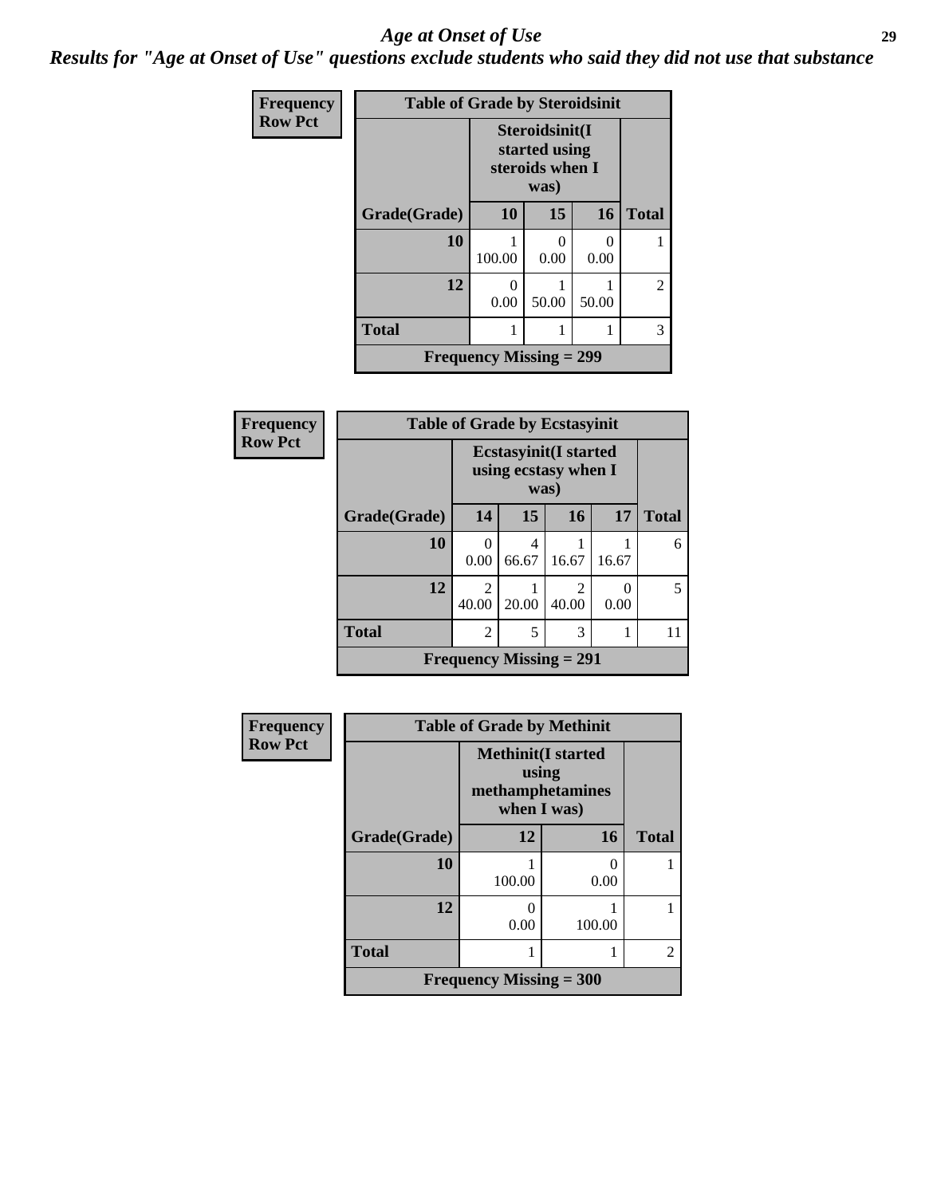# *Age at Onset of Use*

***Results for "Age at Onset of Use" questions exclude students who said they did not use that substance***

**Frequency**
**Row Pct**

| Table of Grade by Steroidsinit | | | | |
|---|---|---|---|---|
| | Steroidsinit(I started using steroids when I was) | | | |
| Grade(Grade) | 10 | 15 | 16 | Total |
| 10 | 1<br>100.00 | 0<br>0.00 | 0<br>0.00 | 1 |
| 12 | 0<br>0.00 | 1<br>50.00 | 1<br>50.00 | 2 |
| Total | 1 | 1 | 1 | 3 |
| Frequency Missing = 299 | | | | |

**Frequency**
**Row Pct**

| Table of Grade by Ecstasyinit | | | | | |
|---|---|---|---|---|---|
| | Ecstasyinit(I started using ecstasy when I was) | | | | |
| Grade(Grade) | 14 | 15 | 16 | 17 | Total |
| 10 | 0<br>0.00 | 4<br>66.67 | 1<br>16.67 | 1<br>16.67 | 6 |
| 12 | 2<br>40.00 | 1<br>20.00 | 2<br>40.00 | 0<br>0.00 | 5 |
| Total | 2 | 5 | 3 | 1 | 11 |
| Frequency Missing = 291 | | | | | |

**Frequency**
**Row Pct**

| Table of Grade by Methinit | | | |
|---|---|---|---|
| | Methinit(I started using methamphetamines when I was) | | |
| Grade(Grade) | 12 | 16 | Total |
| 10 | 1<br>100.00 | 0<br>0.00 | 1 |
| 12 | 0<br>0.00 | 1<br>100.00 | 1 |
| Total | 1 | 1 | 2 |
| Frequency Missing = 300 | | | |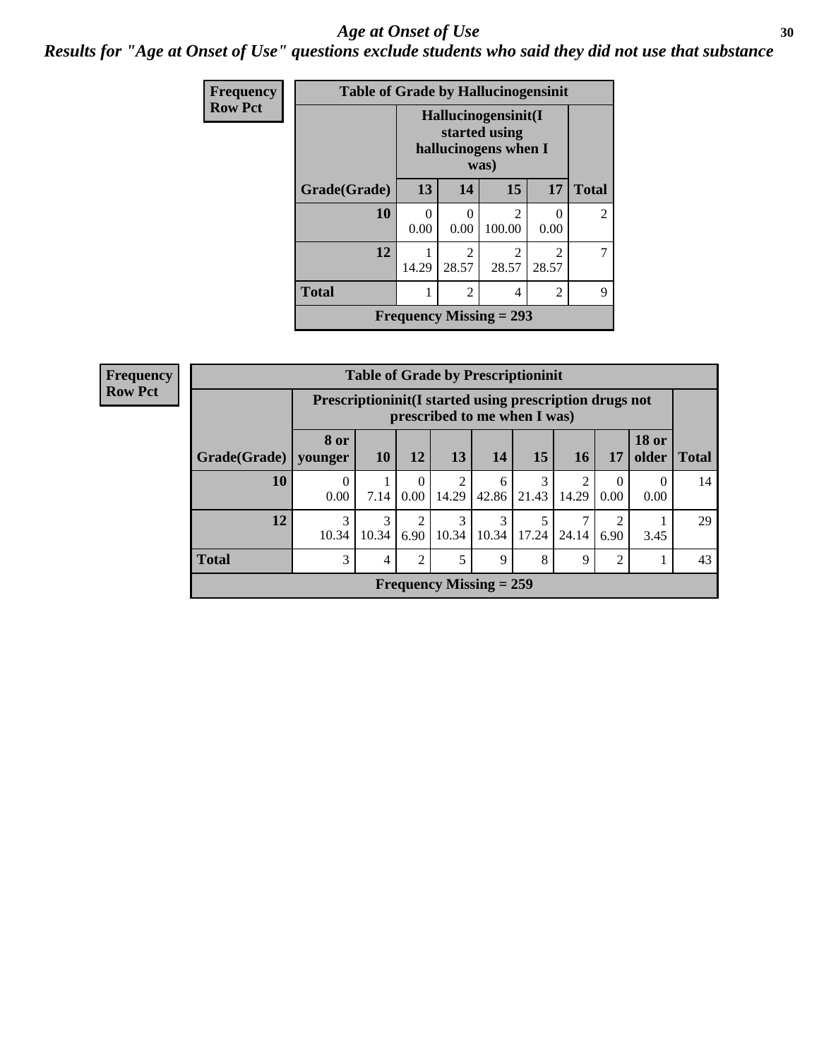# *Age at Onset of Use*

***Results for "Age at Onset of Use" questions exclude students who said they did not use that substance***

| Frequency<br>Row Pct | | | | | |
|---|---|---|---|---|---|
| **Table of Grade by Hallucinogensinit** | | | | | |
| | **Hallucinogensinit(I started using hallucinogens when I was)** | | | | |
| **Grade(Grade)** | **13** | **14** | **15** | **17** | **Total** |
| **10** | 0<br>0.00 | 0<br>0.00 | 2<br>100.00 | 0<br>0.00 | 2 |
| **12** | 1<br>14.29 | 2<br>28.57 | 2<br>28.57 | 2<br>28.57 | 7 |
| **Total** | 1 | 2 | 4 | 2 | 9 |
| **Frequency Missing = 293** | | | | | |

| Frequency<br>Row Pct | | | | | | | | | | |
|---|---|---|---|---|---|---|---|---|---|---|
| **Table of Grade by Prescriptioninit** | | | | | | | | | | |
| | **Prescriptioninit(I started using prescription drugs not prescribed to me when I was)** | | | | | | | | | |
| **Grade(Grade)** | **8 or younger** | **10** | **12** | **13** | **14** | **15** | **16** | **17** | **18 or older** | **Total** |
| **10** | 0<br>0.00 | 1<br>7.14 | 0<br>0.00 | 2<br>14.29 | 6<br>42.86 | 3<br>21.43 | 2<br>14.29 | 0<br>0.00 | 0<br>0.00 | 14 |
| **12** | 3<br>10.34 | 3<br>10.34 | 2<br>6.90 | 3<br>10.34 | 3<br>10.34 | 5<br>17.24 | 7<br>24.14 | 2<br>6.90 | 1<br>3.45 | 29 |
| **Total** | 3 | 4 | 2 | 5 | 9 | 8 | 9 | 2 | 1 | 43 |
| **Frequency Missing = 259** | | | | | | | | | | |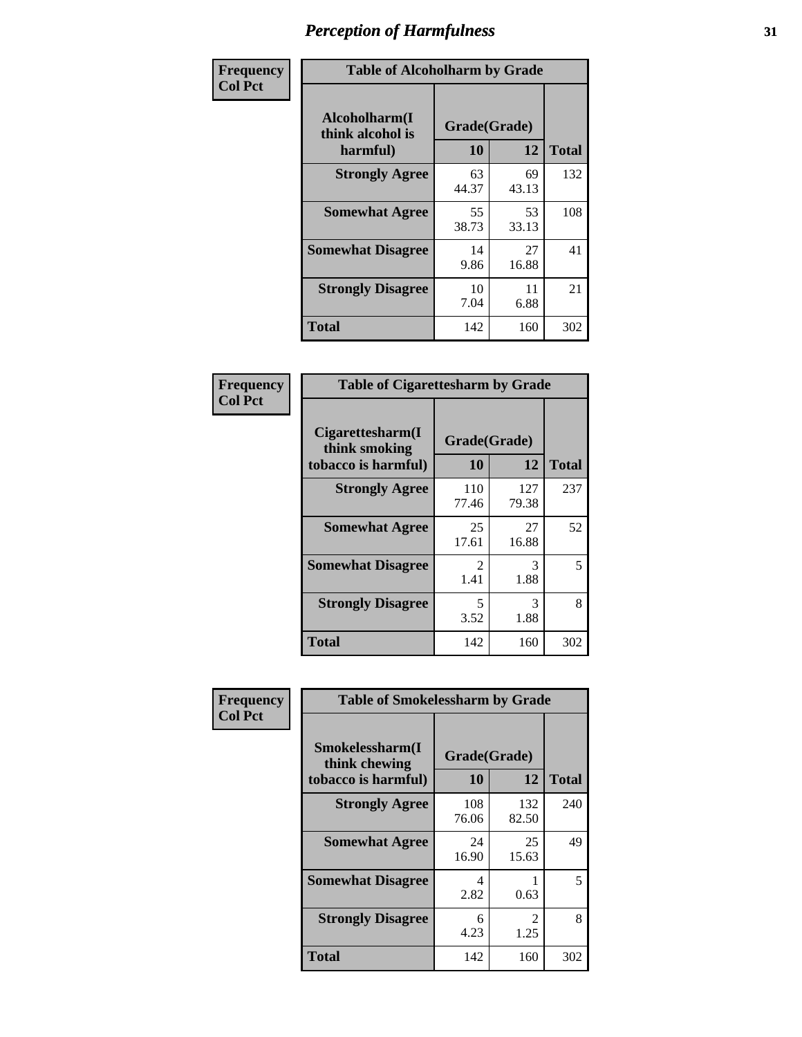# Perception of Harmfulness

**Frequency**
**Col Pct**

| Alcoholharm(I think alcohol is harmful) | Grade(Grade) 10 | 12 | Total |
|---|---|---|---|
| **Strongly Agree** | 63<br>44.37 | 69<br>43.13 | 132 |
| **Somewhat Agree** | 55<br>38.73 | 53<br>33.13 | 108 |
| **Somewhat Disagree** | 14<br>9.86 | 27<br>16.88 | 41 |
| **Strongly Disagree** | 10<br>7.04 | 11<br>6.88 | 21 |
| **Total** | 142 | 160 | 302 |

Table of Alcoholharm by Grade

**Frequency**
**Col Pct**

| Cigarettesharm(I think smoking tobacco is harmful) | Grade(Grade) 10 | 12 | Total |
|---|---|---|---|
| **Strongly Agree** | 110<br>77.46 | 127<br>79.38 | 237 |
| **Somewhat Agree** | 25<br>17.61 | 27<br>16.88 | 52 |
| **Somewhat Disagree** | 2<br>1.41 | 3<br>1.88 | 5 |
| **Strongly Disagree** | 5<br>3.52 | 3<br>1.88 | 8 |
| **Total** | 142 | 160 | 302 |

Table of Cigarettesharm by Grade

**Frequency**
**Col Pct**

| Smokelessharm(I think chewing tobacco is harmful) | Grade(Grade) 10 | 12 | Total |
|---|---|---|---|
| **Strongly Agree** | 108<br>76.06 | 132<br>82.50 | 240 |
| **Somewhat Agree** | 24<br>16.90 | 25<br>15.63 | 49 |
| **Somewhat Disagree** | 4<br>2.82 | 1<br>0.63 | 5 |
| **Strongly Disagree** | 6<br>4.23 | 2<br>1.25 | 8 |
| **Total** | 142 | 160 | 302 |

Table of Smokelessharm by Grade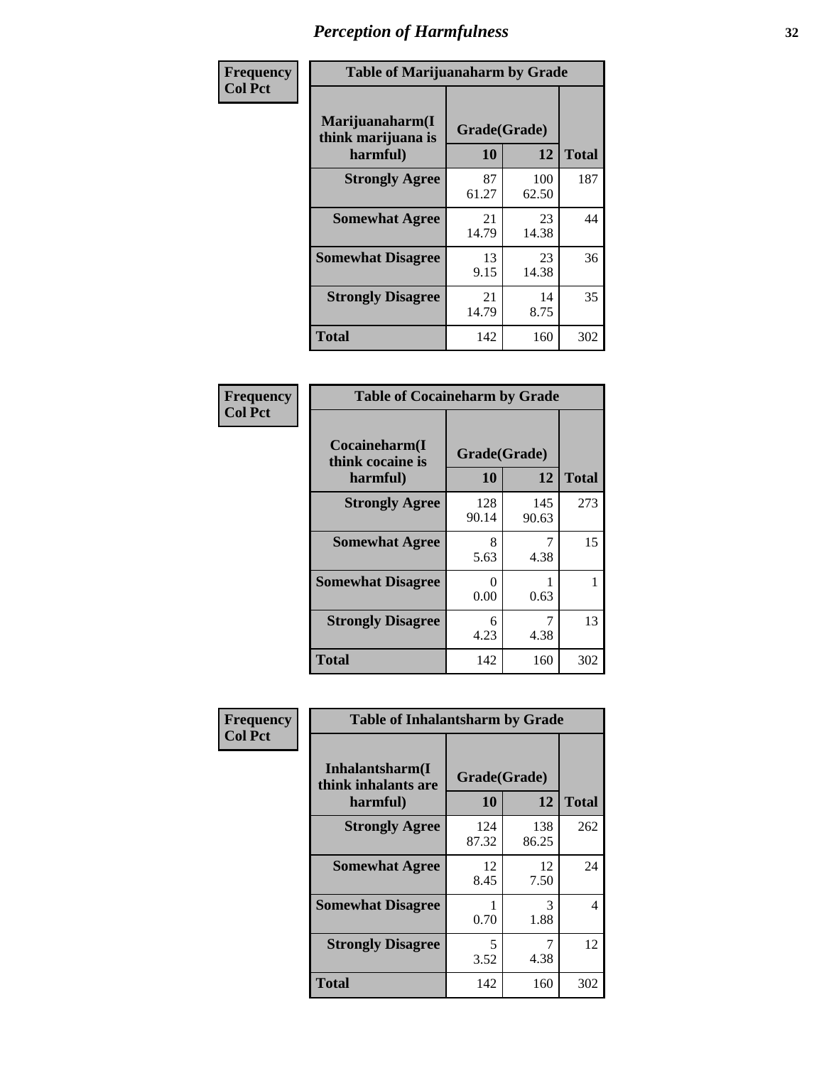# Perception of Harmfulness

**Frequency**
**Col Pct**

| Table of Marijuanaharm by Grade | | | |
|---|---|---|---|
| **Marijuanaharm(I think marijuana is harmful)** | **Grade(Grade)** | | **Total** |
| | **10** | **12** | |
| **Strongly Agree** | 87<br>61.27 | 100<br>62.50 | 187 |
| **Somewhat Agree** | 21<br>14.79 | 23<br>14.38 | 44 |
| **Somewhat Disagree** | 13<br>9.15 | 23<br>14.38 | 36 |
| **Strongly Disagree** | 21<br>14.79 | 14<br>8.75 | 35 |
| **Total** | 142 | 160 | 302 |

**Frequency**
**Col Pct**

| Table of Cocaineharm by Grade | | | |
|---|---|---|---|
| **Cocaineharm(I think cocaine is harmful)** | **Grade(Grade)** | | **Total** |
| | **10** | **12** | |
| **Strongly Agree** | 128<br>90.14 | 145<br>90.63 | 273 |
| **Somewhat Agree** | 8<br>5.63 | 7<br>4.38 | 15 |
| **Somewhat Disagree** | 0<br>0.00 | 1<br>0.63 | 1 |
| **Strongly Disagree** | 6<br>4.23 | 7<br>4.38 | 13 |
| **Total** | 142 | 160 | 302 |

**Frequency**
**Col Pct**

| Table of Inhalantsharm by Grade | | | |
|---|---|---|---|
| **Inhalantsharm(I think inhalants are harmful)** | **Grade(Grade)** | | **Total** |
| | **10** | **12** | |
| **Strongly Agree** | 124<br>87.32 | 138<br>86.25 | 262 |
| **Somewhat Agree** | 12<br>8.45 | 12<br>7.50 | 24 |
| **Somewhat Disagree** | 1<br>0.70 | 3<br>1.88 | 4 |
| **Strongly Disagree** | 5<br>3.52 | 7<br>4.38 | 12 |
| **Total** | 142 | 160 | 302 |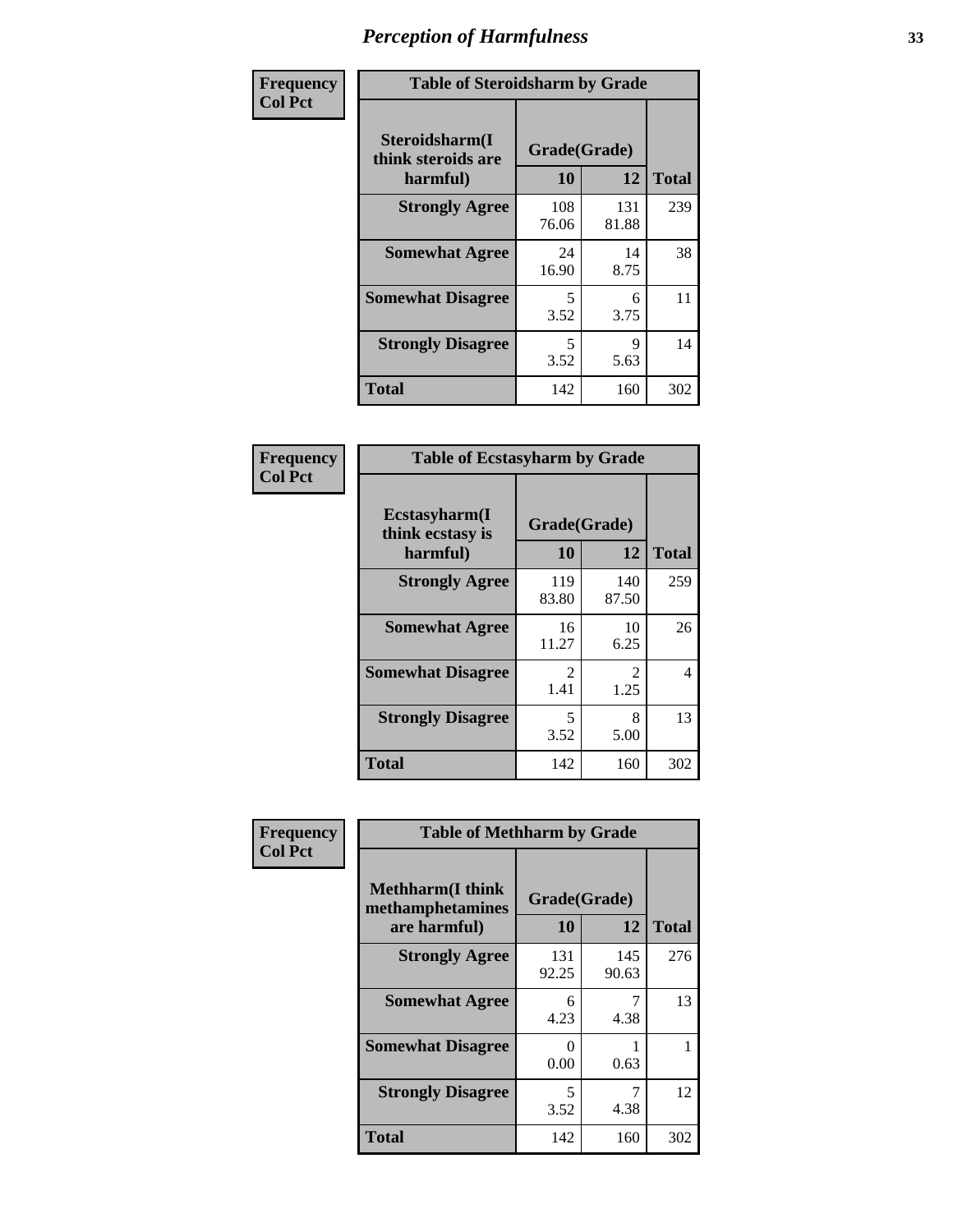# Perception of Harmfulness

**Frequency**
**Col Pct**

| Table of Steroidsharm by Grade | | | |
|---|---|---|---|
| **Steroidsharm(I think steroids are harmful)** | **Grade(Grade)** | | **Total** |
| | **10** | **12** | |
| **Strongly Agree** | 108<br>76.06 | 131<br>81.88 | 239 |
| **Somewhat Agree** | 24<br>16.90 | 14<br>8.75 | 38 |
| **Somewhat Disagree** | 5<br>3.52 | 6<br>3.75 | 11 |
| **Strongly Disagree** | 5<br>3.52 | 9<br>5.63 | 14 |
| **Total** | 142 | 160 | 302 |

**Frequency**
**Col Pct**

| Table of Ecstasyharm by Grade | | | |
|---|---|---|---|
| **Ecstasyharm(I think ecstasy is harmful)** | **Grade(Grade)** | | **Total** |
| | **10** | **12** | |
| **Strongly Agree** | 119<br>83.80 | 140<br>87.50 | 259 |
| **Somewhat Agree** | 16<br>11.27 | 10<br>6.25 | 26 |
| **Somewhat Disagree** | 2<br>1.41 | 2<br>1.25 | 4 |
| **Strongly Disagree** | 5<br>3.52 | 8<br>5.00 | 13 |
| **Total** | 142 | 160 | 302 |

**Frequency**
**Col Pct**

| Table of Methharm by Grade | | | |
|---|---|---|---|
| **Methharm(I think methamphetamines are harmful)** | **Grade(Grade)** | | **Total** |
| | **10** | **12** | |
| **Strongly Agree** | 131<br>92.25 | 145<br>90.63 | 276 |
| **Somewhat Agree** | 6<br>4.23 | 7<br>4.38 | 13 |
| **Somewhat Disagree** | 0<br>0.00 | 1<br>0.63 | 1 |
| **Strongly Disagree** | 5<br>3.52 | 7<br>4.38 | 12 |
| **Total** | 142 | 160 | 302 |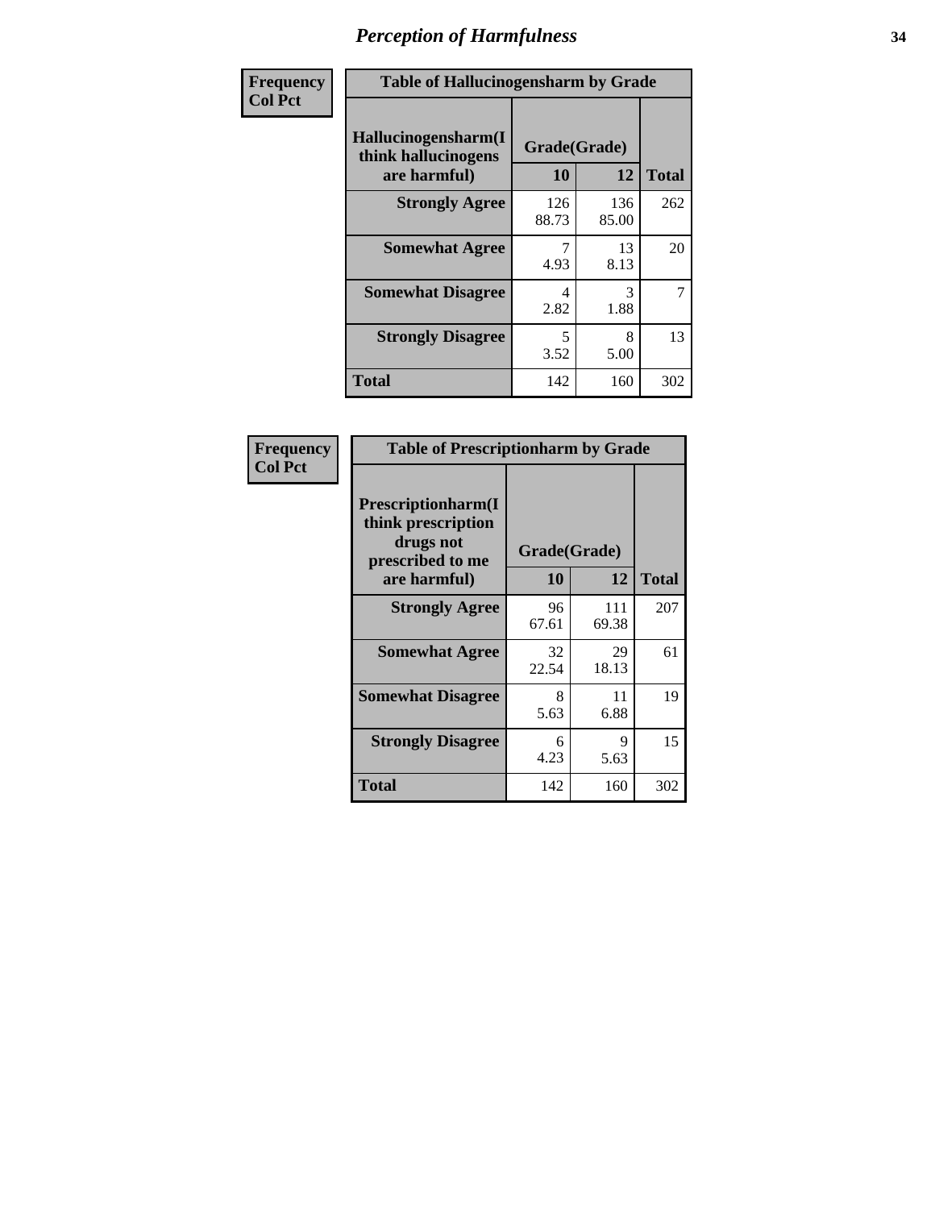# Perception of Harmfulness

| Frequency<br>Col Pct | Table of Hallucinogensharm by Grade | | |
|---|---|---|---|
| Hallucinogensharm(I think hallucinogens are harmful) | Grade(Grade) | | Total |
| | 10 | 12 | |
| Strongly Agree | 126<br>88.73 | 136<br>85.00 | 262 |
| Somewhat Agree | 7<br>4.93 | 13<br>8.13 | 20 |
| Somewhat Disagree | 4<br>2.82 | 3<br>1.88 | 7 |
| Strongly Disagree | 5<br>3.52 | 8<br>5.00 | 13 |
| Total | 142 | 160 | 302 |

| Frequency<br>Col Pct | Table of Prescriptionharm by Grade | | |
|---|---|---|---|
| Prescriptionharm(I think prescription drugs not prescribed to me are harmful) | Grade(Grade) | | Total |
| | 10 | 12 | |
| Strongly Agree | 96<br>67.61 | 111<br>69.38 | 207 |
| Somewhat Agree | 32<br>22.54 | 29<br>18.13 | 61 |
| Somewhat Disagree | 8<br>5.63 | 11<br>6.88 | 19 |
| Strongly Disagree | 6<br>4.23 | 9<br>5.63 | 15 |
| Total | 142 | 160 | 302 |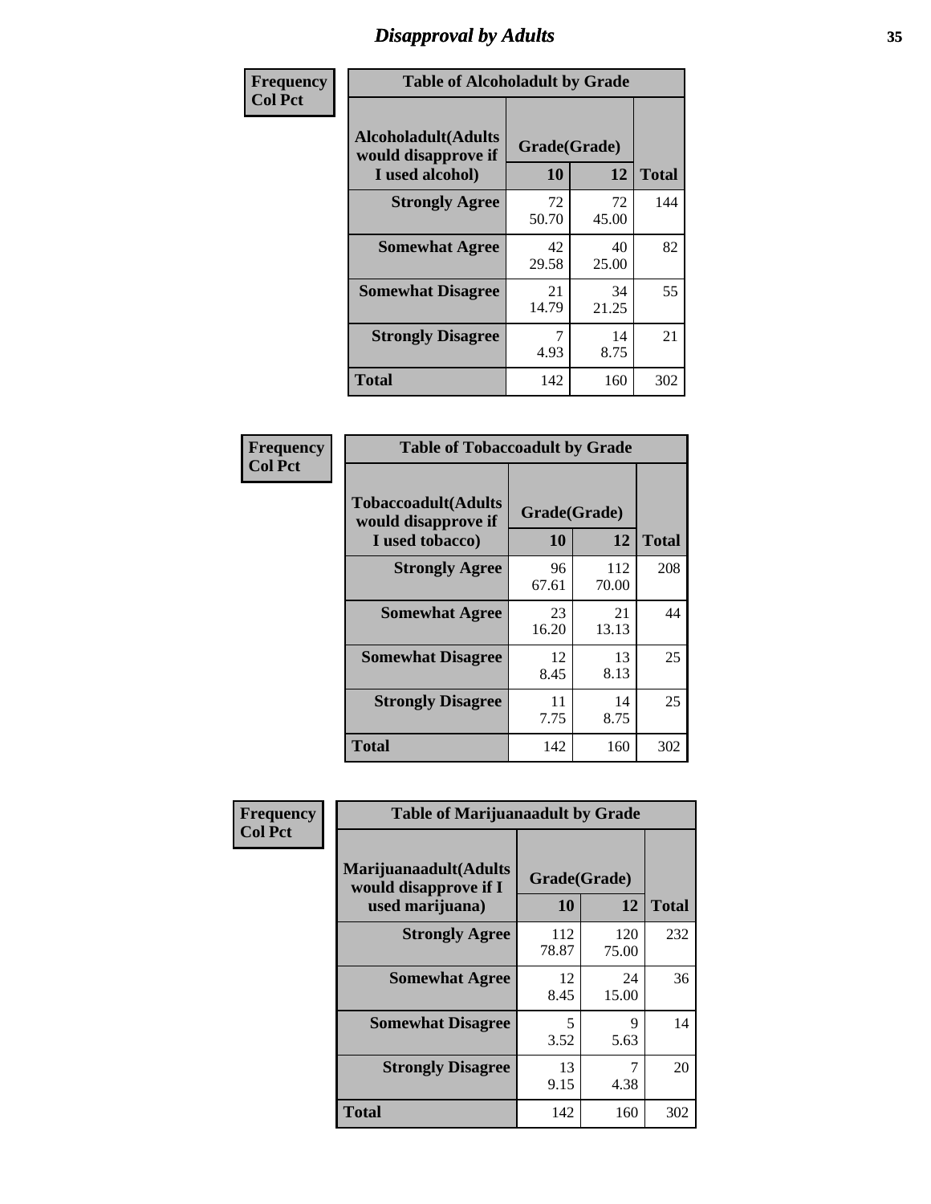# Disapproval by Adults

**Frequency**
**Col Pct**

**Table of Alcoholadult by Grade**

| Alcoholadult(Adults would disapprove if I used alcohol) | Grade(Grade) 10 | 12 | Total |
|---|---|---|---|
| **Strongly Agree** | 72<br>50.70 | 72<br>45.00 | 144 |
| **Somewhat Agree** | 42<br>29.58 | 40<br>25.00 | 82 |
| **Somewhat Disagree** | 21<br>14.79 | 34<br>21.25 | 55 |
| **Strongly Disagree** | 7<br>4.93 | 14<br>8.75 | 21 |
| **Total** | 142 | 160 | 302 |

**Frequency**
**Col Pct**

**Table of Tobaccoadult by Grade**

| Tobaccoadult(Adults would disapprove if I used tobacco) | Grade(Grade) 10 | 12 | Total |
|---|---|---|---|
| **Strongly Agree** | 96<br>67.61 | 112<br>70.00 | 208 |
| **Somewhat Agree** | 23<br>16.20 | 21<br>13.13 | 44 |
| **Somewhat Disagree** | 12<br>8.45 | 13<br>8.13 | 25 |
| **Strongly Disagree** | 11<br>7.75 | 14<br>8.75 | 25 |
| **Total** | 142 | 160 | 302 |

**Frequency**
**Col Pct**

**Table of Marijuanaadult by Grade**

| Marijuanaadult(Adults would disapprove if I used marijuana) | Grade(Grade) 10 | 12 | Total |
|---|---|---|---|
| **Strongly Agree** | 112<br>78.87 | 120<br>75.00 | 232 |
| **Somewhat Agree** | 12<br>8.45 | 24<br>15.00 | 36 |
| **Somewhat Disagree** | 5<br>3.52 | 9<br>5.63 | 14 |
| **Strongly Disagree** | 13<br>9.15 | 7<br>4.38 | 20 |
| **Total** | 142 | 160 | 302 |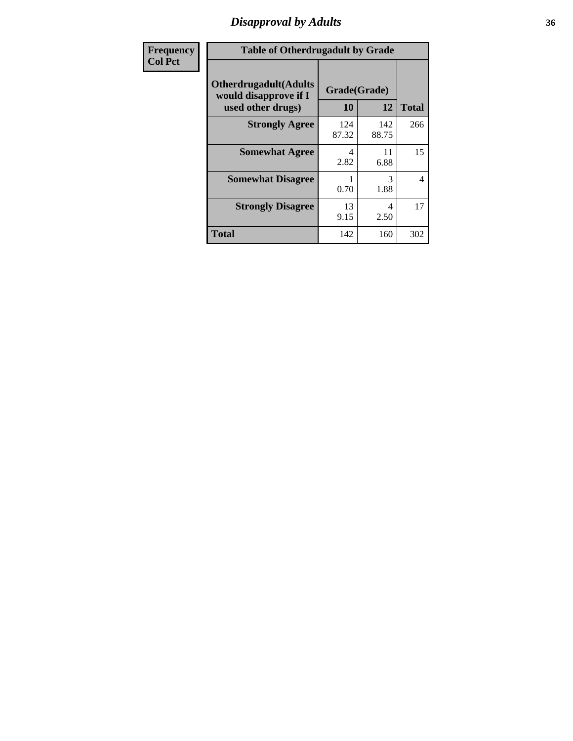# Disapproval by Adults

| Frequency Col Pct |
|---|

**Table of Otherdrugadult by Grade**

| Otherdrugadult(Adults would disapprove if I used other drugs) | Grade(Grade) 10 | 12 | Total |
|---|---|---|---|
| **Strongly Agree** | 124<br>87.32 | 142<br>88.75 | 266 |
| **Somewhat Agree** | 4<br>2.82 | 11<br>6.88 | 15 |
| **Somewhat Disagree** | 1<br>0.70 | 3<br>1.88 | 4 |
| **Strongly Disagree** | 13<br>9.15 | 4<br>2.50 | 17 |
| **Total** | 142 | 160 | 302 |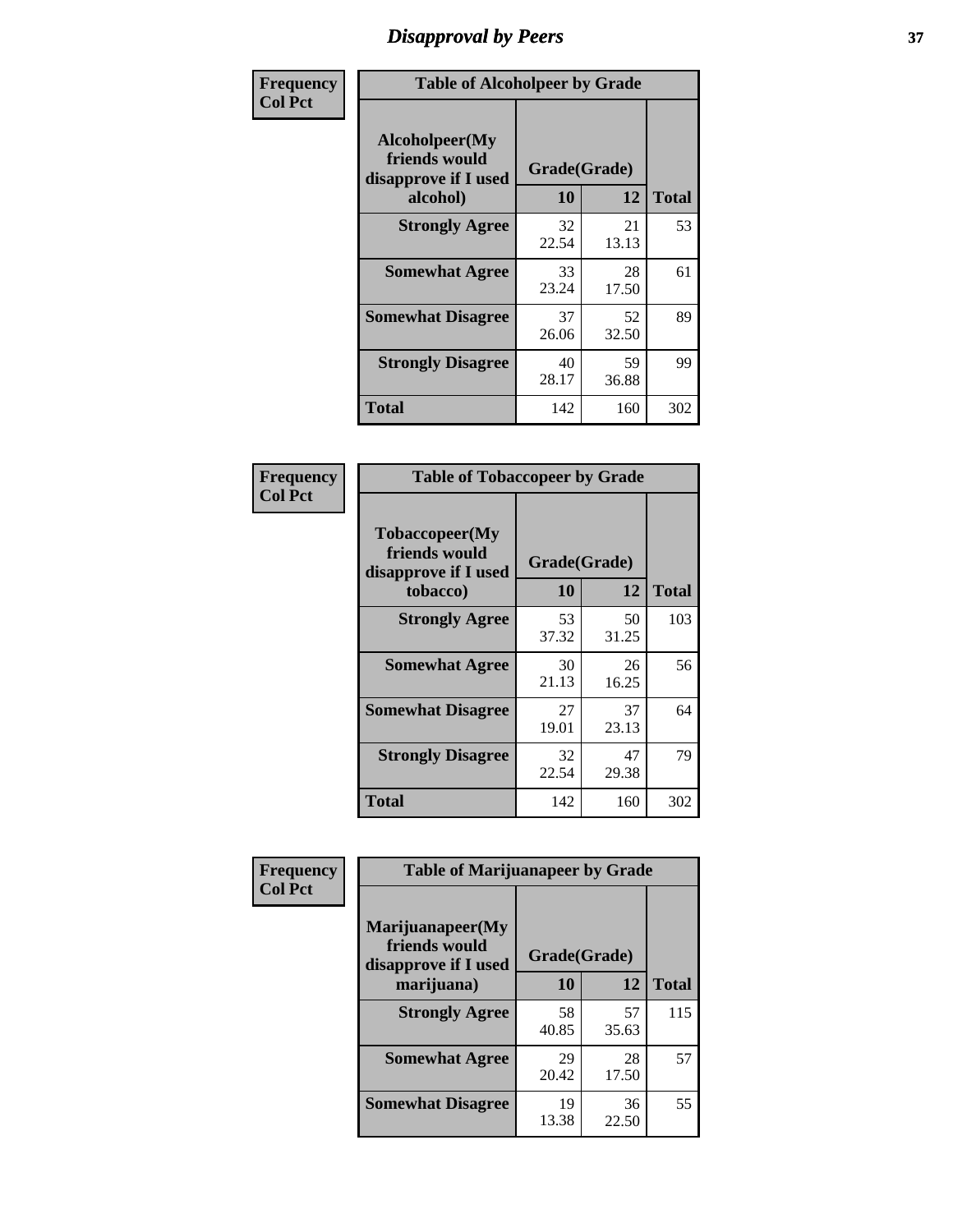# Disapproval by Peers

| Frequency Col Pct | Table of Alcoholpeer by Grade | | |
|---|---|---|---|
| Alcoholpeer(My friends would disapprove if I used alcohol) | Grade(Grade) | | |
| | 10 | 12 | Total |
| Strongly Agree | 32<br>22.54 | 21<br>13.13 | 53 |
| Somewhat Agree | 33<br>23.24 | 28<br>17.50 | 61 |
| Somewhat Disagree | 37<br>26.06 | 52<br>32.50 | 89 |
| Strongly Disagree | 40<br>28.17 | 59<br>36.88 | 99 |
| Total | 142 | 160 | 302 |

| Frequency Col Pct | Table of Tobaccopeer by Grade | | |
|---|---|---|---|
| Tobaccopeer(My friends would disapprove if I used tobacco) | Grade(Grade) | | |
| | 10 | 12 | Total |
| Strongly Agree | 53<br>37.32 | 50<br>31.25 | 103 |
| Somewhat Agree | 30<br>21.13 | 26<br>16.25 | 56 |
| Somewhat Disagree | 27<br>19.01 | 37<br>23.13 | 64 |
| Strongly Disagree | 32<br>22.54 | 47<br>29.38 | 79 |
| Total | 142 | 160 | 302 |

| Frequency Col Pct | Table of Marijuanapeer by Grade | | |
|---|---|---|---|
| Marijuanapeer(My friends would disapprove if I used marijuana) | Grade(Grade) | | |
| | 10 | 12 | Total |
| Strongly Agree | 58<br>40.85 | 57<br>35.63 | 115 |
| Somewhat Agree | 29<br>20.42 | 28<br>17.50 | 57 |
| Somewhat Disagree | 19<br>13.38 | 36<br>22.50 | 55 |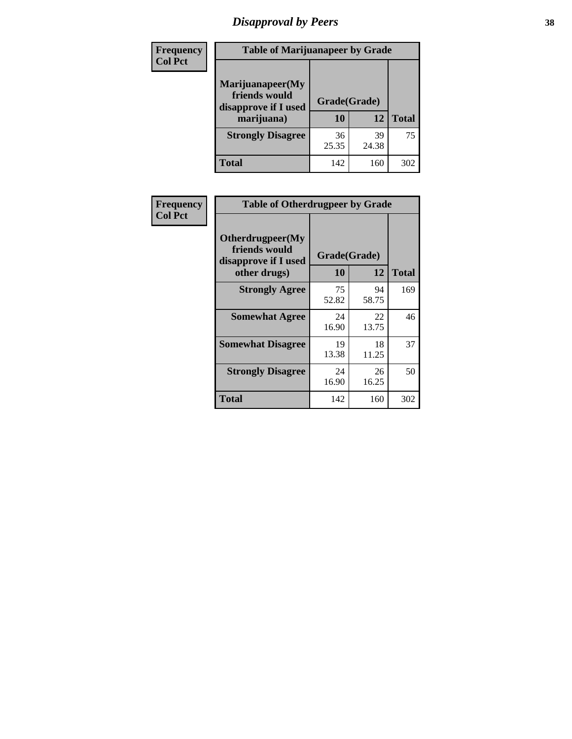## Disapproval by Peers

| Frequency Col Pct | Table of Marijuanapeer by Grade | | |
|---|---|---|---|
| Marijuanapeer(My friends would disapprove if I used marijuana) | Grade(Grade) | | |
| | 10 | 12 | Total |
| Strongly Disagree | 36<br>25.35 | 39<br>24.38 | 75 |
| Total | 142 | 160 | 302 |

| Frequency Col Pct | Table of Otherdrugpeer by Grade | | |
|---|---|---|---|
| Otherdrugpeer(My friends would disapprove if I used other drugs) | Grade(Grade) | | |
| | 10 | 12 | Total |
| Strongly Agree | 75<br>52.82 | 94<br>58.75 | 169 |
| Somewhat Agree | 24<br>16.90 | 22<br>13.75 | 46 |
| Somewhat Disagree | 19<br>13.38 | 18<br>11.25 | 37 |
| Strongly Disagree | 24<br>16.90 | 26<br>16.25 | 50 |
| Total | 142 | 160 | 302 |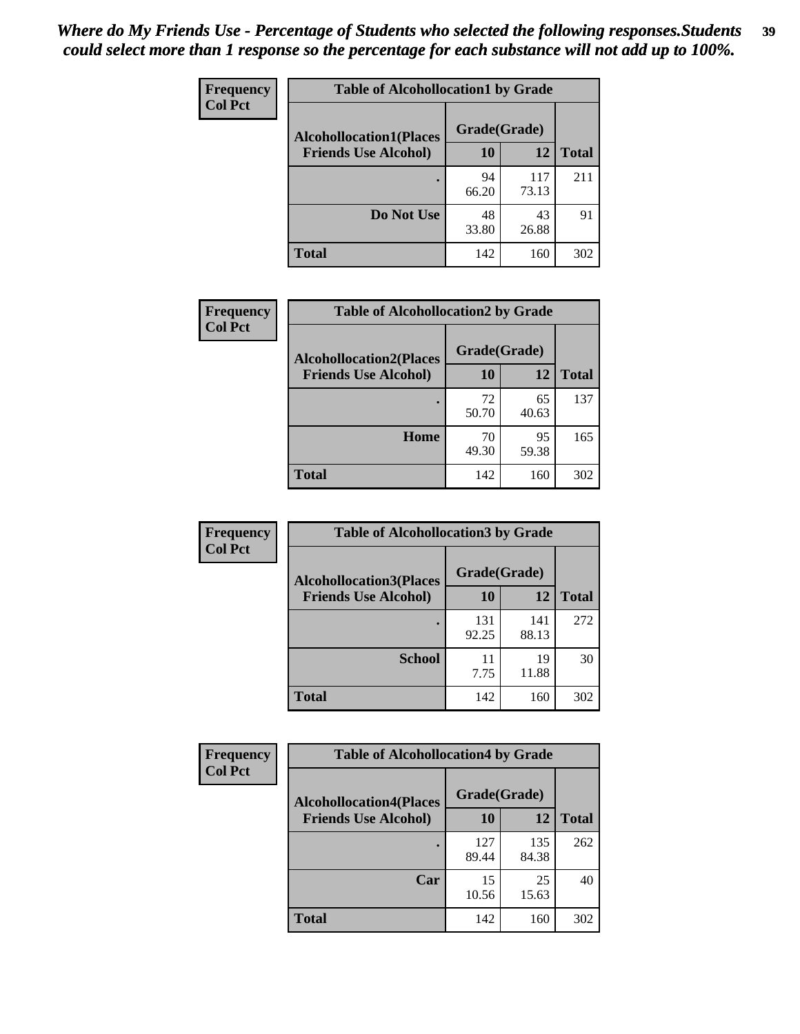*Where do My Friends Use - Percentage of Students who selected the following responses.Students could select more than 1 response so the percentage for each substance will not add up to 100%.*

**Frequency**
**Col Pct**

| Table of Alcohollocation1 by Grade | | | |
|---|---|---|---|
| **Alcohollocation1(Places Friends Use Alcohol)** | **Grade(Grade)** | | **Total** |
| | **10** | **12** | |
| **.** | 94<br>66.20 | 117<br>73.13 | 211 |
| **Do Not Use** | 48<br>33.80 | 43<br>26.88 | 91 |
| **Total** | 142 | 160 | 302 |

**Frequency**
**Col Pct**

| Table of Alcohollocation2 by Grade | | | |
|---|---|---|---|
| **Alcohollocation2(Places Friends Use Alcohol)** | **Grade(Grade)** | | **Total** |
| | **10** | **12** | |
| **.** | 72<br>50.70 | 65<br>40.63 | 137 |
| **Home** | 70<br>49.30 | 95<br>59.38 | 165 |
| **Total** | 142 | 160 | 302 |

**Frequency**
**Col Pct**

| Table of Alcohollocation3 by Grade | | | |
|---|---|---|---|
| **Alcohollocation3(Places Friends Use Alcohol)** | **Grade(Grade)** | | **Total** |
| | **10** | **12** | |
| **.** | 131<br>92.25 | 141<br>88.13 | 272 |
| **School** | 11<br>7.75 | 19<br>11.88 | 30 |
| **Total** | 142 | 160 | 302 |

**Frequency**
**Col Pct**

| Table of Alcohollocation4 by Grade | | | |
|---|---|---|---|
| **Alcohollocation4(Places Friends Use Alcohol)** | **Grade(Grade)** | | **Total** |
| | **10** | **12** | |
| **.** | 127<br>89.44 | 135<br>84.38 | 262 |
| **Car** | 15<br>10.56 | 25<br>15.63 | 40 |
| **Total** | 142 | 160 | 302 |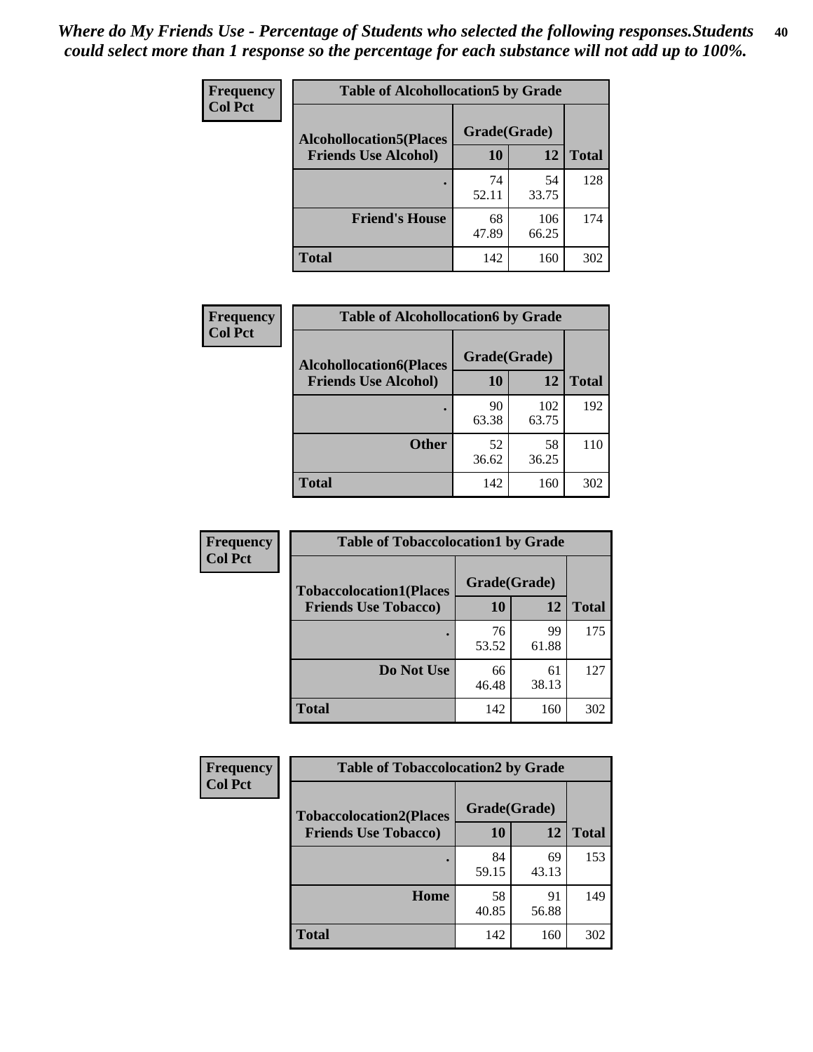*Where do My Friends Use - Percentage of Students who selected the following responses.Students could select more than 1 response so the percentage for each substance will not add up to 100%.*

**Frequency / Col Pct**

| Table of Alcohollocation5 by Grade | | | |
|---|---|---|---|
| **Alcohollocation5(Places Friends Use Alcohol)** | **Grade(Grade)** | | |
| | **10** | **12** | **Total** |
| . | 74<br>52.11 | 54<br>33.75 | 128 |
| **Friend's House** | 68<br>47.89 | 106<br>66.25 | 174 |
| **Total** | 142 | 160 | 302 |

**Frequency / Col Pct**

| Table of Alcohollocation6 by Grade | | | |
|---|---|---|---|
| **Alcohollocation6(Places Friends Use Alcohol)** | **Grade(Grade)** | | |
| | **10** | **12** | **Total** |
| . | 90<br>63.38 | 102<br>63.75 | 192 |
| **Other** | 52<br>36.62 | 58<br>36.25 | 110 |
| **Total** | 142 | 160 | 302 |

**Frequency / Col Pct**

| Table of Tobaccolocation1 by Grade | | | |
|---|---|---|---|
| **Tobaccolocation1(Places Friends Use Tobacco)** | **Grade(Grade)** | | |
| | **10** | **12** | **Total** |
| . | 76<br>53.52 | 99<br>61.88 | 175 |
| **Do Not Use** | 66<br>46.48 | 61<br>38.13 | 127 |
| **Total** | 142 | 160 | 302 |

**Frequency / Col Pct**

| Table of Tobaccolocation2 by Grade | | | |
|---|---|---|---|
| **Tobaccolocation2(Places Friends Use Tobacco)** | **Grade(Grade)** | | |
| | **10** | **12** | **Total** |
| . | 84<br>59.15 | 69<br>43.13 | 153 |
| **Home** | 58<br>40.85 | 91<br>56.88 | 149 |
| **Total** | 142 | 160 | 302 |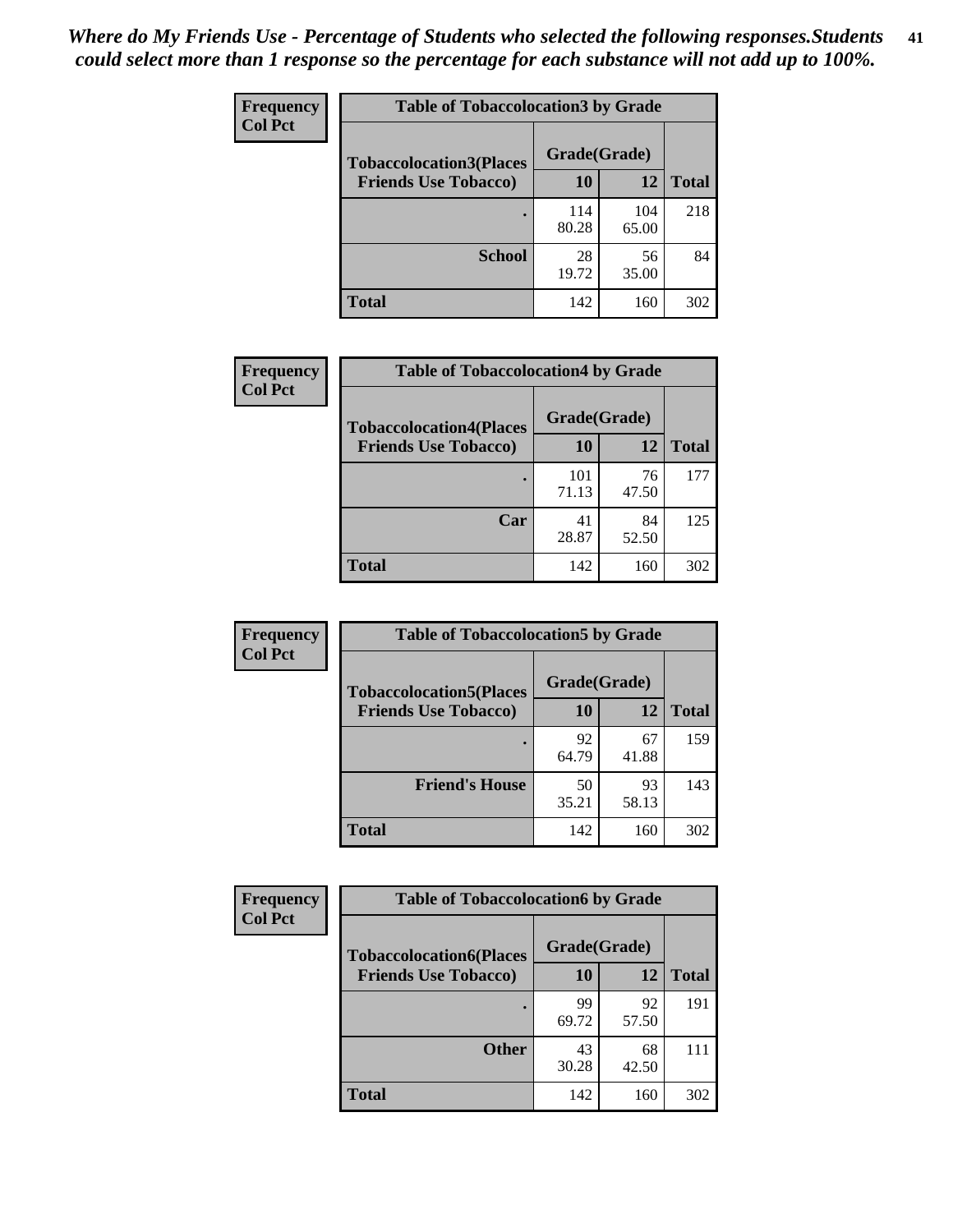*Where do My Friends Use - Percentage of Students who selected the following responses.Students could select more than 1 response so the percentage for each substance will not add up to 100%.*

**Frequency**
**Col Pct**

**Table of Tobaccolocation3 by Grade**

| Tobaccolocation3(Places Friends Use Tobacco) | Grade(Grade) 10 | 12 | Total |
|---|---|---|---|
| . | 114<br>80.28 | 104<br>65.00 | 218 |
| School | 28<br>19.72 | 56<br>35.00 | 84 |
| Total | 142 | 160 | 302 |

**Frequency**
**Col Pct**

**Table of Tobaccolocation4 by Grade**

| Tobaccolocation4(Places Friends Use Tobacco) | Grade(Grade) 10 | 12 | Total |
|---|---|---|---|
| . | 101<br>71.13 | 76<br>47.50 | 177 |
| Car | 41<br>28.87 | 84<br>52.50 | 125 |
| Total | 142 | 160 | 302 |

**Frequency**
**Col Pct**

**Table of Tobaccolocation5 by Grade**

| Tobaccolocation5(Places Friends Use Tobacco) | Grade(Grade) 10 | 12 | Total |
|---|---|---|---|
| . | 92<br>64.79 | 67<br>41.88 | 159 |
| Friend's House | 50<br>35.21 | 93<br>58.13 | 143 |
| Total | 142 | 160 | 302 |

**Frequency**
**Col Pct**

**Table of Tobaccolocation6 by Grade**

| Tobaccolocation6(Places Friends Use Tobacco) | Grade(Grade) 10 | 12 | Total |
|---|---|---|---|
| . | 99<br>69.72 | 92<br>57.50 | 191 |
| Other | 43<br>30.28 | 68<br>42.50 | 111 |
| Total | 142 | 160 | 302 |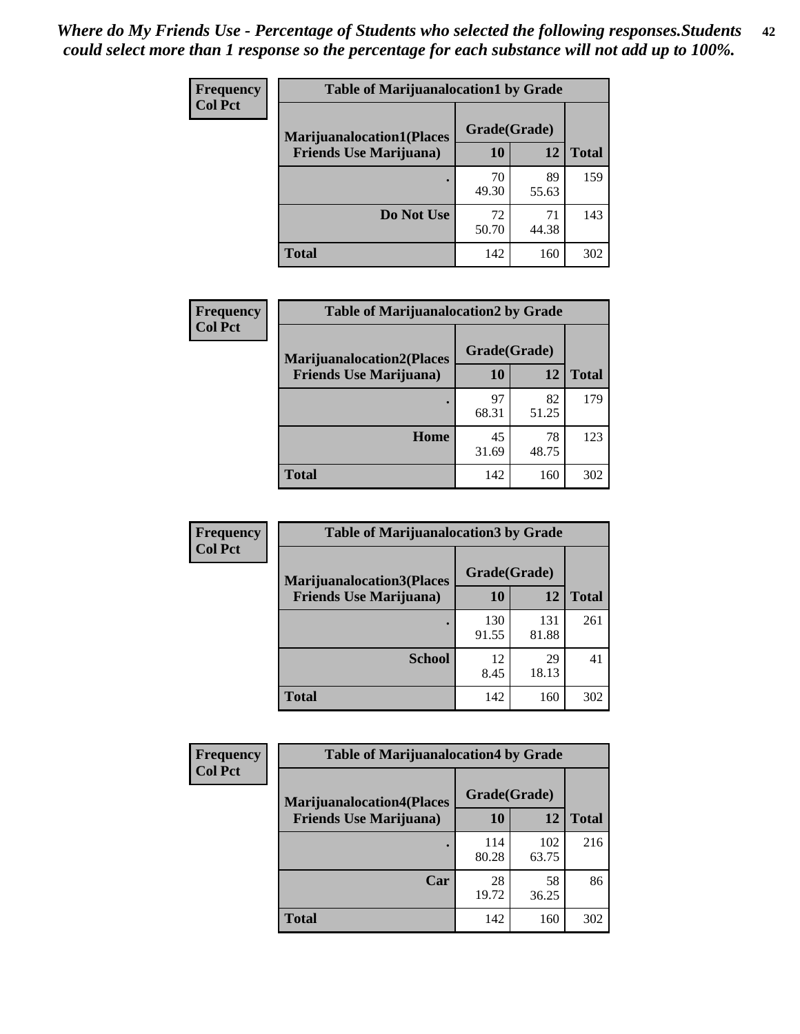*Where do My Friends Use - Percentage of Students who selected the following responses.Students could select more than 1 response so the percentage for each substance will not add up to 100%.*

**Frequency**
**Col Pct**

| Table of Marijuanalocation1 by Grade | | | |
|---|---|---|---|
| **Marijuanalocation1(Places Friends Use Marijuana)** | **Grade(Grade)** | | **Total** |
| | **10** | **12** | |
| . | 70<br>49.30 | 89<br>55.63 | 159 |
| **Do Not Use** | 72<br>50.70 | 71<br>44.38 | 143 |
| **Total** | 142 | 160 | 302 |

**Frequency**
**Col Pct**

| Table of Marijuanalocation2 by Grade | | | |
|---|---|---|---|
| **Marijuanalocation2(Places Friends Use Marijuana)** | **Grade(Grade)** | | **Total** |
| | **10** | **12** | |
| . | 97<br>68.31 | 82<br>51.25 | 179 |
| **Home** | 45<br>31.69 | 78<br>48.75 | 123 |
| **Total** | 142 | 160 | 302 |

**Frequency**
**Col Pct**

| Table of Marijuanalocation3 by Grade | | | |
|---|---|---|---|
| **Marijuanalocation3(Places Friends Use Marijuana)** | **Grade(Grade)** | | **Total** |
| | **10** | **12** | |
| . | 130<br>91.55 | 131<br>81.88 | 261 |
| **School** | 12<br>8.45 | 29<br>18.13 | 41 |
| **Total** | 142 | 160 | 302 |

**Frequency**
**Col Pct**

| Table of Marijuanalocation4 by Grade | | | |
|---|---|---|---|
| **Marijuanalocation4(Places Friends Use Marijuana)** | **Grade(Grade)** | | **Total** |
| | **10** | **12** | |
| . | 114<br>80.28 | 102<br>63.75 | 216 |
| **Car** | 28<br>19.72 | 58<br>36.25 | 86 |
| **Total** | 142 | 160 | 302 |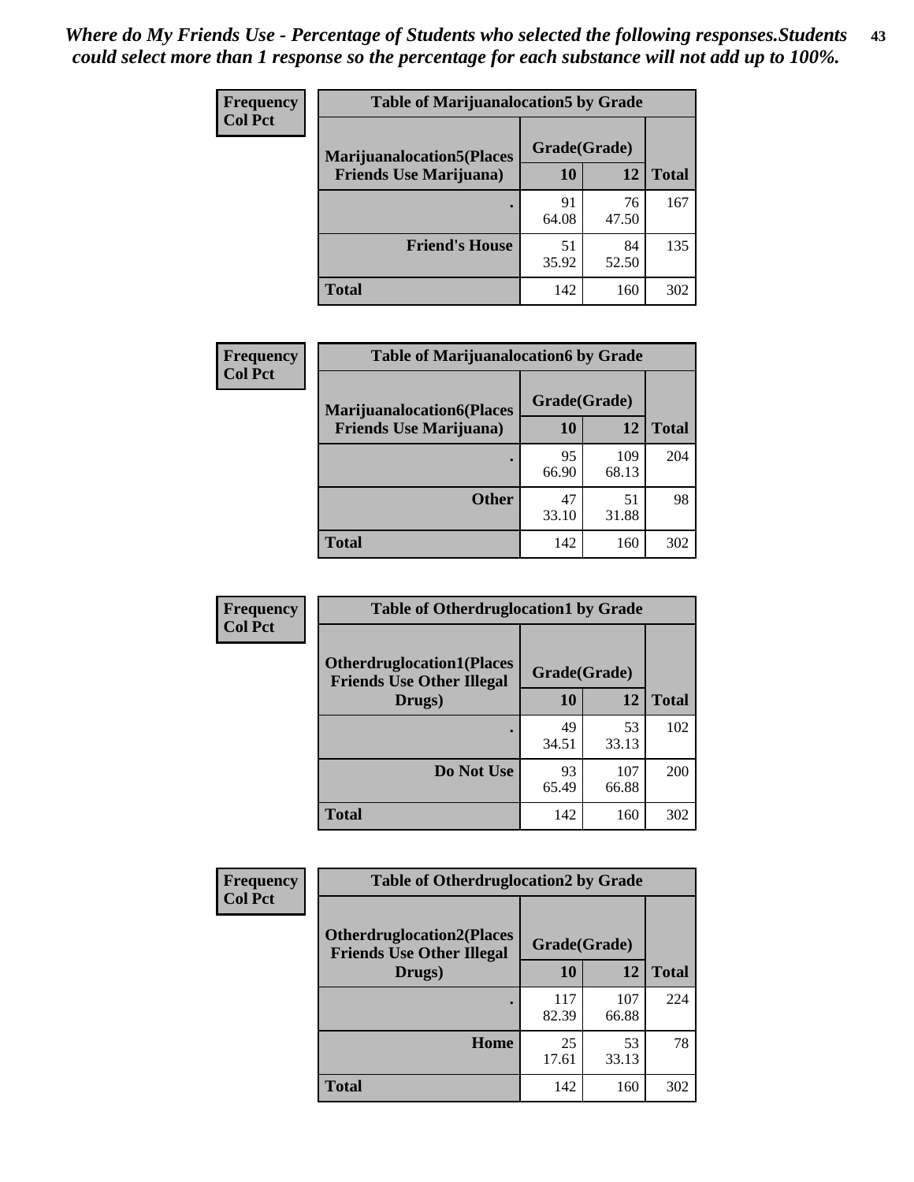*Where do My Friends Use - Percentage of Students who selected the following responses.Students could select more than 1 response so the percentage for each substance will not add up to 100%.*

**Frequency**
**Col Pct**

| Table of Marijuanalocation5 by Grade | | | |
|---|---|---|---|
| **Marijuanalocation5(Places Friends Use Marijuana)** | **Grade(Grade)** | | |
| | **10** | **12** | **Total** |
| **.** | 91<br>64.08 | 76<br>47.50 | 167 |
| **Friend's House** | 51<br>35.92 | 84<br>52.50 | 135 |
| **Total** | 142 | 160 | 302 |

**Frequency**
**Col Pct**

| Table of Marijuanalocation6 by Grade | | | |
|---|---|---|---|
| **Marijuanalocation6(Places Friends Use Marijuana)** | **Grade(Grade)** | | |
| | **10** | **12** | **Total** |
| **.** | 95<br>66.90 | 109<br>68.13 | 204 |
| **Other** | 47<br>33.10 | 51<br>31.88 | 98 |
| **Total** | 142 | 160 | 302 |

**Frequency**
**Col Pct**

| Table of Otherdruglocation1 by Grade | | | |
|---|---|---|---|
| **Otherdruglocation1(Places Friends Use Other Illegal Drugs)** | **Grade(Grade)** | | |
| | **10** | **12** | **Total** |
| **.** | 49<br>34.51 | 53<br>33.13 | 102 |
| **Do Not Use** | 93<br>65.49 | 107<br>66.88 | 200 |
| **Total** | 142 | 160 | 302 |

**Frequency**
**Col Pct**

| Table of Otherdruglocation2 by Grade | | | |
|---|---|---|---|
| **Otherdruglocation2(Places Friends Use Other Illegal Drugs)** | **Grade(Grade)** | | |
| | **10** | **12** | **Total** |
| **.** | 117<br>82.39 | 107<br>66.88 | 224 |
| **Home** | 25<br>17.61 | 53<br>33.13 | 78 |
| **Total** | 142 | 160 | 302 |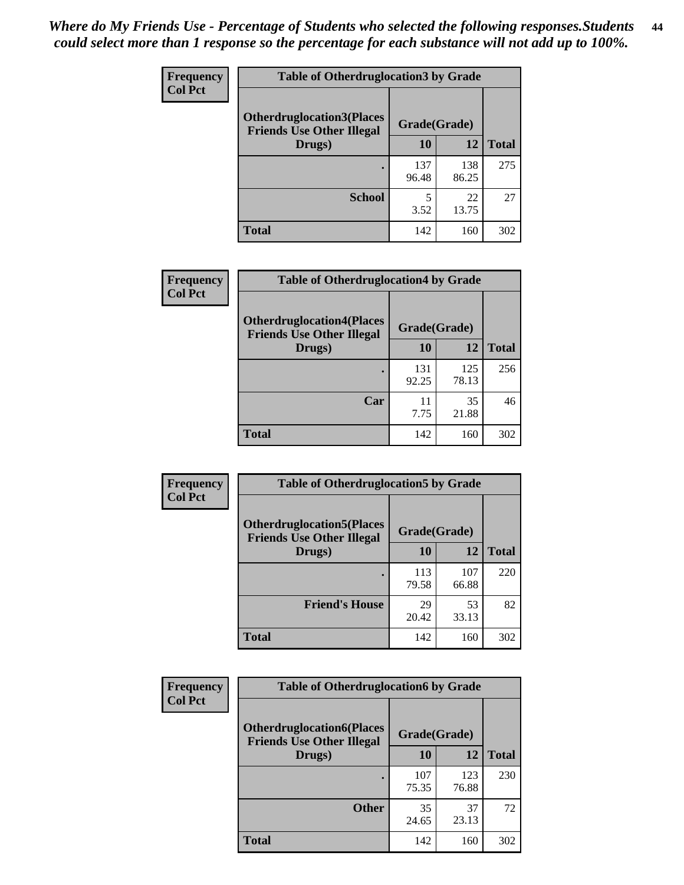*Where do My Friends Use - Percentage of Students who selected the following responses.Students could select more than 1 response so the percentage for each substance will not add up to 100%.*

**Frequency**
**Col Pct**

| Table of Otherdruglocation3 by Grade | | | |
|---|---|---|---|
| Otherdruglocation3(Places Friends Use Other Illegal Drugs) | Grade(Grade) | | Total |
| | 10 | 12 | |
| . | 137<br>96.48 | 138<br>86.25 | 275 |
| School | 5<br>3.52 | 22<br>13.75 | 27 |
| Total | 142 | 160 | 302 |

**Frequency**
**Col Pct**

| Table of Otherdruglocation4 by Grade | | | |
|---|---|---|---|
| Otherdruglocation4(Places Friends Use Other Illegal Drugs) | Grade(Grade) | | Total |
| | 10 | 12 | |
| . | 131<br>92.25 | 125<br>78.13 | 256 |
| Car | 11<br>7.75 | 35<br>21.88 | 46 |
| Total | 142 | 160 | 302 |

**Frequency**
**Col Pct**

| Table of Otherdruglocation5 by Grade | | | |
|---|---|---|---|
| Otherdruglocation5(Places Friends Use Other Illegal Drugs) | Grade(Grade) | | Total |
| | 10 | 12 | |
| . | 113<br>79.58 | 107<br>66.88 | 220 |
| Friend's House | 29<br>20.42 | 53<br>33.13 | 82 |
| Total | 142 | 160 | 302 |

**Frequency**
**Col Pct**

| Table of Otherdruglocation6 by Grade | | | |
|---|---|---|---|
| Otherdruglocation6(Places Friends Use Other Illegal Drugs) | Grade(Grade) | | Total |
| | 10 | 12 | |
| . | 107<br>75.35 | 123<br>76.88 | 230 |
| Other | 35<br>24.65 | 37<br>23.13 | 72 |
| Total | 142 | 160 | 302 |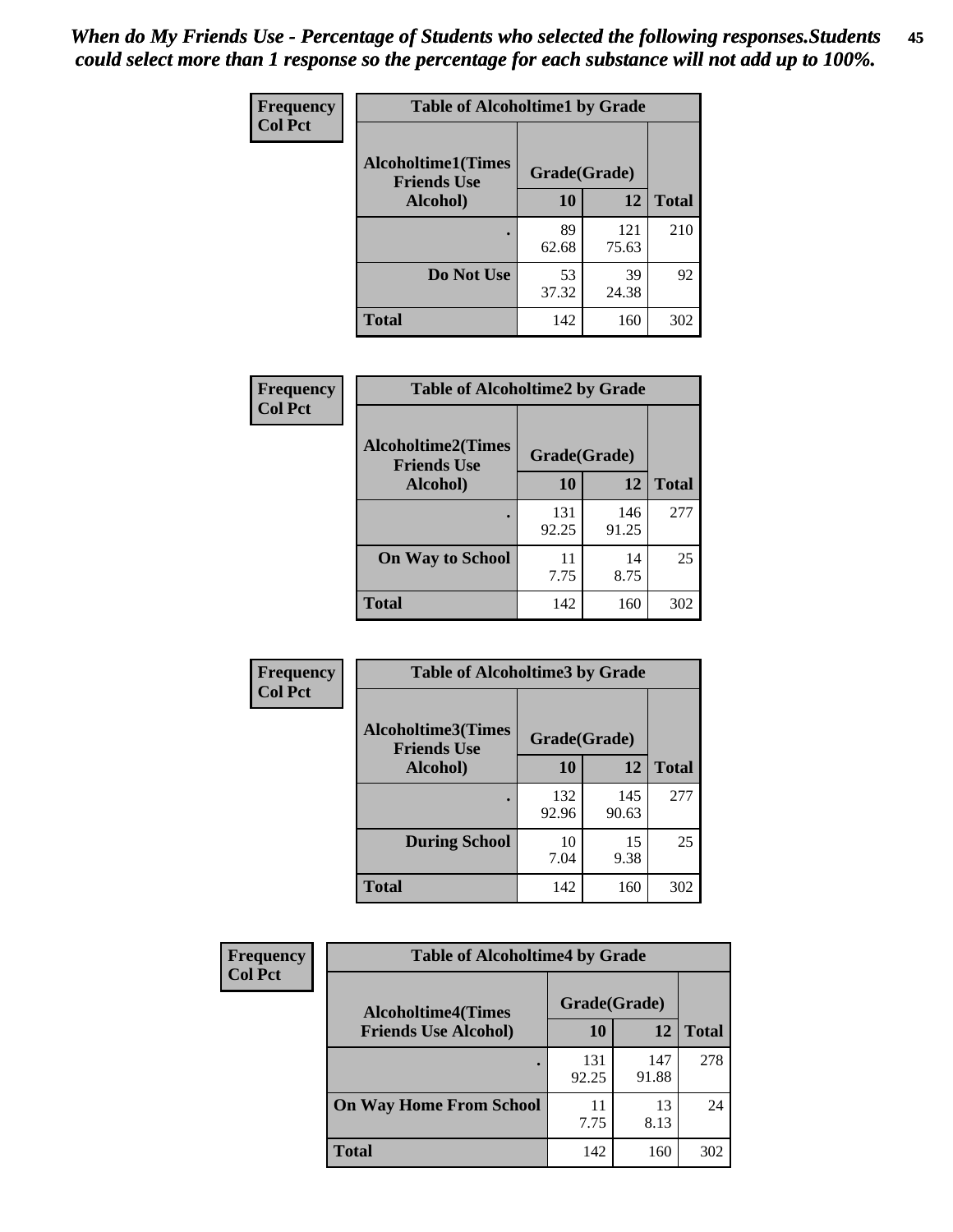*When do My Friends Use - Percentage of Students who selected the following responses.Students could select more than 1 response so the percentage for each substance will not add up to 100%.*

**Frequency**
**Col Pct**

| Table of Alcoholtime1 by Grade | | | |
|---|---|---|---|
| Alcoholtime1(Times Friends Use Alcohol) | Grade(Grade) | | |
| | 10 | 12 | Total |
| . | 89<br>62.68 | 121<br>75.63 | 210 |
| Do Not Use | 53<br>37.32 | 39<br>24.38 | 92 |
| Total | 142 | 160 | 302 |

**Frequency**
**Col Pct**

| Table of Alcoholtime2 by Grade | | | |
|---|---|---|---|
| Alcoholtime2(Times Friends Use Alcohol) | Grade(Grade) | | |
| | 10 | 12 | Total |
| . | 131<br>92.25 | 146<br>91.25 | 277 |
| On Way to School | 11<br>7.75 | 14<br>8.75 | 25 |
| Total | 142 | 160 | 302 |

**Frequency**
**Col Pct**

| Table of Alcoholtime3 by Grade | | | |
|---|---|---|---|
| Alcoholtime3(Times Friends Use Alcohol) | Grade(Grade) | | |
| | 10 | 12 | Total |
| . | 132<br>92.96 | 145<br>90.63 | 277 |
| During School | 10<br>7.04 | 15<br>9.38 | 25 |
| Total | 142 | 160 | 302 |

**Frequency**
**Col Pct**

| Table of Alcoholtime4 by Grade | | | |
|---|---|---|---|
| Alcoholtime4(Times Friends Use Alcohol) | Grade(Grade) | | |
| | 10 | 12 | Total |
| . | 131<br>92.25 | 147<br>91.88 | 278 |
| On Way Home From School | 11<br>7.75 | 13<br>8.13 | 24 |
| Total | 142 | 160 | 302 |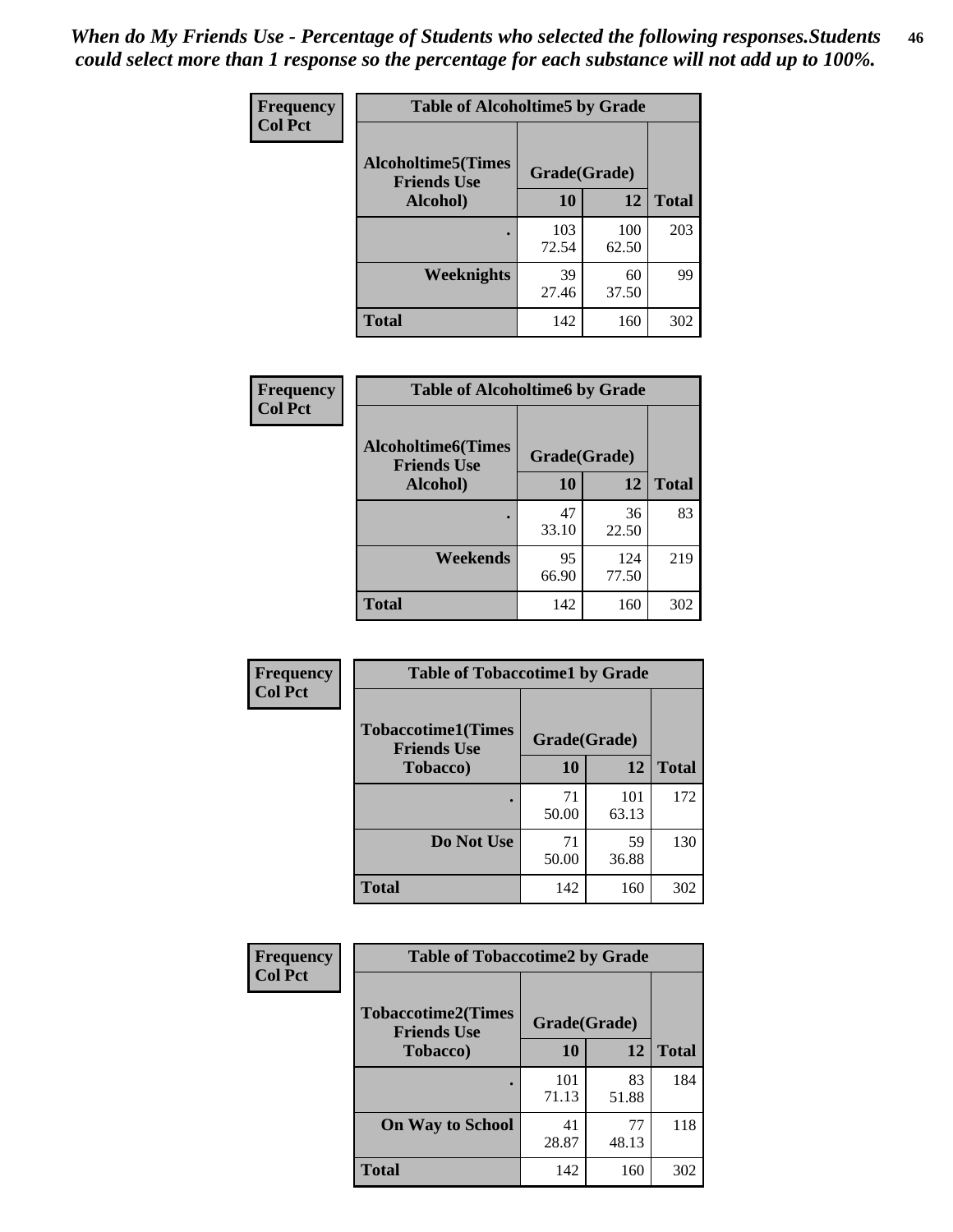*When do My Friends Use - Percentage of Students who selected the following responses.Students could select more than 1 response so the percentage for each substance will not add up to 100%.*

| Frequency<br>Col Pct | Table of Alcoholtime5 by Grade | | |
|---|---|---|---|
| Alcoholtime5(Times Friends Use Alcohol) | Grade(Grade) | | |
| | 10 | 12 | Total |
| . | 103<br>72.54 | 100<br>62.50 | 203 |
| Weeknights | 39<br>27.46 | 60<br>37.50 | 99 |
| Total | 142 | 160 | 302 |

| Frequency<br>Col Pct | Table of Alcoholtime6 by Grade | | |
|---|---|---|---|
| Alcoholtime6(Times Friends Use Alcohol) | Grade(Grade) | | |
| | 10 | 12 | Total |
| . | 47<br>33.10 | 36<br>22.50 | 83 |
| Weekends | 95<br>66.90 | 124<br>77.50 | 219 |
| Total | 142 | 160 | 302 |

| Frequency<br>Col Pct | Table of Tobaccotime1 by Grade | | |
|---|---|---|---|
| Tobaccotime1(Times Friends Use Tobacco) | Grade(Grade) | | |
| | 10 | 12 | Total |
| . | 71<br>50.00 | 101<br>63.13 | 172 |
| Do Not Use | 71<br>50.00 | 59<br>36.88 | 130 |
| Total | 142 | 160 | 302 |

| Frequency<br>Col Pct | Table of Tobaccotime2 by Grade | | |
|---|---|---|---|
| Tobaccotime2(Times Friends Use Tobacco) | Grade(Grade) | | |
| | 10 | 12 | Total |
| . | 101<br>71.13 | 83<br>51.88 | 184 |
| On Way to School | 41<br>28.87 | 77<br>48.13 | 118 |
| Total | 142 | 160 | 302 |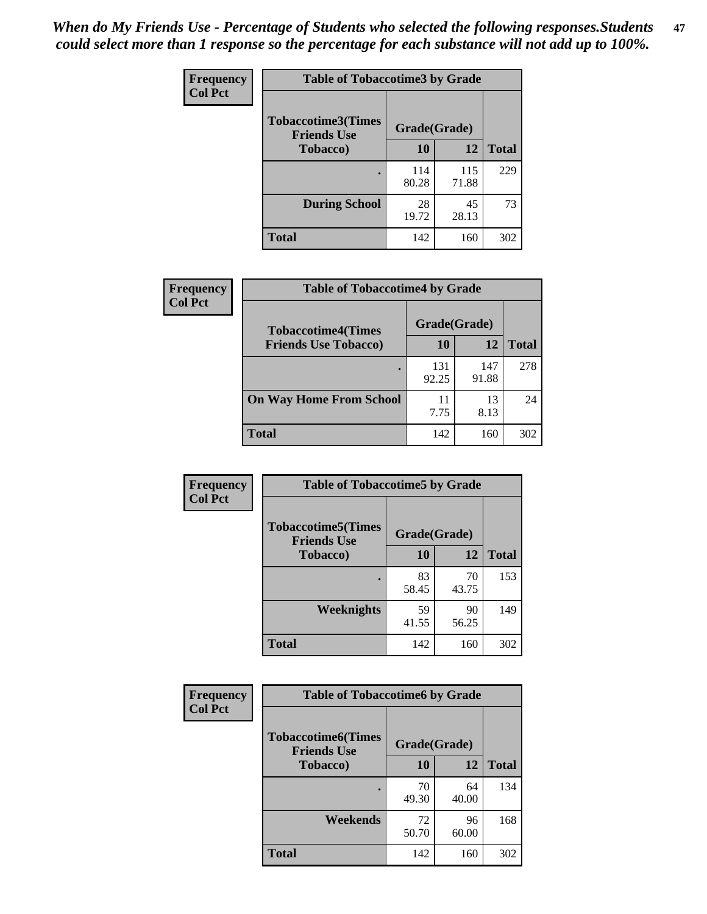*When do My Friends Use - Percentage of Students who selected the following responses.Students could select more than 1 response so the percentage for each substance will not add up to 100%.*

**Frequency**
**Col Pct**

| Table of Tobaccotime3 by Grade | | | |
|---|---|---|---|
| **Tobaccotime3(Times Friends Use Tobacco)** | **Grade(Grade)** | | **Total** |
| | **10** | **12** | |
| **.** | 114<br>80.28 | 115<br>71.88 | 229 |
| **During School** | 28<br>19.72 | 45<br>28.13 | 73 |
| **Total** | 142 | 160 | 302 |

**Frequency**
**Col Pct**

| Table of Tobaccotime4 by Grade | | | |
|---|---|---|---|
| **Tobaccotime4(Times Friends Use Tobacco)** | **Grade(Grade)** | | **Total** |
| | **10** | **12** | |
| **.** | 131<br>92.25 | 147<br>91.88 | 278 |
| **On Way Home From School** | 11<br>7.75 | 13<br>8.13 | 24 |
| **Total** | 142 | 160 | 302 |

**Frequency**
**Col Pct**

| Table of Tobaccotime5 by Grade | | | |
|---|---|---|---|
| **Tobaccotime5(Times Friends Use Tobacco)** | **Grade(Grade)** | | **Total** |
| | **10** | **12** | |
| **.** | 83<br>58.45 | 70<br>43.75 | 153 |
| **Weeknights** | 59<br>41.55 | 90<br>56.25 | 149 |
| **Total** | 142 | 160 | 302 |

**Frequency**
**Col Pct**

| Table of Tobaccotime6 by Grade | | | |
|---|---|---|---|
| **Tobaccotime6(Times Friends Use Tobacco)** | **Grade(Grade)** | | **Total** |
| | **10** | **12** | |
| **.** | 70<br>49.30 | 64<br>40.00 | 134 |
| **Weekends** | 72<br>50.70 | 96<br>60.00 | 168 |
| **Total** | 142 | 160 | 302 |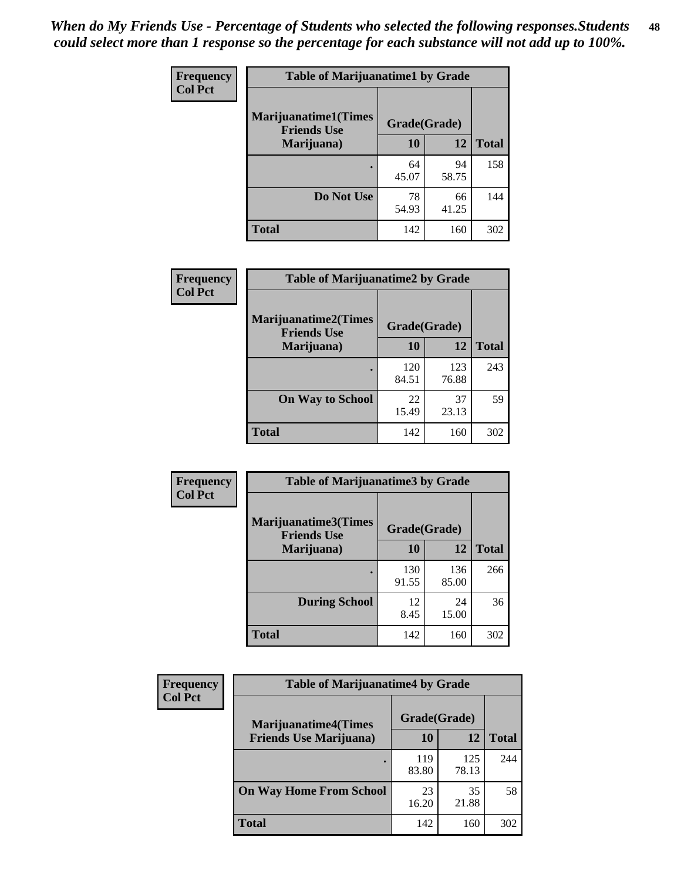*When do My Friends Use - Percentage of Students who selected the following responses.Students could select more than 1 response so the percentage for each substance will not add up to 100%.*

| Frequency<br>Col Pct | Table of Marijuanatime1 by Grade | | |
|---|---|---|---|
| Marijuanatime1(Times Friends Use Marijuana) | Grade(Grade) | | |
| | 10 | 12 | Total |
| . | 64<br>45.07 | 94<br>58.75 | 158 |
| Do Not Use | 78<br>54.93 | 66<br>41.25 | 144 |
| Total | 142 | 160 | 302 |

| Frequency<br>Col Pct | Table of Marijuanatime2 by Grade | | |
|---|---|---|---|
| Marijuanatime2(Times Friends Use Marijuana) | Grade(Grade) | | |
| | 10 | 12 | Total |
| . | 120<br>84.51 | 123<br>76.88 | 243 |
| On Way to School | 22<br>15.49 | 37<br>23.13 | 59 |
| Total | 142 | 160 | 302 |

| Frequency<br>Col Pct | Table of Marijuanatime3 by Grade | | |
|---|---|---|---|
| Marijuanatime3(Times Friends Use Marijuana) | Grade(Grade) | | |
| | 10 | 12 | Total |
| . | 130<br>91.55 | 136<br>85.00 | 266 |
| During School | 12<br>8.45 | 24<br>15.00 | 36 |
| Total | 142 | 160 | 302 |

| Frequency<br>Col Pct | Table of Marijuanatime4 by Grade | | |
|---|---|---|---|
| Marijuanatime4(Times Friends Use Marijuana) | Grade(Grade) | | |
| | 10 | 12 | Total |
| . | 119<br>83.80 | 125<br>78.13 | 244 |
| On Way Home From School | 23<br>16.20 | 35<br>21.88 | 58 |
| Total | 142 | 160 | 302 |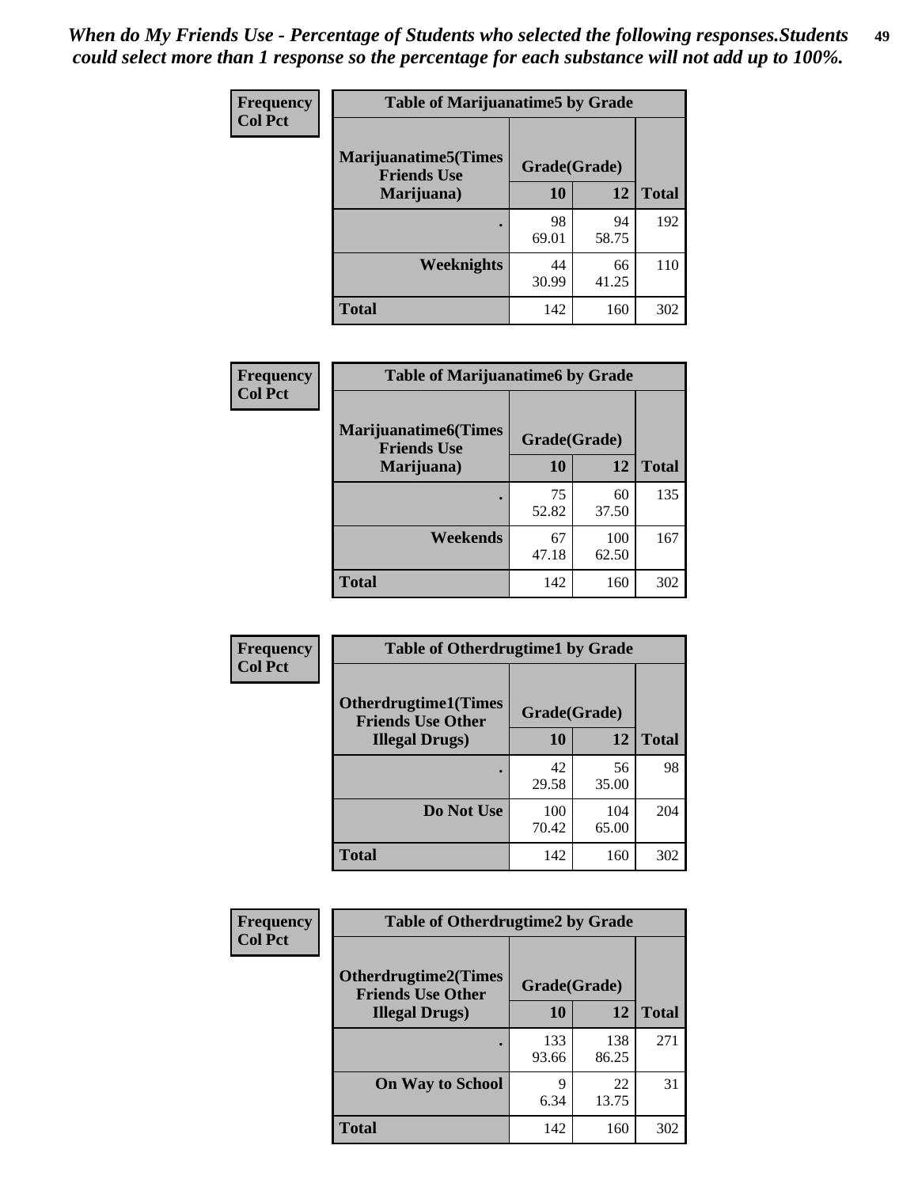*When do My Friends Use - Percentage of Students who selected the following responses.Students could select more than 1 response so the percentage for each substance will not add up to 100%.*

**Frequency Col Pct**

| Table of Marijuanatime5 by Grade | | | |
|---|---|---|---|
| Marijuanatime5(Times Friends Use Marijuana) | Grade(Grade) | | Total |
| | 10 | 12 | |
| . | 98<br>69.01 | 94<br>58.75 | 192 |
| Weeknights | 44<br>30.99 | 66<br>41.25 | 110 |
| Total | 142 | 160 | 302 |

**Frequency Col Pct**

| Table of Marijuanatime6 by Grade | | | |
|---|---|---|---|
| Marijuanatime6(Times Friends Use Marijuana) | Grade(Grade) | | Total |
| | 10 | 12 | |
| . | 75<br>52.82 | 60<br>37.50 | 135 |
| Weekends | 67<br>47.18 | 100<br>62.50 | 167 |
| Total | 142 | 160 | 302 |

**Frequency Col Pct**

| Table of Otherdrugtime1 by Grade | | | |
|---|---|---|---|
| Otherdrugtime1(Times Friends Use Other Illegal Drugs) | Grade(Grade) | | Total |
| | 10 | 12 | |
| . | 42<br>29.58 | 56<br>35.00 | 98 |
| Do Not Use | 100<br>70.42 | 104<br>65.00 | 204 |
| Total | 142 | 160 | 302 |

**Frequency Col Pct**

| Table of Otherdrugtime2 by Grade | | | |
|---|---|---|---|
| Otherdrugtime2(Times Friends Use Other Illegal Drugs) | Grade(Grade) | | Total |
| | 10 | 12 | |
| . | 133<br>93.66 | 138<br>86.25 | 271 |
| On Way to School | 9<br>6.34 | 22<br>13.75 | 31 |
| Total | 142 | 160 | 302 |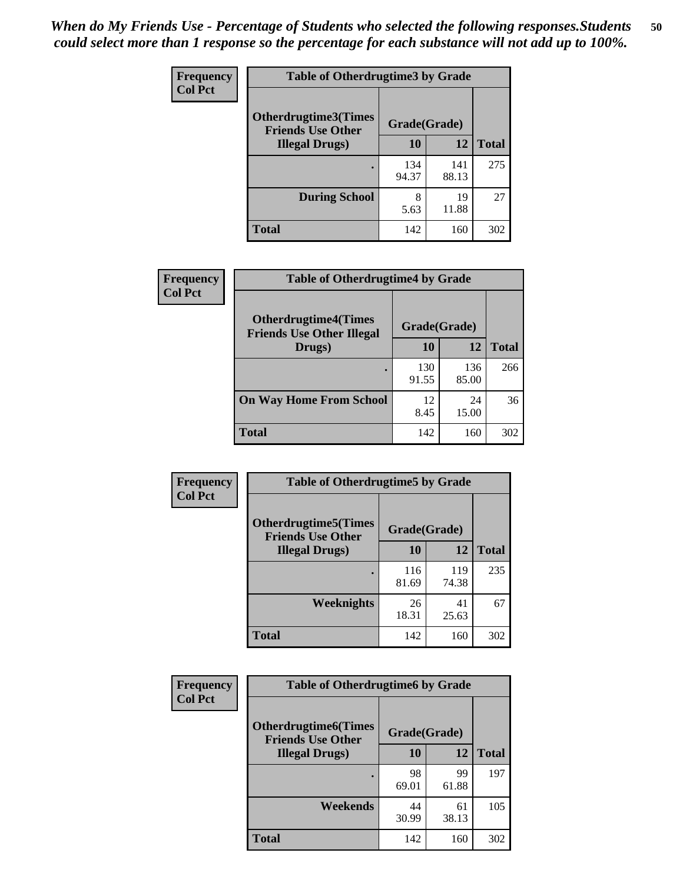*When do My Friends Use - Percentage of Students who selected the following responses.Students could select more than 1 response so the percentage for each substance will not add up to 100%.*

**Frequency**
**Col Pct**

| Table of Otherdrugtime3 by Grade | | | |
|---|---|---|---|
| **Otherdrugtime3(Times Friends Use Other Illegal Drugs)** | **Grade(Grade)** | | |
| | **10** | **12** | **Total** |
| **.** | 134<br>94.37 | 141<br>88.13 | 275 |
| **During School** | 8<br>5.63 | 19<br>11.88 | 27 |
| **Total** | 142 | 160 | 302 |

**Frequency**
**Col Pct**

| Table of Otherdrugtime4 by Grade | | | |
|---|---|---|---|
| **Otherdrugtime4(Times Friends Use Other Illegal Drugs)** | **Grade(Grade)** | | |
| | **10** | **12** | **Total** |
| **.** | 130<br>91.55 | 136<br>85.00 | 266 |
| **On Way Home From School** | 12<br>8.45 | 24<br>15.00 | 36 |
| **Total** | 142 | 160 | 302 |

**Frequency**
**Col Pct**

| Table of Otherdrugtime5 by Grade | | | |
|---|---|---|---|
| **Otherdrugtime5(Times Friends Use Other Illegal Drugs)** | **Grade(Grade)** | | |
| | **10** | **12** | **Total** |
| **.** | 116<br>81.69 | 119<br>74.38 | 235 |
| **Weeknights** | 26<br>18.31 | 41<br>25.63 | 67 |
| **Total** | 142 | 160 | 302 |

**Frequency**
**Col Pct**

| Table of Otherdrugtime6 by Grade | | | |
|---|---|---|---|
| **Otherdrugtime6(Times Friends Use Other Illegal Drugs)** | **Grade(Grade)** | | |
| | **10** | **12** | **Total** |
| **.** | 98<br>69.01 | 99<br>61.88 | 197 |
| **Weekends** | 44<br>30.99 | 61<br>38.13 | 105 |
| **Total** | 142 | 160 | 302 |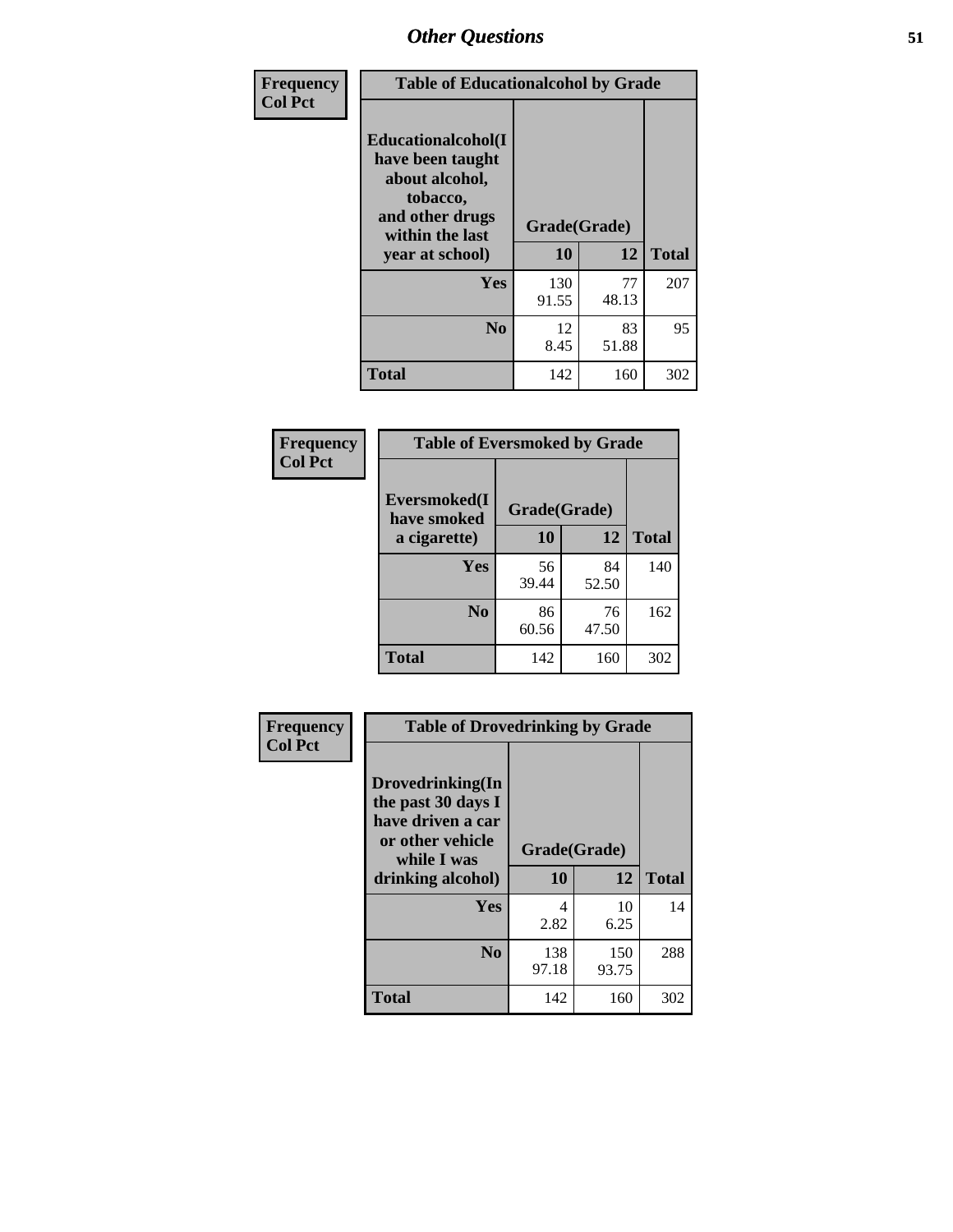## Other Questions

**Frequency**
**Col Pct**

| Table of Educationalalcohol by Grade | | | |
|---|---|---|---|
| Educationalalcohol(I have been taught about alcohol, tobacco, and other drugs within the last year at school) | Grade(Grade) | | |
| | 10 | 12 | Total |
| Yes | 130<br>91.55 | 77<br>48.13 | 207 |
| No | 12<br>8.45 | 83<br>51.88 | 95 |
| Total | 142 | 160 | 302 |

**Frequency**
**Col Pct**

| Table of Eversmoked by Grade | | | |
|---|---|---|---|
| Eversmoked(I have smoked a cigarette) | Grade(Grade) | | |
| | 10 | 12 | Total |
| Yes | 56<br>39.44 | 84<br>52.50 | 140 |
| No | 86<br>60.56 | 76<br>47.50 | 162 |
| Total | 142 | 160 | 302 |

**Frequency**
**Col Pct**

| Table of Drovedrinking by Grade | | | |
|---|---|---|---|
| Drovedrinking(In the past 30 days I have driven a car or other vehicle while I was drinking alcohol) | Grade(Grade) | | |
| | 10 | 12 | Total |
| Yes | 4<br>2.82 | 10<br>6.25 | 14 |
| No | 138<br>97.18 | 150<br>93.75 | 288 |
| Total | 142 | 160 | 302 |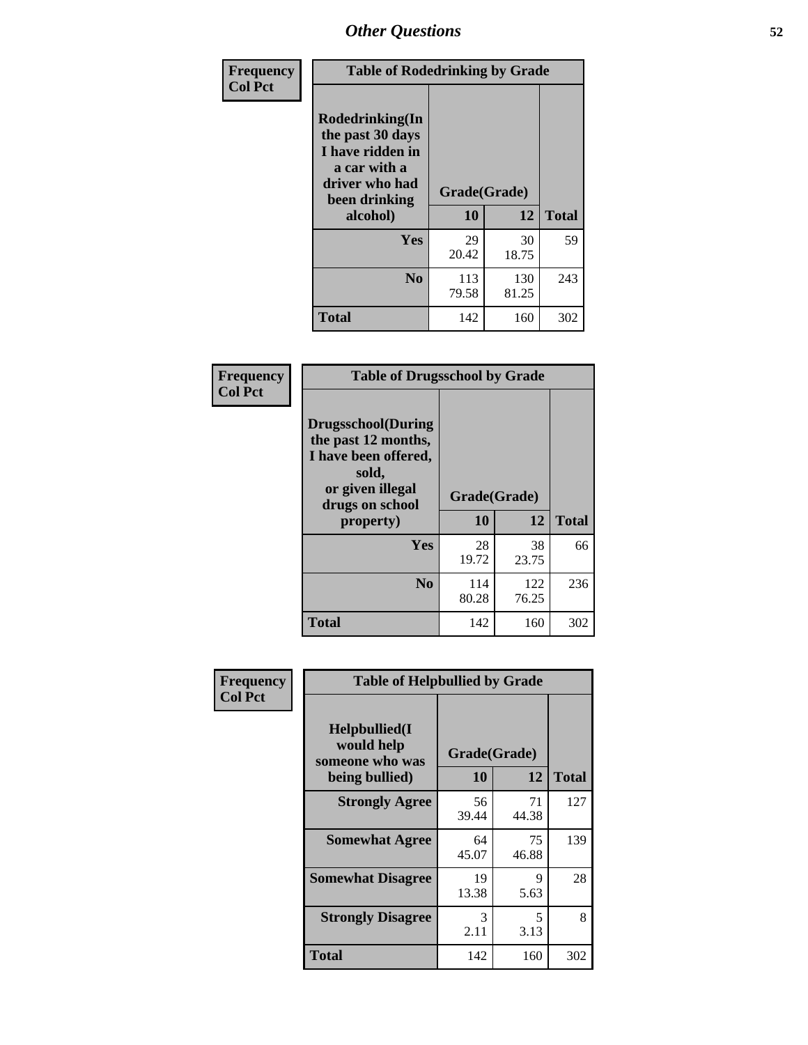## Other Questions

**Frequency**
**Col Pct**

| Table of Rodedrinking by Grade | | | |
|---|---|---|---|
| Rodedrinking(In the past 30 days I have ridden in a car with a driver who had been drinking alcohol) | Grade(Grade) | | |
| | 10 | 12 | Total |
| Yes | 29<br>20.42 | 30<br>18.75 | 59 |
| No | 113<br>79.58 | 130<br>81.25 | 243 |
| Total | 142 | 160 | 302 |

**Frequency**
**Col Pct**

| Table of Drugsschool by Grade | | | |
|---|---|---|---|
| Drugsschool(During the past 12 months, I have been offered, sold, or given illegal drugs on school property) | Grade(Grade) | | |
| | 10 | 12 | Total |
| Yes | 28<br>19.72 | 38<br>23.75 | 66 |
| No | 114<br>80.28 | 122<br>76.25 | 236 |
| Total | 142 | 160 | 302 |

**Frequency**
**Col Pct**

| Table of Helpbullied by Grade | | | |
|---|---|---|---|
| Helpbullied(I would help someone who was being bullied) | Grade(Grade) | | |
| | 10 | 12 | Total |
| Strongly Agree | 56<br>39.44 | 71<br>44.38 | 127 |
| Somewhat Agree | 64<br>45.07 | 75<br>46.88 | 139 |
| Somewhat Disagree | 19<br>13.38 | 9<br>5.63 | 28 |
| Strongly Disagree | 3<br>2.11 | 5<br>3.13 | 8 |
| Total | 142 | 160 | 302 |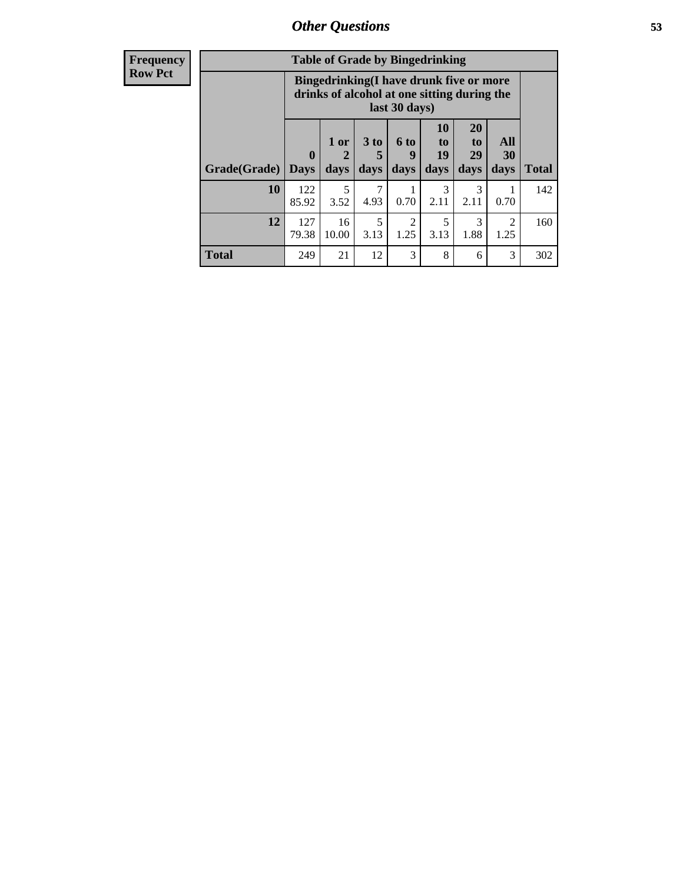| Frequency |
|---|
| Row Pct |

**Table of Grade by Bingedrinking**

| Grade(Grade) | Bingedrinking(I have drunk five or more drinks of alcohol at one sitting during the last 30 days) | | | | | | | Total |
|---|---|---|---|---|---|---|---|---|
| | 0 Days | 1 or 2 days | 3 to 5 days | 6 to 9 days | 10 to 19 days | 20 to 29 days | All 30 days | |
| 10 | 122<br>85.92 | 5<br>3.52 | 7<br>4.93 | 1<br>0.70 | 3<br>2.11 | 3<br>2.11 | 1<br>0.70 | 142 |
| 12 | 127<br>79.38 | 16<br>10.00 | 5<br>3.13 | 2<br>1.25 | 5<br>3.13 | 3<br>1.88 | 2<br>1.25 | 160 |
| **Total** | 249 | 21 | 12 | 3 | 8 | 6 | 3 | 302 |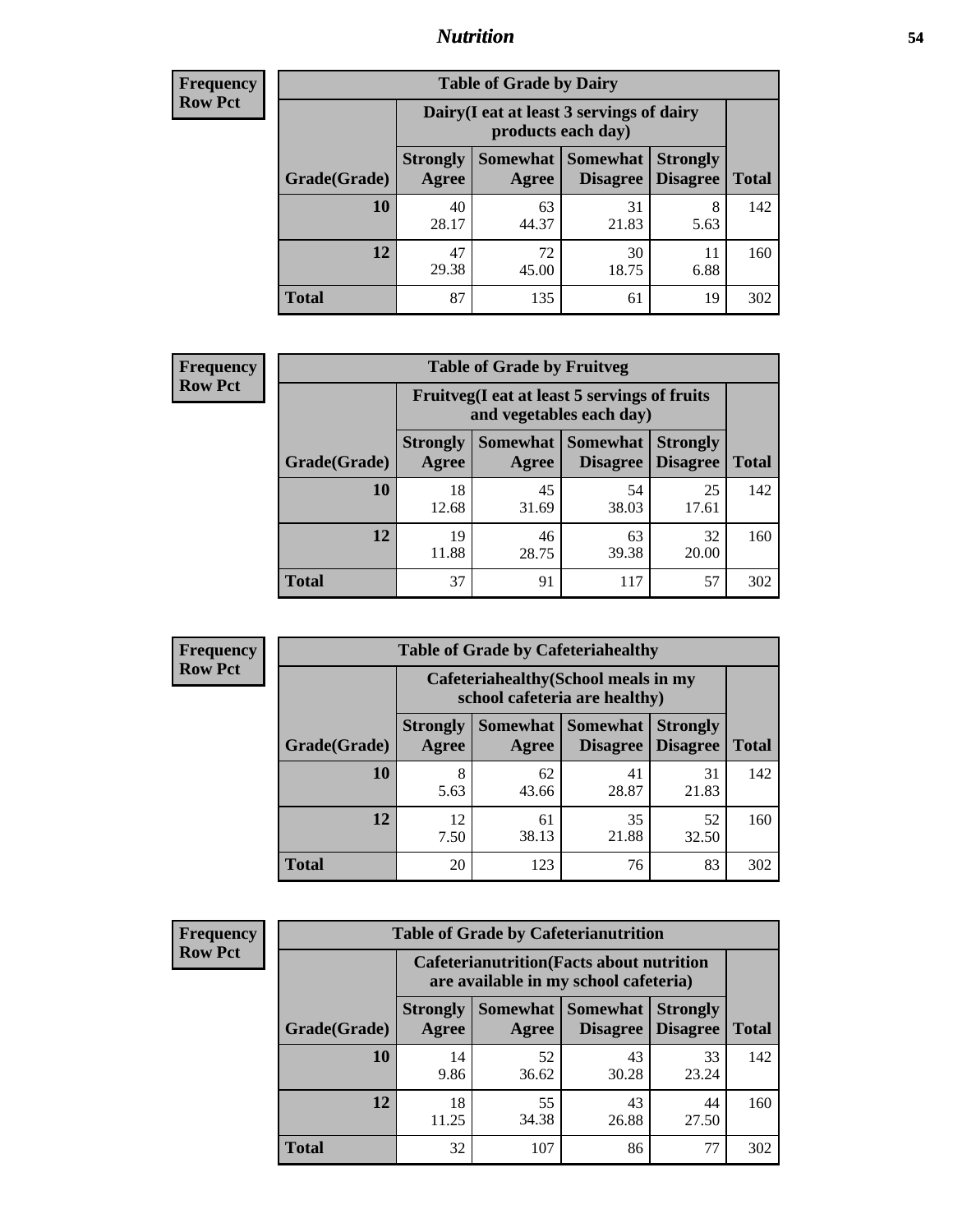## Nutrition

**Frequency**
**Row Pct**

| Table of Grade by Dairy | | | | | |
|---|---|---|---|---|---|
| | Dairy(I eat at least 3 servings of dairy products each day) | | | | |
| Grade(Grade) | Strongly Agree | Somewhat Agree | Somewhat Disagree | Strongly Disagree | Total |
| 10 | 40<br>28.17 | 63<br>44.37 | 31<br>21.83 | 8<br>5.63 | 142 |
| 12 | 47<br>29.38 | 72<br>45.00 | 30<br>18.75 | 11<br>6.88 | 160 |
| Total | 87 | 135 | 61 | 19 | 302 |

**Frequency**
**Row Pct**

| Table of Grade by Fruitveg | | | | | |
|---|---|---|---|---|---|
| | Fruitveg(I eat at least 5 servings of fruits and vegetables each day) | | | | |
| Grade(Grade) | Strongly Agree | Somewhat Agree | Somewhat Disagree | Strongly Disagree | Total |
| 10 | 18<br>12.68 | 45<br>31.69 | 54<br>38.03 | 25<br>17.61 | 142 |
| 12 | 19<br>11.88 | 46<br>28.75 | 63<br>39.38 | 32<br>20.00 | 160 |
| Total | 37 | 91 | 117 | 57 | 302 |

**Frequency**
**Row Pct**

| Table of Grade by Cafeteriahealthy | | | | | |
|---|---|---|---|---|---|
| | Cafeteriahealthy(School meals in my school cafeteria are healthy) | | | | |
| Grade(Grade) | Strongly Agree | Somewhat Agree | Somewhat Disagree | Strongly Disagree | Total |
| 10 | 8<br>5.63 | 62<br>43.66 | 41<br>28.87 | 31<br>21.83 | 142 |
| 12 | 12<br>7.50 | 61<br>38.13 | 35<br>21.88 | 52<br>32.50 | 160 |
| Total | 20 | 123 | 76 | 83 | 302 |

**Frequency**
**Row Pct**

| Table of Grade by Cafeterianutrition | | | | | |
|---|---|---|---|---|---|
| | Cafeterianutrition(Facts about nutrition are available in my school cafeteria) | | | | |
| Grade(Grade) | Strongly Agree | Somewhat Agree | Somewhat Disagree | Strongly Disagree | Total |
| 10 | 14<br>9.86 | 52<br>36.62 | 43<br>30.28 | 33<br>23.24 | 142 |
| 12 | 18<br>11.25 | 55<br>34.38 | 43<br>26.88 | 44<br>27.50 | 160 |
| Total | 32 | 107 | 86 | 77 | 302 |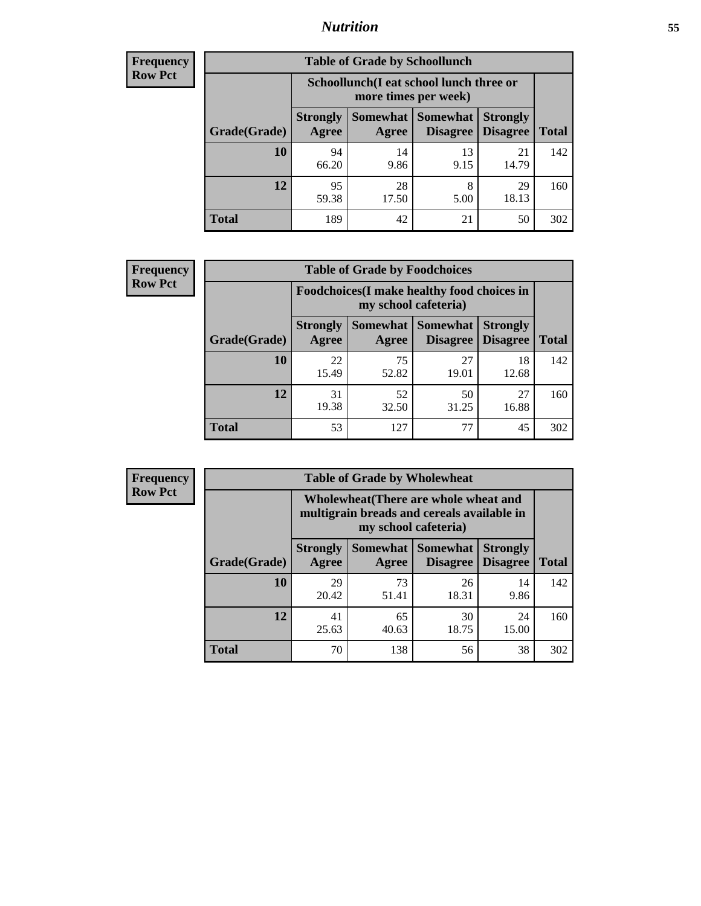**Frequency**
**Row Pct**

| Table of Grade by Schoollunch | | | | | |
|---|---|---|---|---|---|
| | Schoollunch(I eat school lunch three or more times per week) | | | | |
| Grade(Grade) | Strongly Agree | Somewhat Agree | Somewhat Disagree | Strongly Disagree | Total |
| 10 | 94<br>66.20 | 14<br>9.86 | 13<br>9.15 | 21<br>14.79 | 142 |
| 12 | 95<br>59.38 | 28<br>17.50 | 8<br>5.00 | 29<br>18.13 | 160 |
| Total | 189 | 42 | 21 | 50 | 302 |

**Frequency**
**Row Pct**

| Table of Grade by Foodchoices | | | | | |
|---|---|---|---|---|---|
| | Foodchoices(I make healthy food choices in my school cafeteria) | | | | |
| Grade(Grade) | Strongly Agree | Somewhat Agree | Somewhat Disagree | Strongly Disagree | Total |
| 10 | 22<br>15.49 | 75<br>52.82 | 27<br>19.01 | 18<br>12.68 | 142 |
| 12 | 31<br>19.38 | 52<br>32.50 | 50<br>31.25 | 27<br>16.88 | 160 |
| Total | 53 | 127 | 77 | 45 | 302 |

**Frequency**
**Row Pct**

| Table of Grade by Wholewheat | | | | | |
|---|---|---|---|---|---|
| | Wholewheat(There are whole wheat and multigrain breads and cereals available in my school cafeteria) | | | | |
| Grade(Grade) | Strongly Agree | Somewhat Agree | Somewhat Disagree | Strongly Disagree | Total |
| 10 | 29<br>20.42 | 73<br>51.41 | 26<br>18.31 | 14<br>9.86 | 142 |
| 12 | 41<br>25.63 | 65<br>40.63 | 30<br>18.75 | 24<br>15.00 | 160 |
| Total | 70 | 138 | 56 | 38 | 302 |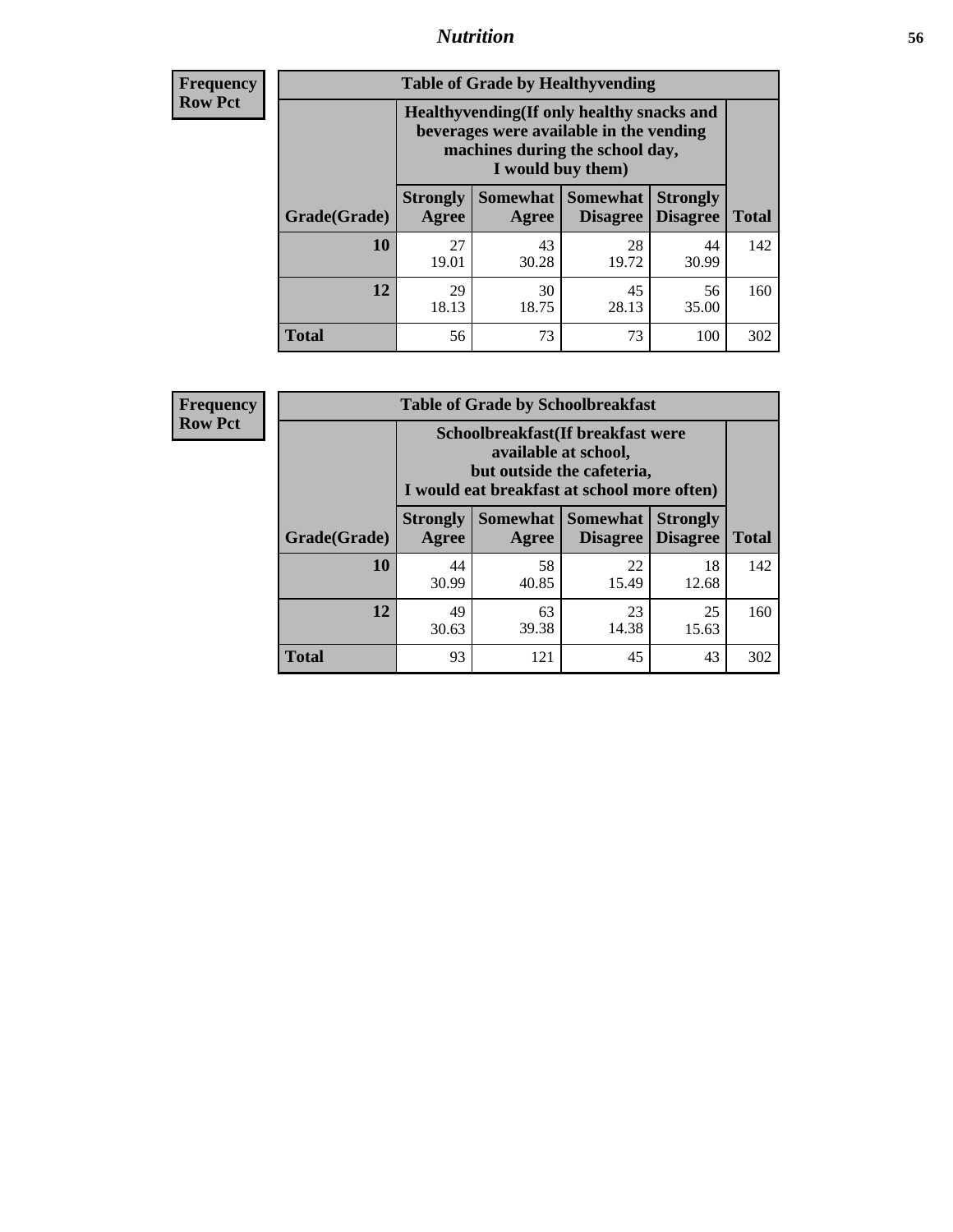| Frequency Row Pct | | | | | |
|---|---|---|---|---|---|

**Table of Grade by Healthyvending**

| | Healthyvending(If only healthy snacks and beverages were available in the vending machines during the school day, I would buy them) | | | | |
|---|---|---|---|---|---|
| Grade(Grade) | Strongly Agree | Somewhat Agree | Somewhat Disagree | Strongly Disagree | Total |
| 10 | 27<br>19.01 | 43<br>30.28 | 28<br>19.72 | 44<br>30.99 | 142 |
| 12 | 29<br>18.13 | 30<br>18.75 | 45<br>28.13 | 56<br>35.00 | 160 |
| Total | 56 | 73 | 73 | 100 | 302 |

| Frequency Row Pct | | | | | |
|---|---|---|---|---|---|

**Table of Grade by Schoolbreakfast**

| | Schoolbreakfast(If breakfast were available at school, but outside the cafeteria, I would eat breakfast at school more often) | | | | |
|---|---|---|---|---|---|
| Grade(Grade) | Strongly Agree | Somewhat Agree | Somewhat Disagree | Strongly Disagree | Total |
| 10 | 44<br>30.99 | 58<br>40.85 | 22<br>15.49 | 18<br>12.68 | 142 |
| 12 | 49<br>30.63 | 63<br>39.38 | 23<br>14.38 | 25<br>15.63 | 160 |
| Total | 93 | 121 | 45 | 43 | 302 |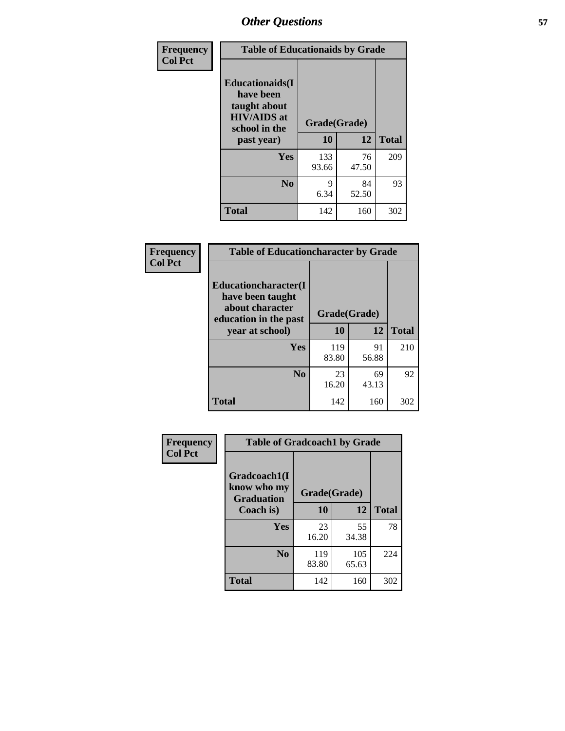# Other Questions

**Frequency**
**Col Pct**

**Table of Educationaids by Grade**

| Educationaids(I have been taught about HIV/AIDS at school in the past year) | Grade(Grade) | | Total |
|---|---|---|---|
| | 10 | 12 | |
| Yes | 133<br>93.66 | 76<br>47.50 | 209 |
| No | 9<br>6.34 | 84<br>52.50 | 93 |
| Total | 142 | 160 | 302 |

**Frequency**
**Col Pct**

**Table of Educationcharacter by Grade**

| Educationcharacter(I have been taught about character education in the past year at school) | Grade(Grade) | | Total |
|---|---|---|---|
| | 10 | 12 | |
| Yes | 119<br>83.80 | 91<br>56.88 | 210 |
| No | 23<br>16.20 | 69<br>43.13 | 92 |
| Total | 142 | 160 | 302 |

**Frequency**
**Col Pct**

**Table of Gradcoach1 by Grade**

| Gradcoach1(I know who my Graduation Coach is) | Grade(Grade) | | Total |
|---|---|---|---|
| | 10 | 12 | |
| Yes | 23<br>16.20 | 55<br>34.38 | 78 |
| No | 119<br>83.80 | 105<br>65.63 | 224 |
| Total | 142 | 160 | 302 |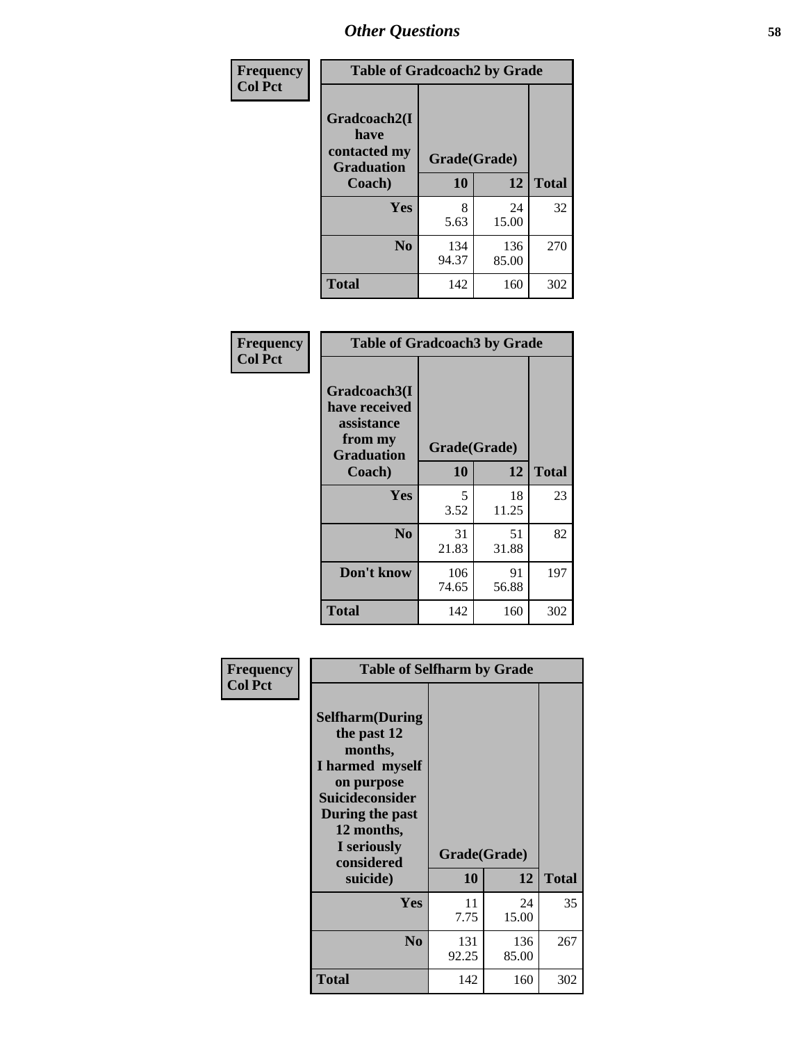# Other Questions

**Frequency**
**Col Pct**

| Table of Gradcoach2 by Grade | | | |
|---|---|---|---|
| Gradcoach2(I have contacted my Graduation Coach) | Grade(Grade) | | |
| | 10 | 12 | Total |
| Yes | 8<br>5.63 | 24<br>15.00 | 32 |
| No | 134<br>94.37 | 136<br>85.00 | 270 |
| Total | 142 | 160 | 302 |

**Frequency**
**Col Pct**

| Table of Gradcoach3 by Grade | | | |
|---|---|---|---|
| Gradcoach3(I have received assistance from my Graduation Coach) | Grade(Grade) | | |
| | 10 | 12 | Total |
| Yes | 5<br>3.52 | 18<br>11.25 | 23 |
| No | 31<br>21.83 | 51<br>31.88 | 82 |
| Don't know | 106<br>74.65 | 91<br>56.88 | 197 |
| Total | 142 | 160 | 302 |

**Frequency**
**Col Pct**

| Table of Selfharm by Grade | | | |
|---|---|---|---|
| Selfharm(During the past 12 months, I harmed myself on purpose Suicideconsider During the past 12 months, I seriously considered suicide) | Grade(Grade) | | |
| | 10 | 12 | Total |
| Yes | 11<br>7.75 | 24<br>15.00 | 35 |
| No | 131<br>92.25 | 136<br>85.00 | 267 |
| Total | 142 | 160 | 302 |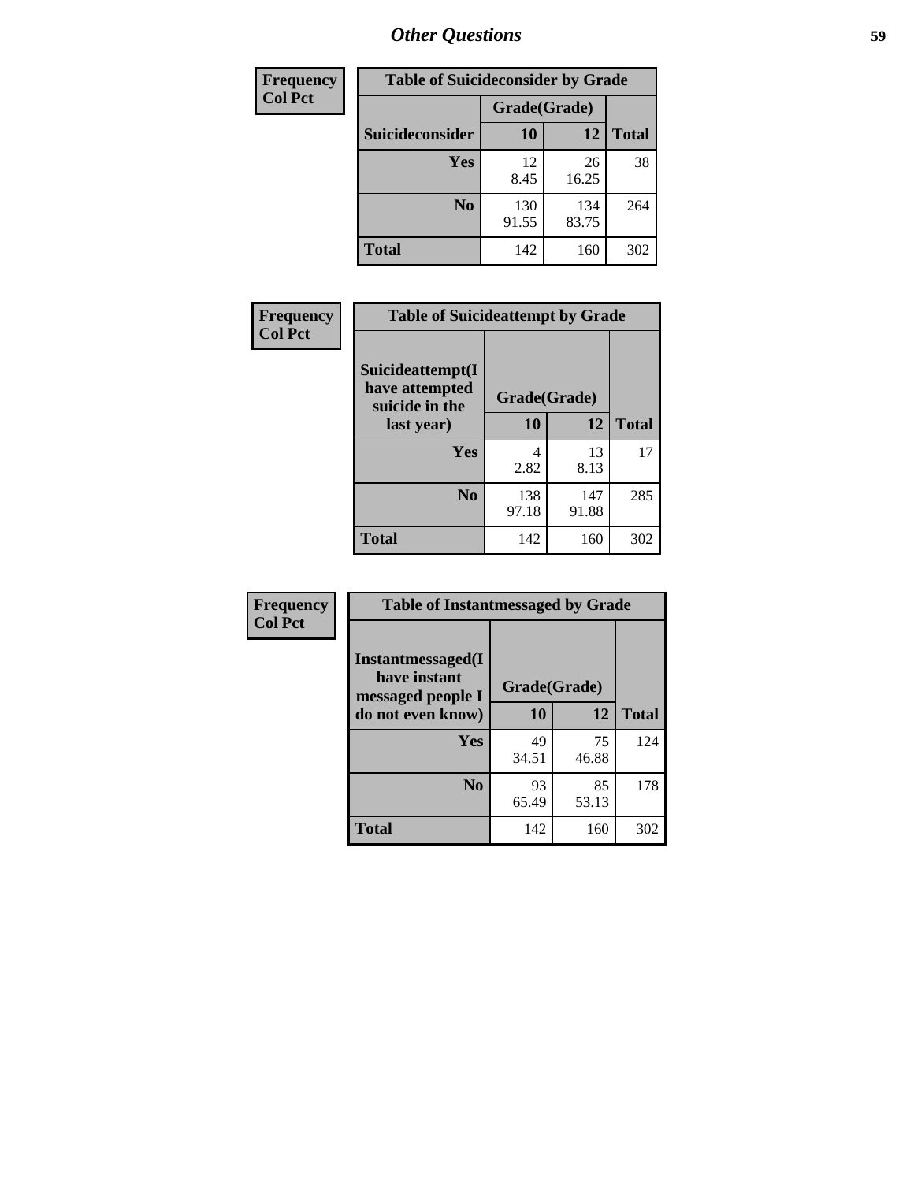# Other Questions

| Frequency<br>Col Pct |
|---|

**Table of Suicideconsider by Grade**

| Suicideconsider | Grade(Grade) 10 | 12 | Total |
|---|---|---|---|
| Yes | 12<br>8.45 | 26<br>16.25 | 38 |
| No | 130<br>91.55 | 134<br>83.75 | 264 |
| Total | 142 | 160 | 302 |

| Frequency<br>Col Pct |
|---|

**Table of Suicideattempt by Grade**

| Suicideattempt(I have attempted suicide in the last year) | Grade(Grade) 10 | 12 | Total |
|---|---|---|---|
| Yes | 4<br>2.82 | 13<br>8.13 | 17 |
| No | 138<br>97.18 | 147<br>91.88 | 285 |
| Total | 142 | 160 | 302 |

| Frequency<br>Col Pct |
|---|

**Table of Instantmessaged by Grade**

| Instantmessaged(I have instant messaged people I do not even know) | Grade(Grade) 10 | 12 | Total |
|---|---|---|---|
| Yes | 49<br>34.51 | 75<br>46.88 | 124 |
| No | 93<br>65.49 | 85<br>53.13 | 178 |
| Total | 142 | 160 | 302 |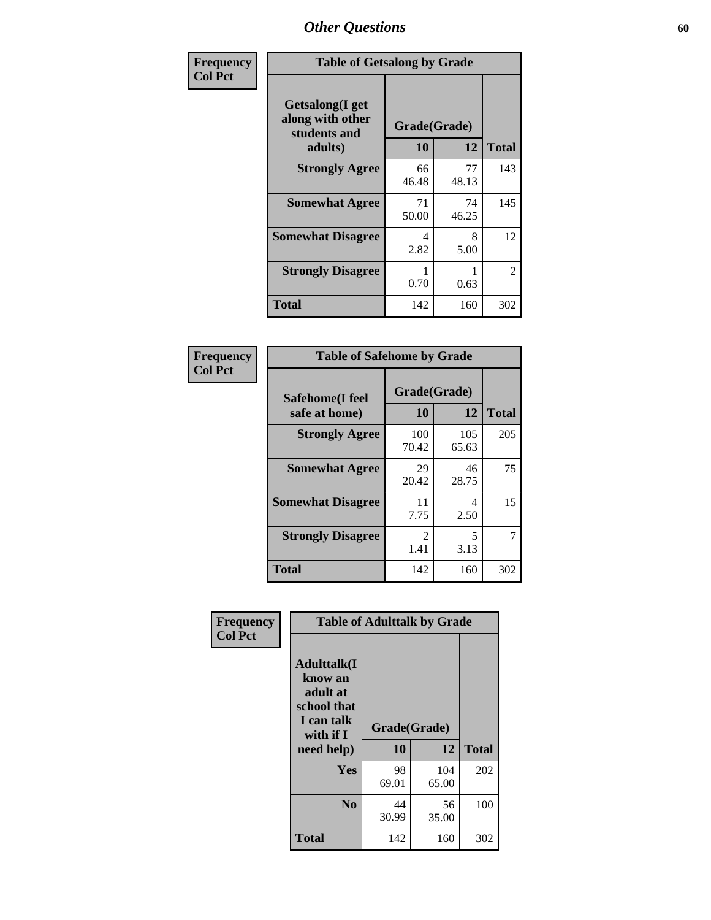# Other Questions

**Frequency**
**Col Pct**

| Table of Getsalong by Grade | | | |
|---|---|---|---|
| **Getsalong(I get along with other students and adults)** | **Grade(Grade)** | | |
| | **10** | **12** | **Total** |
| **Strongly Agree** | 66<br>46.48 | 77<br>48.13 | 143 |
| **Somewhat Agree** | 71<br>50.00 | 74<br>46.25 | 145 |
| **Somewhat Disagree** | 4<br>2.82 | 8<br>5.00 | 12 |
| **Strongly Disagree** | 1<br>0.70 | 1<br>0.63 | 2 |
| **Total** | 142 | 160 | 302 |

**Frequency**
**Col Pct**

| Table of Safehome by Grade | | | |
|---|---|---|---|
| **Safehome(I feel safe at home)** | **Grade(Grade)** | | |
| | **10** | **12** | **Total** |
| **Strongly Agree** | 100<br>70.42 | 105<br>65.63 | 205 |
| **Somewhat Agree** | 29<br>20.42 | 46<br>28.75 | 75 |
| **Somewhat Disagree** | 11<br>7.75 | 4<br>2.50 | 15 |
| **Strongly Disagree** | 2<br>1.41 | 5<br>3.13 | 7 |
| **Total** | 142 | 160 | 302 |

**Frequency**
**Col Pct**

| Table of Adulttalk by Grade | | | |
|---|---|---|---|
| **Adulttalk(I know an adult at school that I can talk with if I need help)** | **Grade(Grade)** | | |
| | **10** | **12** | **Total** |
| **Yes** | 98<br>69.01 | 104<br>65.00 | 202 |
| **No** | 44<br>30.99 | 56<br>35.00 | 100 |
| **Total** | 142 | 160 | 302 |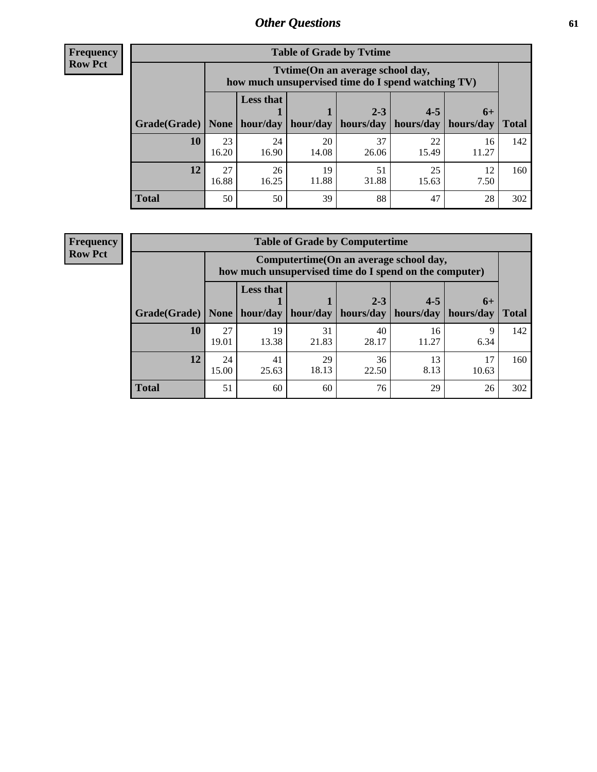## Other Questions

**Frequency**
**Row Pct**

| Table of Grade by Tvtime | | | | | | | |
|---|---|---|---|---|---|---|---|
| | Tvtime(On an average school day, how much unsupervised time do I spend watching TV) | | | | | | |
| Grade(Grade) | None | Less that 1 hour/day | 1 hour/day | 2-3 hours/day | 4-5 hours/day | 6+ hours/day | Total |
| 10 | 23<br>16.20 | 24<br>16.90 | 20<br>14.08 | 37<br>26.06 | 22<br>15.49 | 16<br>11.27 | 142 |
| 12 | 27<br>16.88 | 26<br>16.25 | 19<br>11.88 | 51<br>31.88 | 25<br>15.63 | 12<br>7.50 | 160 |
| Total | 50 | 50 | 39 | 88 | 47 | 28 | 302 |

**Frequency**
**Row Pct**

| Table of Grade by Computertime | | | | | | | |
|---|---|---|---|---|---|---|---|
| | Computertime(On an average school day, how much unsupervised time do I spend on the computer) | | | | | | |
| Grade(Grade) | None | Less that 1 hour/day | 1 hour/day | 2-3 hours/day | 4-5 hours/day | 6+ hours/day | Total |
| 10 | 27<br>19.01 | 19<br>13.38 | 31<br>21.83 | 40<br>28.17 | 16<br>11.27 | 9<br>6.34 | 142 |
| 12 | 24<br>15.00 | 41<br>25.63 | 29<br>18.13 | 36<br>22.50 | 13<br>8.13 | 17<br>10.63 | 160 |
| Total | 51 | 60 | 60 | 76 | 29 | 26 | 302 |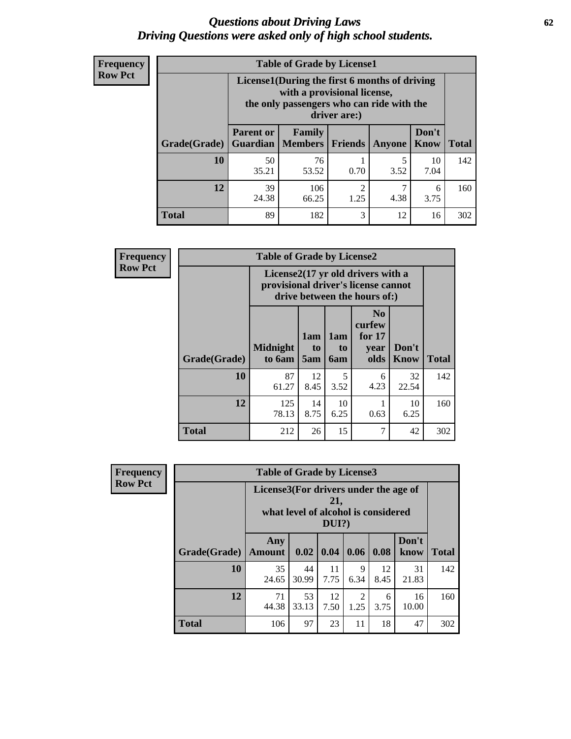# *Questions about Driving Laws*
# *Driving Questions were asked only of high school students.*

**Frequency**
**Row Pct**

**Table of Grade by License1**

| Grade(Grade) | License1(During the first 6 months of driving with a provisional license, the only passengers who can ride with the driver are:) | | | | | Total |
|---|---|---|---|---|---|---|
| | Parent or Guardian | Family Members | Friends | Anyone | Don't Know | |
| 10 | 50<br>35.21 | 76<br>53.52 | 1<br>0.70 | 5<br>3.52 | 10<br>7.04 | 142 |
| 12 | 39<br>24.38 | 106<br>66.25 | 2<br>1.25 | 7<br>4.38 | 6<br>3.75 | 160 |
| Total | 89 | 182 | 3 | 12 | 16 | 302 |

**Frequency**
**Row Pct**

**Table of Grade by License2**

| Grade(Grade) | License2(17 yr old drivers with a provisional driver's license cannot drive between the hours of:) | | | | | Total |
|---|---|---|---|---|---|---|
| | Midnight to 6am | 1am to 5am | 1am to 6am | No curfew for 17 year olds | Don't Know | |
| 10 | 87<br>61.27 | 12<br>8.45 | 5<br>3.52 | 6<br>4.23 | 32<br>22.54 | 142 |
| 12 | 125<br>78.13 | 14<br>8.75 | 10<br>6.25 | 1<br>0.63 | 10<br>6.25 | 160 |
| Total | 212 | 26 | 15 | 7 | 42 | 302 |

**Frequency**
**Row Pct**

**Table of Grade by License3**

| Grade(Grade) | License3(For drivers under the age of 21, what level of alcohol is considered DUI?) | | | | | | Total |
|---|---|---|---|---|---|---|---|
| | Any Amount | 0.02 | 0.04 | 0.06 | 0.08 | Don't know | |
| 10 | 35<br>24.65 | 44<br>30.99 | 11<br>7.75 | 9<br>6.34 | 12<br>8.45 | 31<br>21.83 | 142 |
| 12 | 71<br>44.38 | 53<br>33.13 | 12<br>7.50 | 2<br>1.25 | 6<br>3.75 | 16<br>10.00 | 160 |
| Total | 106 | 97 | 23 | 11 | 18 | 47 | 302 |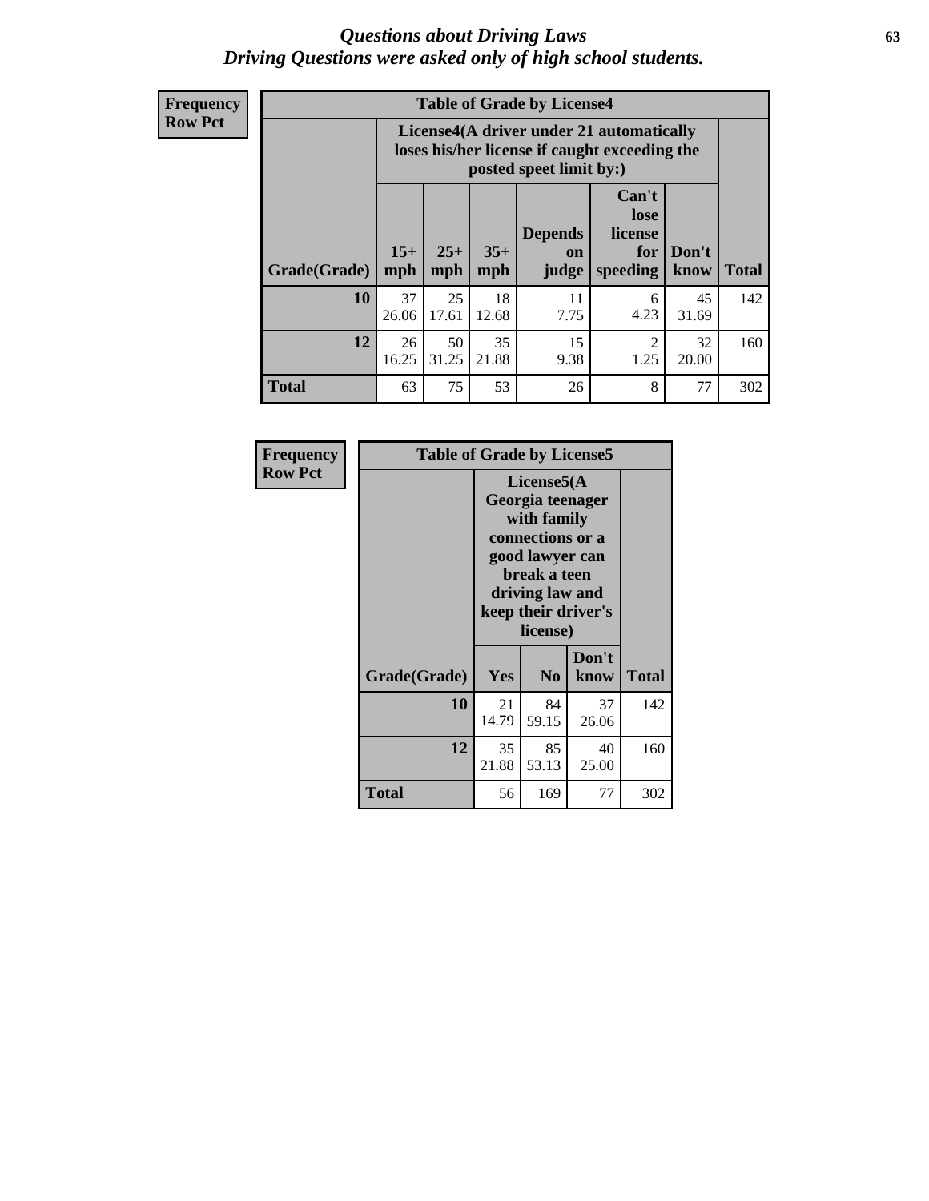# *Questions about Driving Laws*
## *Driving Questions were asked only of high school students.*

**Frequency**
**Row Pct**

**Table of Grade by License4**

| Grade(Grade) | License4(A driver under 21 automatically loses his/her license if caught exceeding the posted speet limit by:) | | | | | | Total |
|---|---|---|---|---|---|---|---|
| | 15+ mph | 25+ mph | 35+ mph | Depends on judge | Can't lose license for speeding | Don't know | |
| **10** | 37<br>26.06 | 25<br>17.61 | 18<br>12.68 | 11<br>7.75 | 6<br>4.23 | 45<br>31.69 | 142 |
| **12** | 26<br>16.25 | 50<br>31.25 | 35<br>21.88 | 15<br>9.38 | 2<br>1.25 | 32<br>20.00 | 160 |
| **Total** | 63 | 75 | 53 | 26 | 8 | 77 | 302 |

**Frequency**
**Row Pct**

**Table of Grade by License5**

| Grade(Grade) | License5(A Georgia teenager with family connections or a good lawyer can break a teen driving law and keep their driver's license) | | | Total |
|---|---|---|---|---|
| | Yes | No | Don't know | |
| **10** | 21<br>14.79 | 84<br>59.15 | 37<br>26.06 | 142 |
| **12** | 35<br>21.88 | 85<br>53.13 | 40<br>25.00 | 160 |
| **Total** | 56 | 169 | 77 | 302 |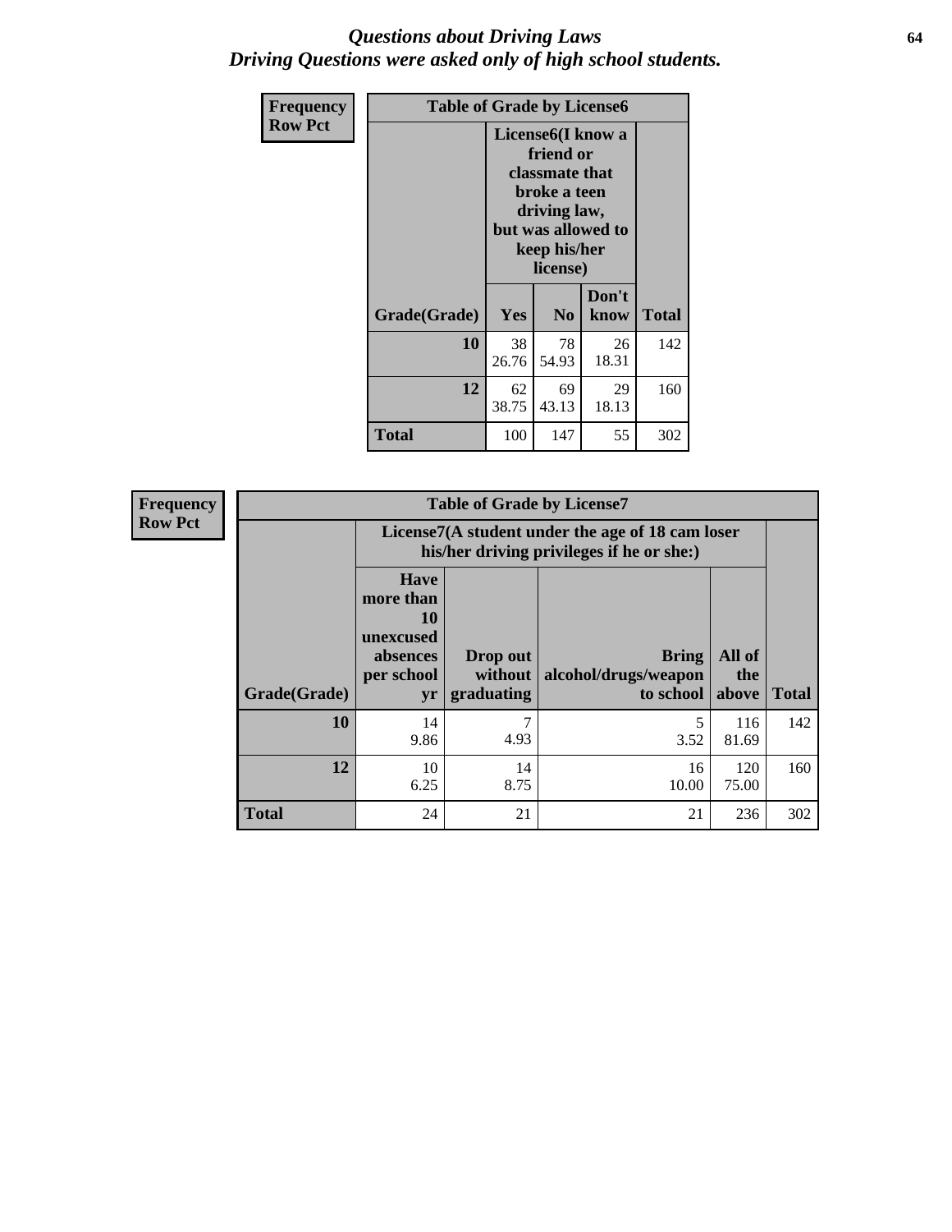# Questions about Driving Laws
## Driving Questions were asked only of high school students.

**Frequency**
**Row Pct**

| Table of Grade by License6 | | | | |
|---|---|---|---|---|
| | License6(I know a friend or classmate that broke a teen driving law, but was allowed to keep his/her license) | | | |
| Grade(Grade) | Yes | No | Don't know | Total |
| **10** | 38<br>26.76 | 78<br>54.93 | 26<br>18.31 | 142 |
| **12** | 62<br>38.75 | 69<br>43.13 | 29<br>18.13 | 160 |
| **Total** | 100 | 147 | 55 | 302 |

**Frequency**
**Row Pct**

| Table of Grade by License7 | | | | | |
|---|---|---|---|---|---|
| | License7(A student under the age of 18 cam loser his/her driving privileges if he or she:) | | | | |
| Grade(Grade) | Have more than 10 unexcused absences per school yr | Drop out without graduating | Bring alcohol/drugs/weapon to school | All of the above | Total |
| **10** | 14<br>9.86 | 7<br>4.93 | 5<br>3.52 | 116<br>81.69 | 142 |
| **12** | 10<br>6.25 | 14<br>8.75 | 16<br>10.00 | 120<br>75.00 | 160 |
| **Total** | 24 | 21 | 21 | 236 | 302 |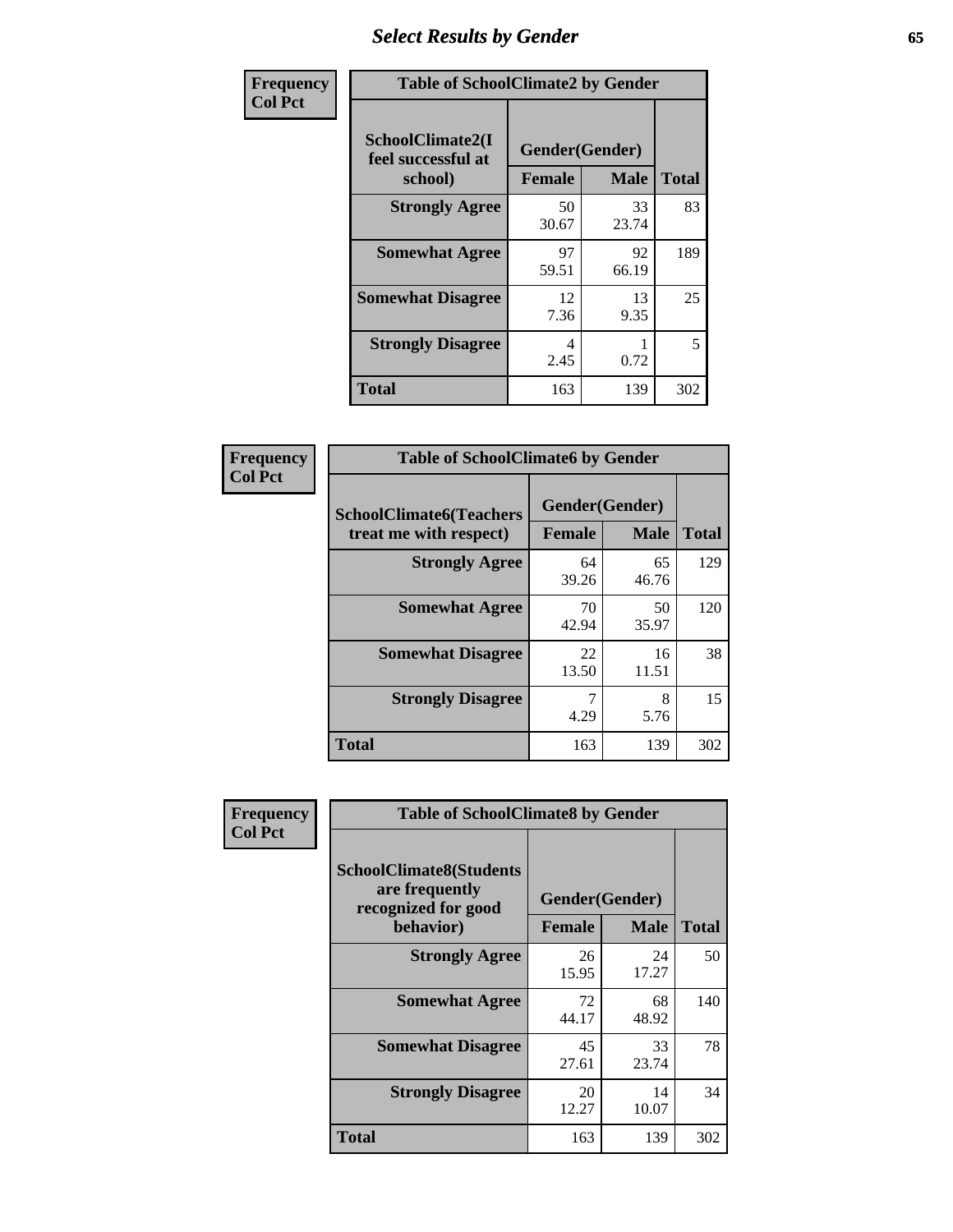# Select Results by Gender

**Frequency / Col Pct**

| Table of SchoolClimate2 by Gender | | | |
|---|---|---|---|
| SchoolClimate2(I feel successful at school) | Gender(Gender) | | |
| | Female | Male | Total |
| Strongly Agree | 50<br>30.67 | 33<br>23.74 | 83 |
| Somewhat Agree | 97<br>59.51 | 92<br>66.19 | 189 |
| Somewhat Disagree | 12<br>7.36 | 13<br>9.35 | 25 |
| Strongly Disagree | 4<br>2.45 | 1<br>0.72 | 5 |
| Total | 163 | 139 | 302 |

**Frequency / Col Pct**

| Table of SchoolClimate6 by Gender | | | |
|---|---|---|---|
| SchoolClimate6(Teachers treat me with respect) | Gender(Gender) | | |
| | Female | Male | Total |
| Strongly Agree | 64<br>39.26 | 65<br>46.76 | 129 |
| Somewhat Agree | 70<br>42.94 | 50<br>35.97 | 120 |
| Somewhat Disagree | 22<br>13.50 | 16<br>11.51 | 38 |
| Strongly Disagree | 7<br>4.29 | 8<br>5.76 | 15 |
| Total | 163 | 139 | 302 |

**Frequency / Col Pct**

| Table of SchoolClimate8 by Gender | | | |
|---|---|---|---|
| SchoolClimate8(Students are frequently recognized for good behavior) | Gender(Gender) | | |
| | Female | Male | Total |
| Strongly Agree | 26<br>15.95 | 24<br>17.27 | 50 |
| Somewhat Agree | 72<br>44.17 | 68<br>48.92 | 140 |
| Somewhat Disagree | 45<br>27.61 | 33<br>23.74 | 78 |
| Strongly Disagree | 20<br>12.27 | 14<br>10.07 | 34 |
| Total | 163 | 139 | 302 |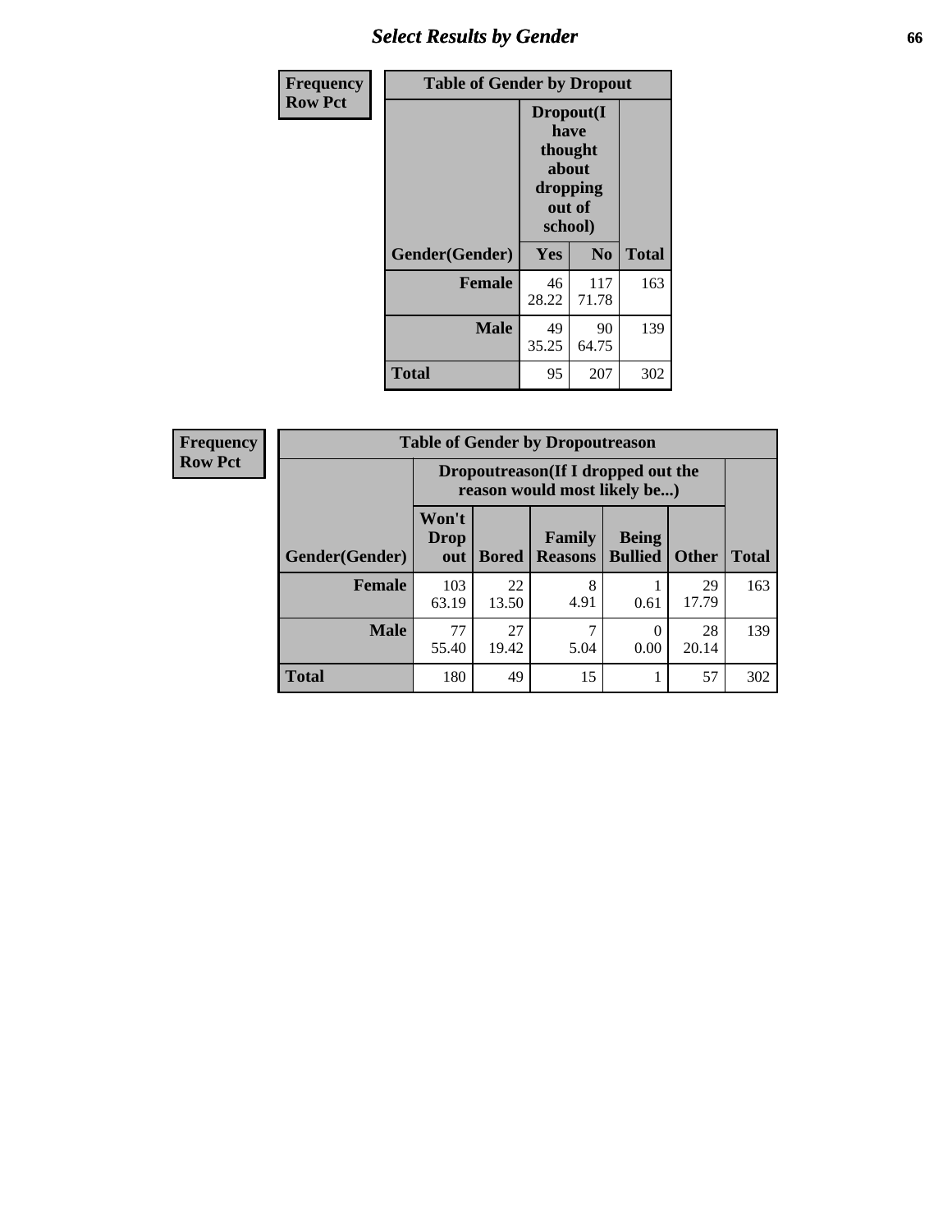## Select Results by Gender

**Frequency**
**Row Pct**

| Table of Gender by Dropout | | | |
|---|---|---|---|
| | Dropout(I have thought about dropping out of school) | | |
| Gender(Gender) | Yes | No | Total |
| **Female** | 46<br>28.22 | 117<br>71.78 | 163 |
| **Male** | 49<br>35.25 | 90<br>64.75 | 139 |
| **Total** | 95 | 207 | 302 |

**Frequency**
**Row Pct**

| Table of Gender by Dropoutreason | | | | | | |
|---|---|---|---|---|---|---|
| | Dropoutreason(If I dropped out the reason would most likely be...) | | | | | |
| Gender(Gender) | Won't Drop out | Bored | Family Reasons | Being Bullied | Other | Total |
| **Female** | 103<br>63.19 | 22<br>13.50 | 8<br>4.91 | 1<br>0.61 | 29<br>17.79 | 163 |
| **Male** | 77<br>55.40 | 27<br>19.42 | 7<br>5.04 | 0<br>0.00 | 28<br>20.14 | 139 |
| **Total** | 180 | 49 | 15 | 1 | 57 | 302 |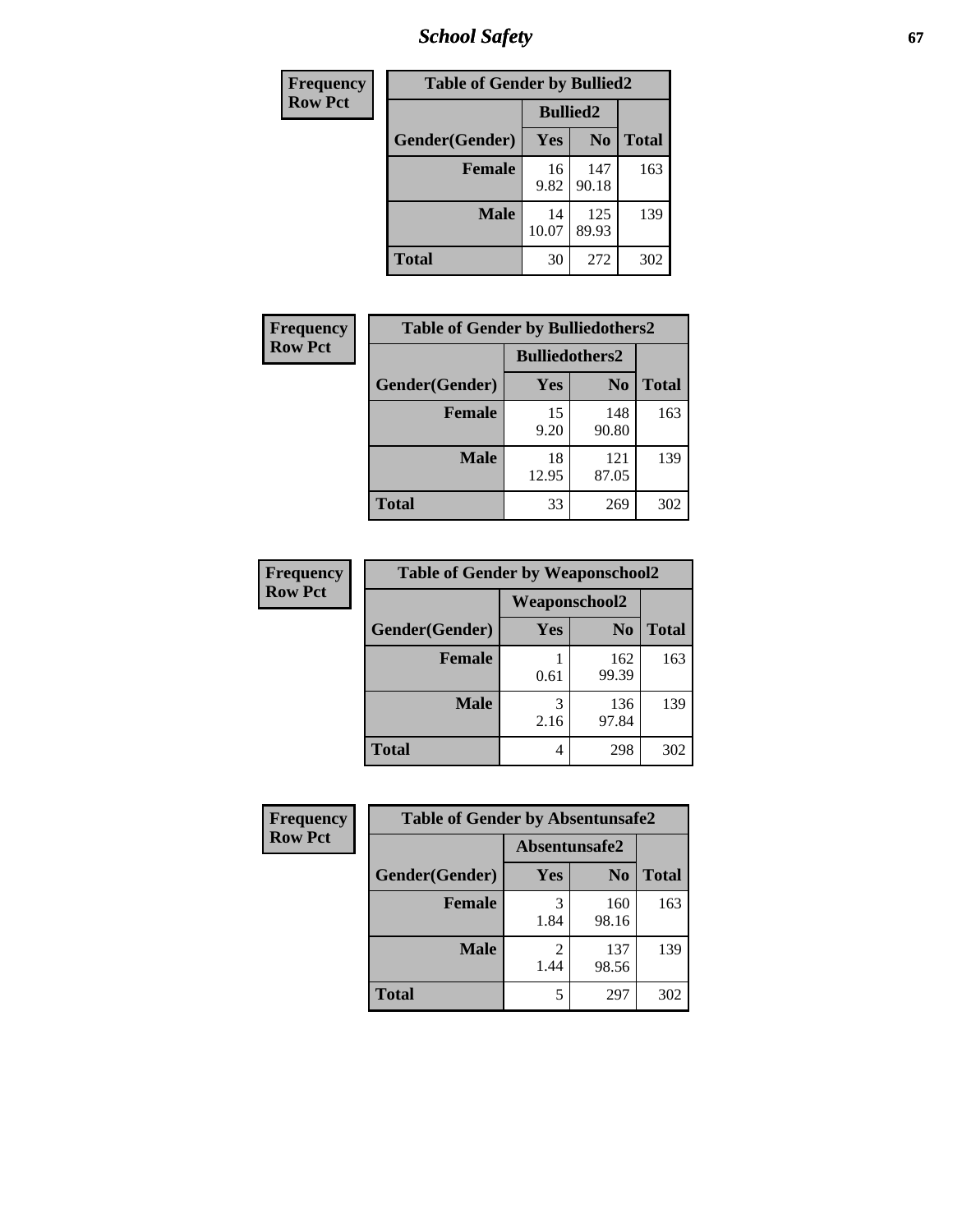## School Safety

| Frequency<br>Row Pct | | | |
|---|---|---|---|
| **Table of Gender by Bullied2** | | | |
| | **Bullied2** | | |
| **Gender(Gender)** | **Yes** | **No** | **Total** |
| **Female** | 16<br>9.82 | 147<br>90.18 | 163 |
| **Male** | 14<br>10.07 | 125<br>89.93 | 139 |
| **Total** | 30 | 272 | 302 |

| Frequency<br>Row Pct | | | |
|---|---|---|---|
| **Table of Gender by Bulliedothers2** | | | |
| | **Bulliedothers2** | | |
| **Gender(Gender)** | **Yes** | **No** | **Total** |
| **Female** | 15<br>9.20 | 148<br>90.80 | 163 |
| **Male** | 18<br>12.95 | 121<br>87.05 | 139 |
| **Total** | 33 | 269 | 302 |

| Frequency<br>Row Pct | | | |
|---|---|---|---|
| **Table of Gender by Weaponschool2** | | | |
| | **Weaponschool2** | | |
| **Gender(Gender)** | **Yes** | **No** | **Total** |
| **Female** | 1<br>0.61 | 162<br>99.39 | 163 |
| **Male** | 3<br>2.16 | 136<br>97.84 | 139 |
| **Total** | 4 | 298 | 302 |

| Frequency<br>Row Pct | | | |
|---|---|---|---|
| **Table of Gender by Absentunsafe2** | | | |
| | **Absentunsafe2** | | |
| **Gender(Gender)** | **Yes** | **No** | **Total** |
| **Female** | 3<br>1.84 | 160<br>98.16 | 163 |
| **Male** | 2<br>1.44 | 137<br>98.56 | 139 |
| **Total** | 5 | 297 | 302 |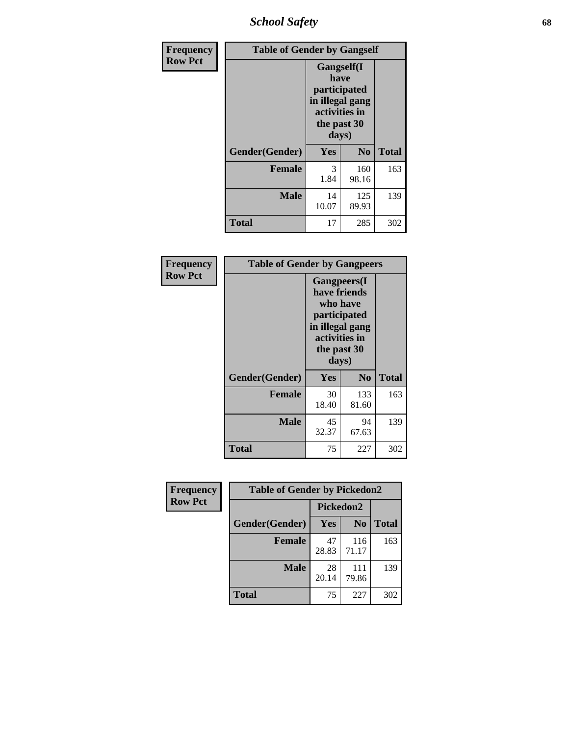| Frequency<br>Row Pct | Table of Gender by Gangself | | |
|---|---|---|---|
| | Gangself(I have participated in illegal gang activities in the past 30 days) | | |
| Gender(Gender) | Yes | No | Total |
| Female | 3<br>1.84 | 160<br>98.16 | 163 |
| Male | 14<br>10.07 | 125<br>89.93 | 139 |
| Total | 17 | 285 | 302 |

| Frequency<br>Row Pct | Table of Gender by Gangpeers | | |
|---|---|---|---|
| | Gangpeers(I have friends who have participated in illegal gang activities in the past 30 days) | | |
| Gender(Gender) | Yes | No | Total |
| Female | 30<br>18.40 | 133<br>81.60 | 163 |
| Male | 45<br>32.37 | 94<br>67.63 | 139 |
| Total | 75 | 227 | 302 |

| Frequency<br>Row Pct | Table of Gender by Pickedon2 | | |
|---|---|---|---|
| | Pickedon2 | | |
| Gender(Gender) | Yes | No | Total |
| Female | 47<br>28.83 | 116<br>71.17 | 163 |
| Male | 28<br>20.14 | 111<br>79.86 | 139 |
| Total | 75 | 227 | 302 |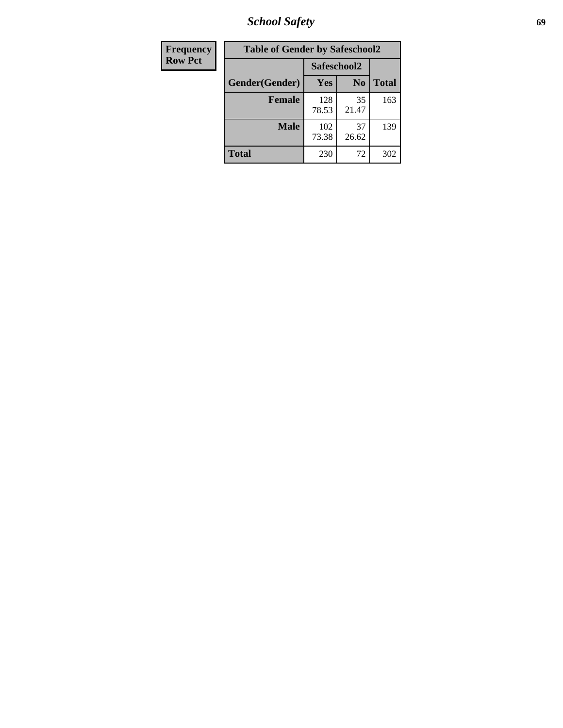| Frequency<br>Row Pct | Table of Gender by Safeschool2 | | |
|---|---|---|---|
| | Safeschool2 | | |
| Gender(Gender) | Yes | No | Total |
| Female | 128<br>78.53 | 35<br>21.47 | 163 |
| Male | 102<br>73.38 | 37<br>26.62 | 139 |
| Total | 230 | 72 | 302 |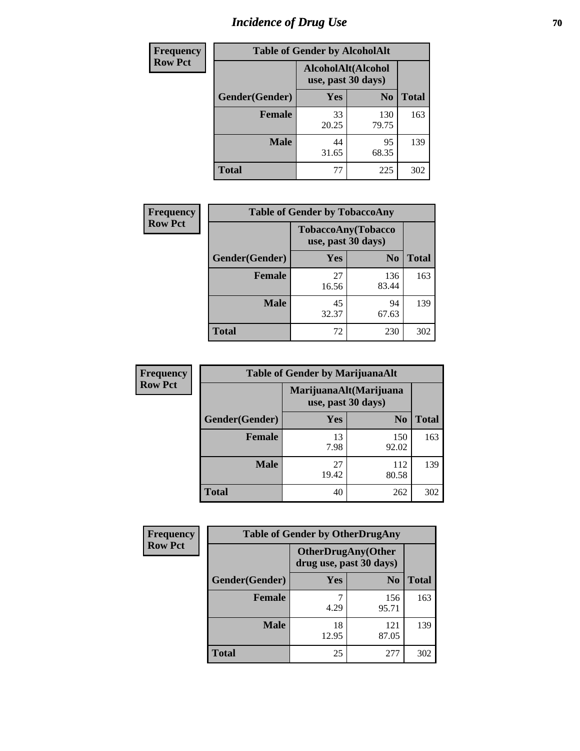# Incidence of Drug Use

| Frequency<br>Row Pct | | | |
|---|---|---|---|
| **Table of Gender by AlcoholAlt** | | | |
| | **AlcoholAlt(Alcohol use, past 30 days)** | | |
| **Gender(Gender)** | **Yes** | **No** | **Total** |
| **Female** | 33<br>20.25 | 130<br>79.75 | 163 |
| **Male** | 44<br>31.65 | 95<br>68.35 | 139 |
| **Total** | 77 | 225 | 302 |

| Frequency<br>Row Pct | | | |
|---|---|---|---|
| **Table of Gender by TobaccoAny** | | | |
| | **TobaccoAny(Tobacco use, past 30 days)** | | |
| **Gender(Gender)** | **Yes** | **No** | **Total** |
| **Female** | 27<br>16.56 | 136<br>83.44 | 163 |
| **Male** | 45<br>32.37 | 94<br>67.63 | 139 |
| **Total** | 72 | 230 | 302 |

| Frequency<br>Row Pct | | | |
|---|---|---|---|
| **Table of Gender by MarijuanaAlt** | | | |
| | **MarijuanaAlt(Marijuana use, past 30 days)** | | |
| **Gender(Gender)** | **Yes** | **No** | **Total** |
| **Female** | 13<br>7.98 | 150<br>92.02 | 163 |
| **Male** | 27<br>19.42 | 112<br>80.58 | 139 |
| **Total** | 40 | 262 | 302 |

| Frequency<br>Row Pct | | | |
|---|---|---|---|
| **Table of Gender by OtherDrugAny** | | | |
| | **OtherDrugAny(Other drug use, past 30 days)** | | |
| **Gender(Gender)** | **Yes** | **No** | **Total** |
| **Female** | 7<br>4.29 | 156<br>95.71 | 163 |
| **Male** | 18<br>12.95 | 121<br>87.05 | 139 |
| **Total** | 25 | 277 | 302 |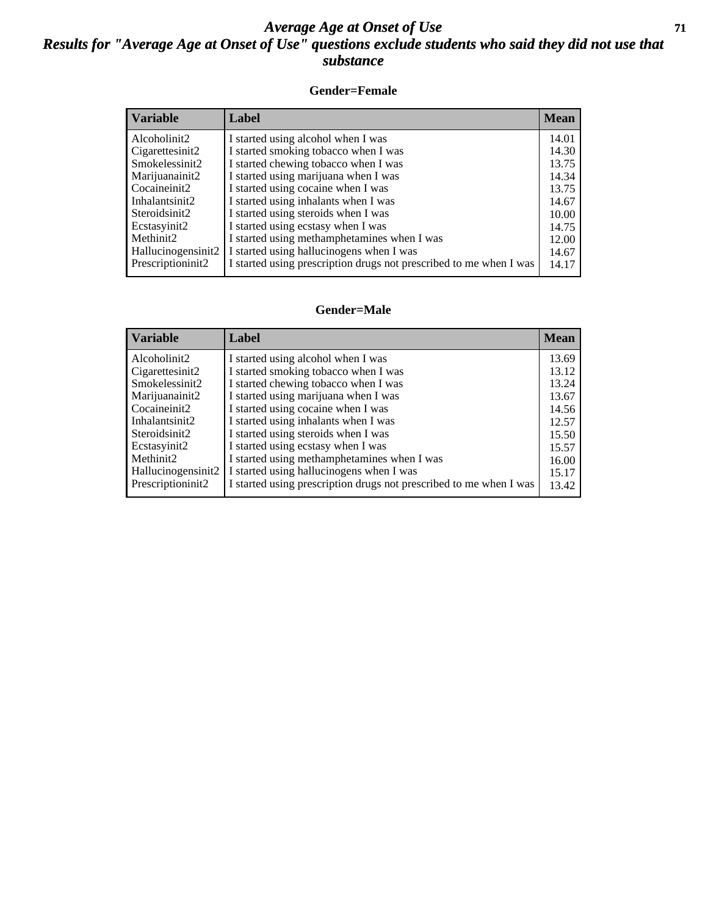# *Average Age at Onset of Use*

## *Results for "Average Age at Onset of Use" questions exclude students who said they did not use that substance*

### Gender=Female

| Variable | Label | Mean |
|---|---|---|
| Alcoholinit2 | I started using alcohol when I was | 14.01 |
| Cigarettesinit2 | I started smoking tobacco when I was | 14.30 |
| Smokelessinit2 | I started chewing tobacco when I was | 13.75 |
| Marijuanainit2 | I started using marijuana when I was | 14.34 |
| Cocaineinit2 | I started using cocaine when I was | 13.75 |
| Inhalantsinit2 | I started using inhalants when I was | 14.67 |
| Steroidsinit2 | I started using steroids when I was | 10.00 |
| Ecstasyinit2 | I started using ecstasy when I was | 14.75 |
| Methinit2 | I started using methamphetamines when I was | 12.00 |
| Hallucinogensinit2 | I started using hallucinogens when I was | 14.67 |
| Prescriptioninit2 | I started using prescription drugs not prescribed to me when I was | 14.17 |

### Gender=Male

| Variable | Label | Mean |
|---|---|---|
| Alcoholinit2 | I started using alcohol when I was | 13.69 |
| Cigarettesinit2 | I started smoking tobacco when I was | 13.12 |
| Smokelessinit2 | I started chewing tobacco when I was | 13.24 |
| Marijuanainit2 | I started using marijuana when I was | 13.67 |
| Cocaineinit2 | I started using cocaine when I was | 14.56 |
| Inhalantsinit2 | I started using inhalants when I was | 12.57 |
| Steroidsinit2 | I started using steroids when I was | 15.50 |
| Ecstasyinit2 | I started using ecstasy when I was | 15.57 |
| Methinit2 | I started using methamphetamines when I was | 16.00 |
| Hallucinogensinit2 | I started using hallucinogens when I was | 15.17 |
| Prescriptioninit2 | I started using prescription drugs not prescribed to me when I was | 13.42 |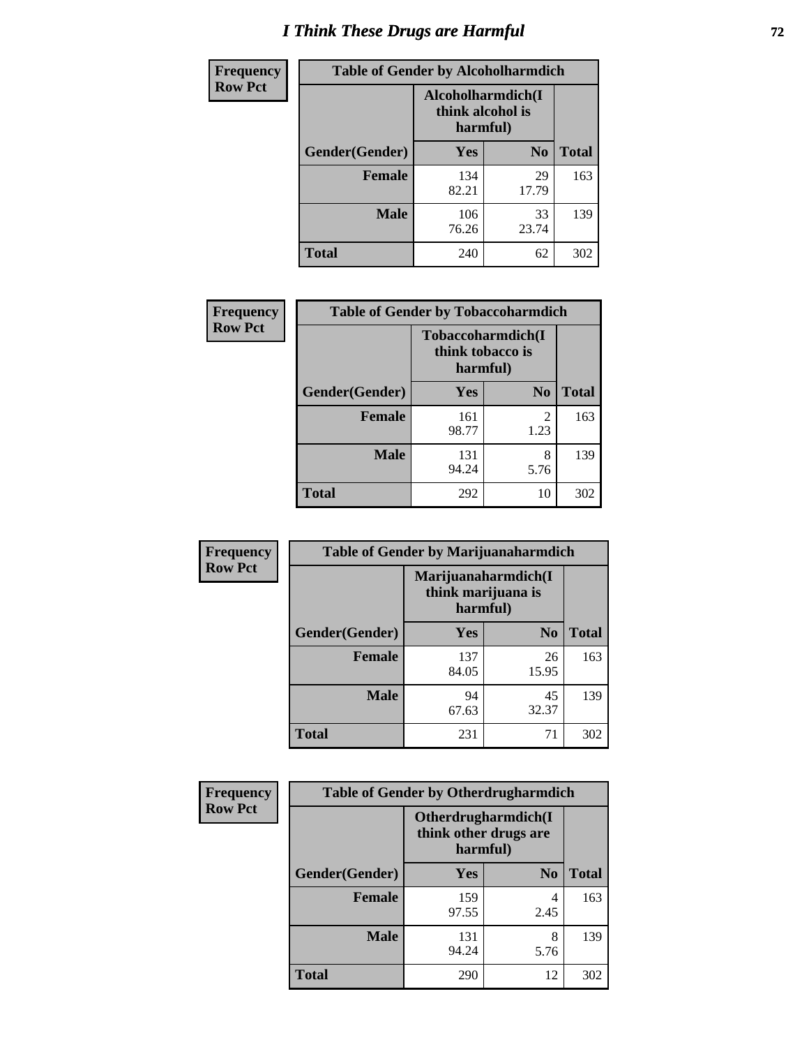# I Think These Drugs are Harmful

| Frequency<br>Row Pct | Table of Gender by Alcoholharmdich | | |
|---|---|---|---|
| | Alcoholharmdich(I think alcohol is harmful) | | |
| Gender(Gender) | Yes | No | Total |
| Female | 134<br>82.21 | 29<br>17.79 | 163 |
| Male | 106<br>76.26 | 33<br>23.74 | 139 |
| Total | 240 | 62 | 302 |

| Frequency<br>Row Pct | Table of Gender by Tobaccoharmdich | | |
|---|---|---|---|
| | Tobaccoharmdich(I think tobacco is harmful) | | |
| Gender(Gender) | Yes | No | Total |
| Female | 161<br>98.77 | 2<br>1.23 | 163 |
| Male | 131<br>94.24 | 8<br>5.76 | 139 |
| Total | 292 | 10 | 302 |

| Frequency<br>Row Pct | Table of Gender by Marijuanaharmdich | | |
|---|---|---|---|
| | Marijuanaharmdich(I think marijuana is harmful) | | |
| Gender(Gender) | Yes | No | Total |
| Female | 137<br>84.05 | 26<br>15.95 | 163 |
| Male | 94<br>67.63 | 45<br>32.37 | 139 |
| Total | 231 | 71 | 302 |

| Frequency<br>Row Pct | Table of Gender by Otherdrugharmdich | | |
|---|---|---|---|
| | Otherdrugharmdich(I think other drugs are harmful) | | |
| Gender(Gender) | Yes | No | Total |
| Female | 159<br>97.55 | 4<br>2.45 | 163 |
| Male | 131<br>94.24 | 8<br>5.76 | 139 |
| Total | 290 | 12 | 302 |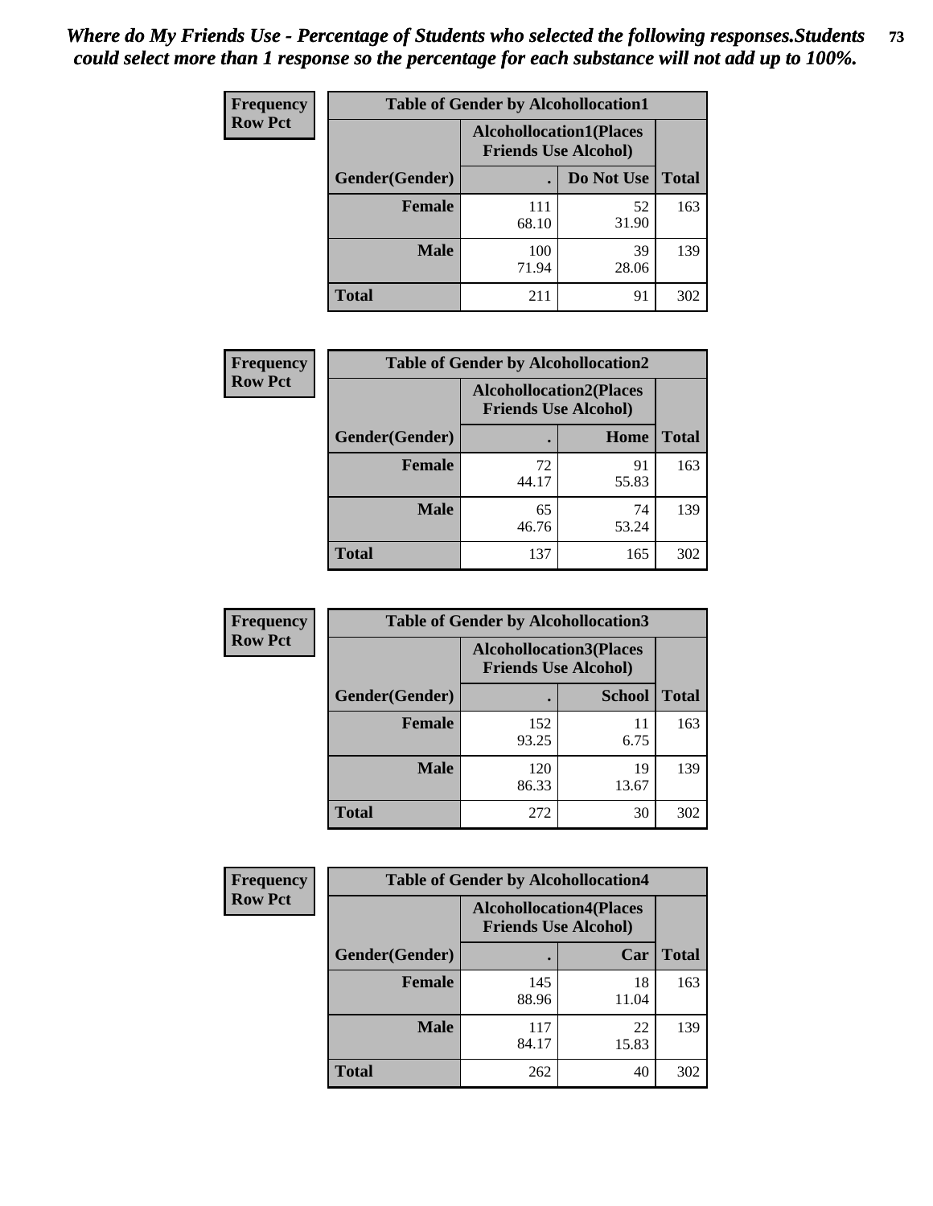*Where do My Friends Use - Percentage of Students who selected the following responses.Students could select more than 1 response so the percentage for each substance will not add up to 100%.*

**Frequency Row Pct**

| Table of Gender by Alcohollocation1 | | | |
|---|---|---|---|
| | Alcohollocation1(Places Friends Use Alcohol) | | |
| Gender(Gender) | . | Do Not Use | Total |
| **Female** | 111<br>68.10 | 52<br>31.90 | 163 |
| **Male** | 100<br>71.94 | 39<br>28.06 | 139 |
| **Total** | 211 | 91 | 302 |

**Frequency Row Pct**

| Table of Gender by Alcohollocation2 | | | |
|---|---|---|---|
| | Alcohollocation2(Places Friends Use Alcohol) | | |
| Gender(Gender) | . | Home | Total |
| **Female** | 72<br>44.17 | 91<br>55.83 | 163 |
| **Male** | 65<br>46.76 | 74<br>53.24 | 139 |
| **Total** | 137 | 165 | 302 |

**Frequency Row Pct**

| Table of Gender by Alcohollocation3 | | | |
|---|---|---|---|
| | Alcohollocation3(Places Friends Use Alcohol) | | |
| Gender(Gender) | . | School | Total |
| **Female** | 152<br>93.25 | 11<br>6.75 | 163 |
| **Male** | 120<br>86.33 | 19<br>13.67 | 139 |
| **Total** | 272 | 30 | 302 |

**Frequency Row Pct**

| Table of Gender by Alcohollocation4 | | | |
|---|---|---|---|
| | Alcohollocation4(Places Friends Use Alcohol) | | |
| Gender(Gender) | . | Car | Total |
| **Female** | 145<br>88.96 | 18<br>11.04 | 163 |
| **Male** | 117<br>84.17 | 22<br>15.83 | 139 |
| **Total** | 262 | 40 | 302 |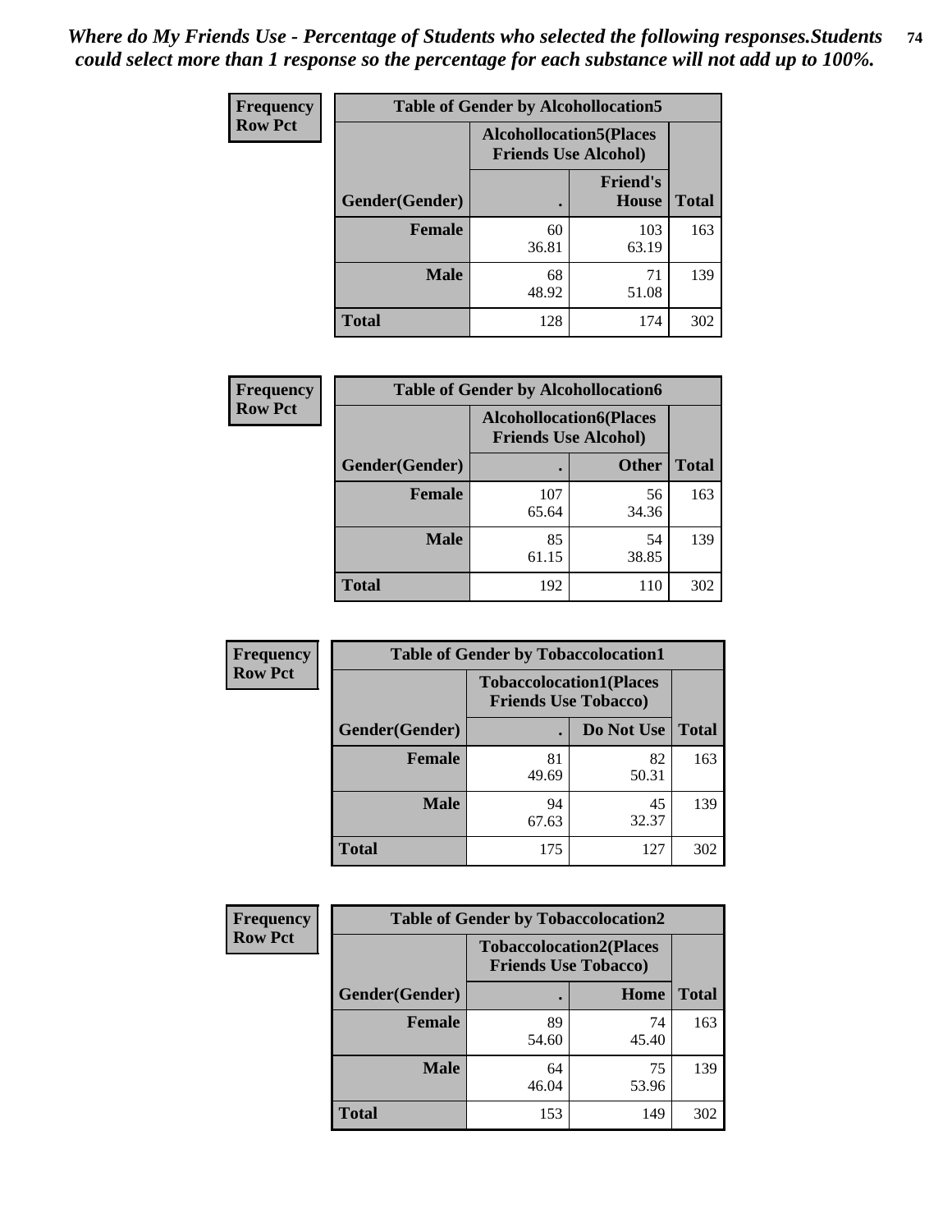*Where do My Friends Use - Percentage of Students who selected the following responses.Students could select more than 1 response so the percentage for each substance will not add up to 100%.*

**Frequency**
**Row Pct**

| Table of Gender by Alcohollocation5 | | | |
|---|---|---|---|
| | Alcohollocation5(Places Friends Use Alcohol) | | |
| Gender(Gender) | . | Friend's House | Total |
| **Female** | 60<br>36.81 | 103<br>63.19 | 163 |
| **Male** | 68<br>48.92 | 71<br>51.08 | 139 |
| **Total** | 128 | 174 | 302 |

**Frequency**
**Row Pct**

| Table of Gender by Alcohollocation6 | | | |
|---|---|---|---|
| | Alcohollocation6(Places Friends Use Alcohol) | | |
| Gender(Gender) | . | Other | Total |
| **Female** | 107<br>65.64 | 56<br>34.36 | 163 |
| **Male** | 85<br>61.15 | 54<br>38.85 | 139 |
| **Total** | 192 | 110 | 302 |

**Frequency**
**Row Pct**

| Table of Gender by Tobaccolocation1 | | | |
|---|---|---|---|
| | Tobaccolocation1(Places Friends Use Tobacco) | | |
| Gender(Gender) | . | Do Not Use | Total |
| **Female** | 81<br>49.69 | 82<br>50.31 | 163 |
| **Male** | 94<br>67.63 | 45<br>32.37 | 139 |
| **Total** | 175 | 127 | 302 |

**Frequency**
**Row Pct**

| Table of Gender by Tobaccolocation2 | | | |
|---|---|---|---|
| | Tobaccolocation2(Places Friends Use Tobacco) | | |
| Gender(Gender) | . | Home | Total |
| **Female** | 89<br>54.60 | 74<br>45.40 | 163 |
| **Male** | 64<br>46.04 | 75<br>53.96 | 139 |
| **Total** | 153 | 149 | 302 |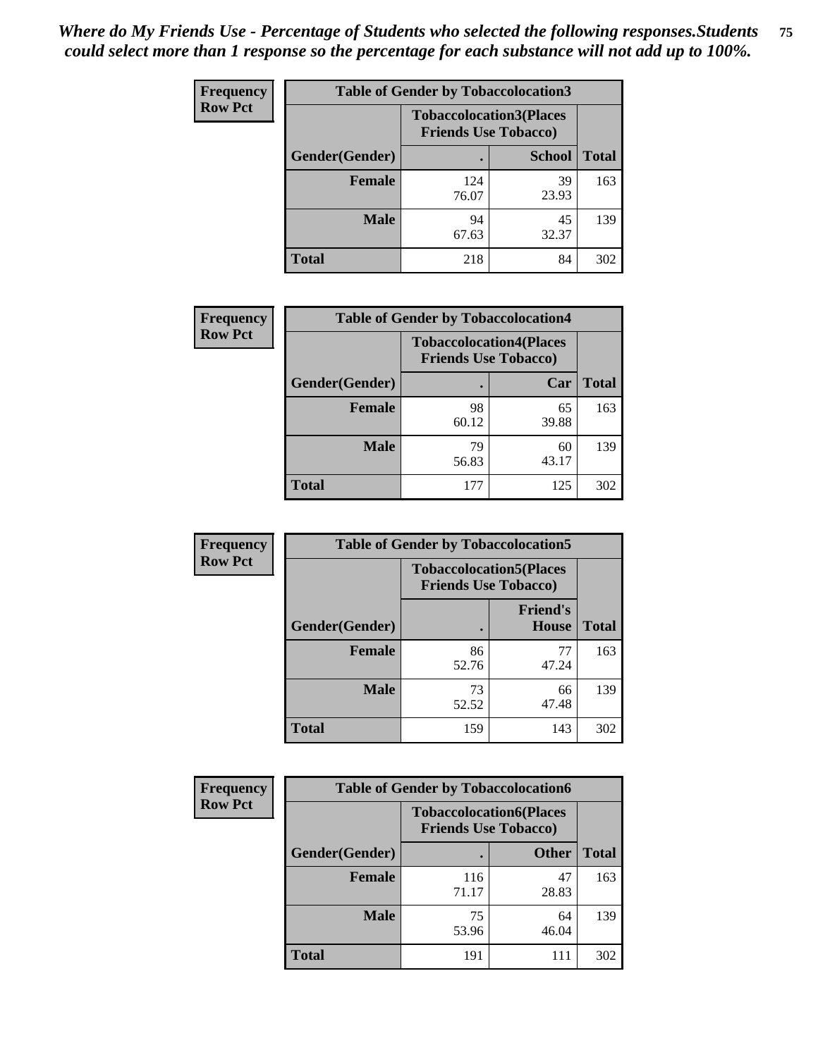*Where do My Friends Use - Percentage of Students who selected the following responses.Students could select more than 1 response so the percentage for each substance will not add up to 100%.*

**Frequency**
**Row Pct**

| Table of Gender by Tobaccolocation3 | | | |
|---|---|---|---|
| | Tobaccolocation3(Places Friends Use Tobacco) | | |
| Gender(Gender) | . | School | Total |
| Female | 124<br>76.07 | 39<br>23.93 | 163 |
| Male | 94<br>67.63 | 45<br>32.37 | 139 |
| Total | 218 | 84 | 302 |

**Frequency**
**Row Pct**

| Table of Gender by Tobaccolocation4 | | | |
|---|---|---|---|
| | Tobaccolocation4(Places Friends Use Tobacco) | | |
| Gender(Gender) | . | Car | Total |
| Female | 98<br>60.12 | 65<br>39.88 | 163 |
| Male | 79<br>56.83 | 60<br>43.17 | 139 |
| Total | 177 | 125 | 302 |

**Frequency**
**Row Pct**

| Table of Gender by Tobaccolocation5 | | | |
|---|---|---|---|
| | Tobaccolocation5(Places Friends Use Tobacco) | | |
| Gender(Gender) | . | Friend's House | Total |
| Female | 86<br>52.76 | 77<br>47.24 | 163 |
| Male | 73<br>52.52 | 66<br>47.48 | 139 |
| Total | 159 | 143 | 302 |

**Frequency**
**Row Pct**

| Table of Gender by Tobaccolocation6 | | | |
|---|---|---|---|
| | Tobaccolocation6(Places Friends Use Tobacco) | | |
| Gender(Gender) | . | Other | Total |
| Female | 116<br>71.17 | 47<br>28.83 | 163 |
| Male | 75<br>53.96 | 64<br>46.04 | 139 |
| Total | 191 | 111 | 302 |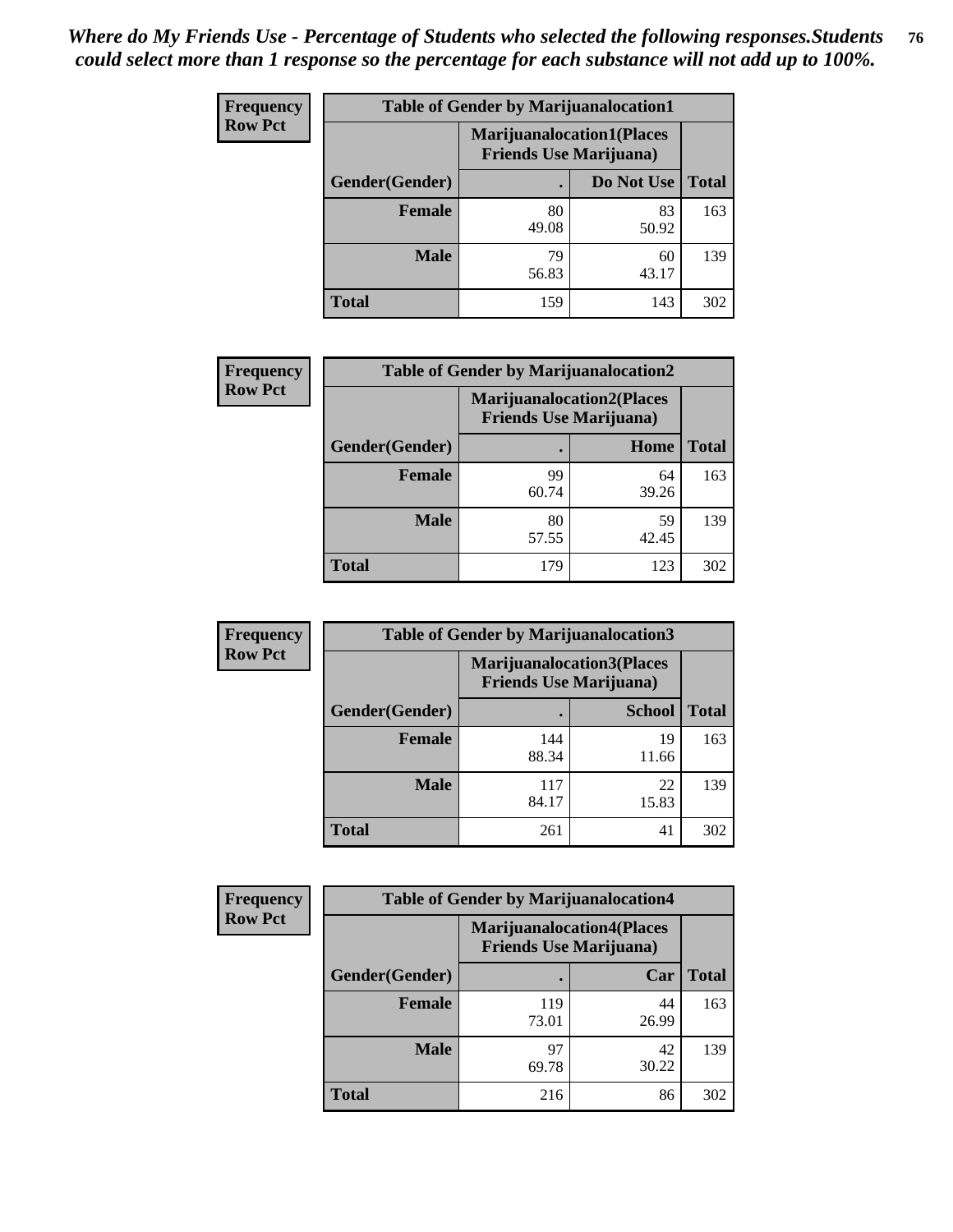*Where do My Friends Use - Percentage of Students who selected the following responses.Students could select more than 1 response so the percentage for each substance will not add up to 100%.*

**Frequency**
**Row Pct**

| Table of Gender by Marijuanalocation1 | | | |
|---|---|---|---|
| | Marijuanalocation1(Places Friends Use Marijuana) | | |
| Gender(Gender) | . | Do Not Use | Total |
| Female | 80<br>49.08 | 83<br>50.92 | 163 |
| Male | 79<br>56.83 | 60<br>43.17 | 139 |
| Total | 159 | 143 | 302 |

**Frequency**
**Row Pct**

| Table of Gender by Marijuanalocation2 | | | |
|---|---|---|---|
| | Marijuanalocation2(Places Friends Use Marijuana) | | |
| Gender(Gender) | . | Home | Total |
| Female | 99<br>60.74 | 64<br>39.26 | 163 |
| Male | 80<br>57.55 | 59<br>42.45 | 139 |
| Total | 179 | 123 | 302 |

**Frequency**
**Row Pct**

| Table of Gender by Marijuanalocation3 | | | |
|---|---|---|---|
| | Marijuanalocation3(Places Friends Use Marijuana) | | |
| Gender(Gender) | . | School | Total |
| Female | 144<br>88.34 | 19<br>11.66 | 163 |
| Male | 117<br>84.17 | 22<br>15.83 | 139 |
| Total | 261 | 41 | 302 |

**Frequency**
**Row Pct**

| Table of Gender by Marijuanalocation4 | | | |
|---|---|---|---|
| | Marijuanalocation4(Places Friends Use Marijuana) | | |
| Gender(Gender) | . | Car | Total |
| Female | 119<br>73.01 | 44<br>26.99 | 163 |
| Male | 97<br>69.78 | 42<br>30.22 | 139 |
| Total | 216 | 86 | 302 |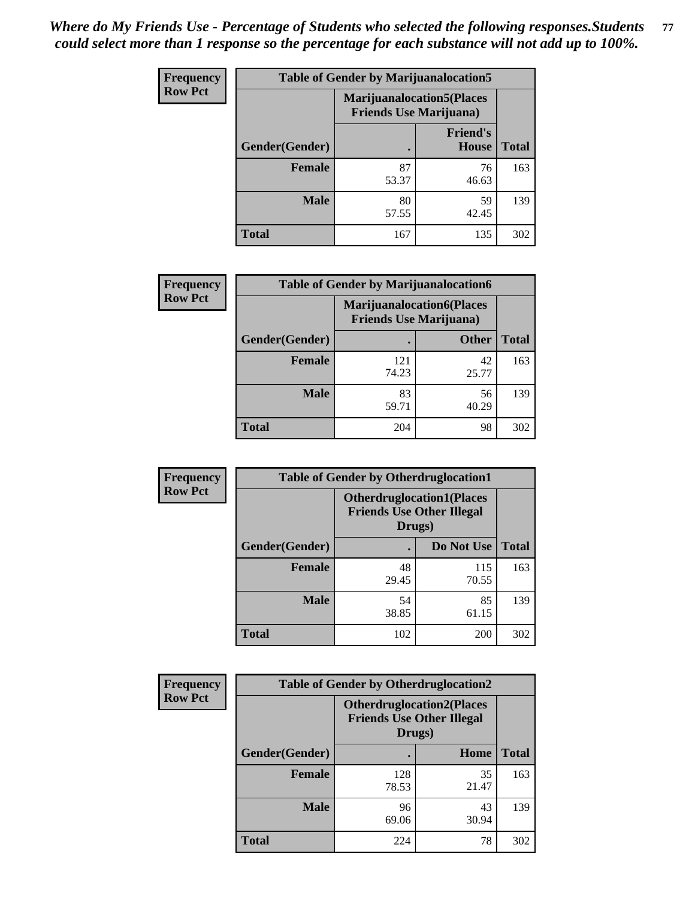*Where do My Friends Use - Percentage of Students who selected the following responses.Students could select more than 1 response so the percentage for each substance will not add up to 100%.*

**Frequency**
**Row Pct**

| Table of Gender by Marijuanalocation5 | | | |
|---|---|---|---|
| | Marijuanalocation5(Places Friends Use Marijuana) | | |
| Gender(Gender) | . | Friend's House | Total |
| **Female** | 87<br>53.37 | 76<br>46.63 | 163 |
| **Male** | 80<br>57.55 | 59<br>42.45 | 139 |
| **Total** | 167 | 135 | 302 |

**Frequency**
**Row Pct**

| Table of Gender by Marijuanalocation6 | | | |
|---|---|---|---|
| | Marijuanalocation6(Places Friends Use Marijuana) | | |
| Gender(Gender) | . | Other | Total |
| **Female** | 121<br>74.23 | 42<br>25.77 | 163 |
| **Male** | 83<br>59.71 | 56<br>40.29 | 139 |
| **Total** | 204 | 98 | 302 |

**Frequency**
**Row Pct**

| Table of Gender by Otherdruglocation1 | | | |
|---|---|---|---|
| | Otherdruglocation1(Places Friends Use Other Illegal Drugs) | | |
| Gender(Gender) | . | Do Not Use | Total |
| **Female** | 48<br>29.45 | 115<br>70.55 | 163 |
| **Male** | 54<br>38.85 | 85<br>61.15 | 139 |
| **Total** | 102 | 200 | 302 |

**Frequency**
**Row Pct**

| Table of Gender by Otherdruglocation2 | | | |
|---|---|---|---|
| | Otherdruglocation2(Places Friends Use Other Illegal Drugs) | | |
| Gender(Gender) | . | Home | Total |
| **Female** | 128<br>78.53 | 35<br>21.47 | 163 |
| **Male** | 96<br>69.06 | 43<br>30.94 | 139 |
| **Total** | 224 | 78 | 302 |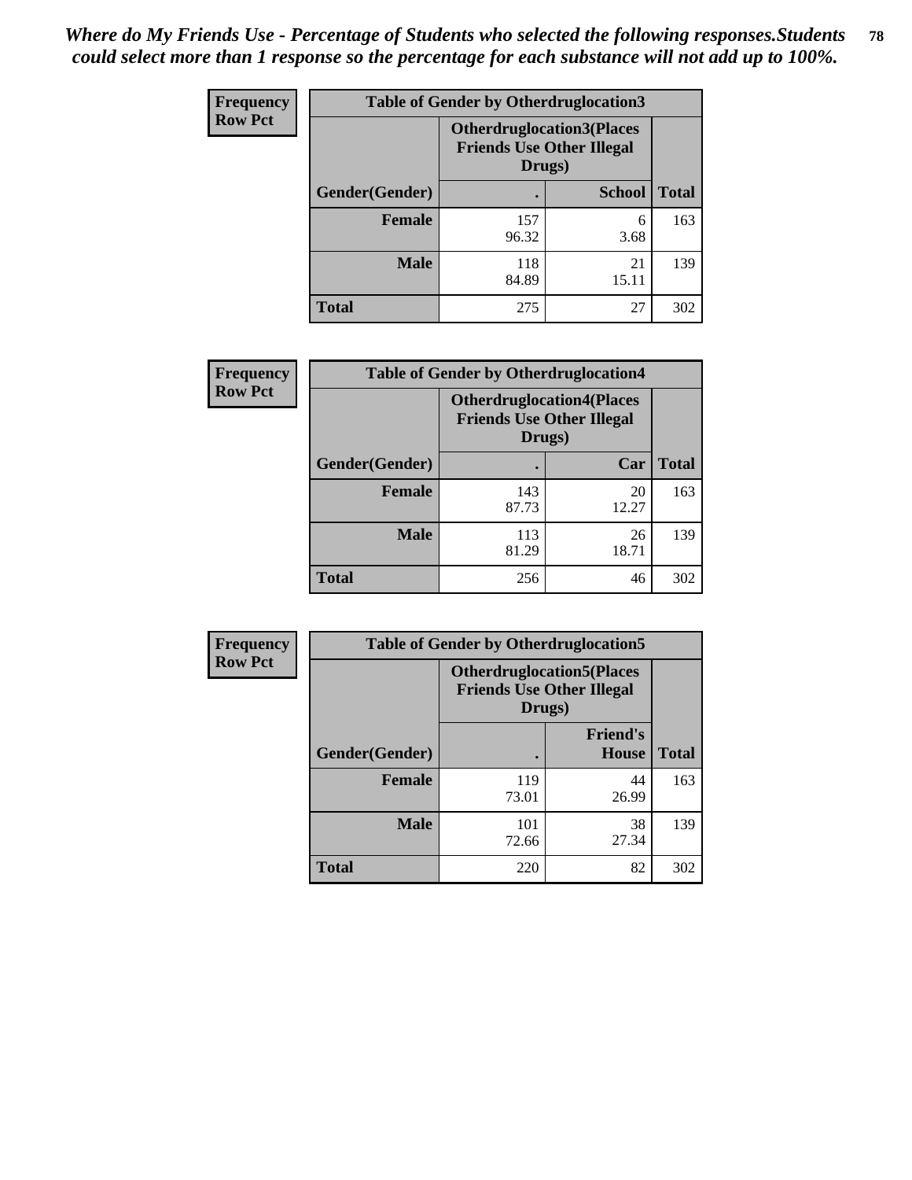*Where do My Friends Use - Percentage of Students who selected the following responses.Students could select more than 1 response so the percentage for each substance will not add up to 100%.*

**Frequency**
**Row Pct**

| Table of Gender by Otherdruglocation3 | | | |
|---|---|---|---|
| | Otherdruglocation3(Places Friends Use Other Illegal Drugs) | | |
| Gender(Gender) | . | School | Total |
| Female | 157<br>96.32 | 6<br>3.68 | 163 |
| Male | 118<br>84.89 | 21<br>15.11 | 139 |
| Total | 275 | 27 | 302 |

**Frequency**
**Row Pct**

| Table of Gender by Otherdruglocation4 | | | |
|---|---|---|---|
| | Otherdruglocation4(Places Friends Use Other Illegal Drugs) | | |
| Gender(Gender) | . | Car | Total |
| Female | 143<br>87.73 | 20<br>12.27 | 163 |
| Male | 113<br>81.29 | 26<br>18.71 | 139 |
| Total | 256 | 46 | 302 |

**Frequency**
**Row Pct**

| Table of Gender by Otherdruglocation5 | | | |
|---|---|---|---|
| | Otherdruglocation5(Places Friends Use Other Illegal Drugs) | | |
| Gender(Gender) | . | Friend's House | Total |
| Female | 119<br>73.01 | 44<br>26.99 | 163 |
| Male | 101<br>72.66 | 38<br>27.34 | 139 |
| Total | 220 | 82 | 302 |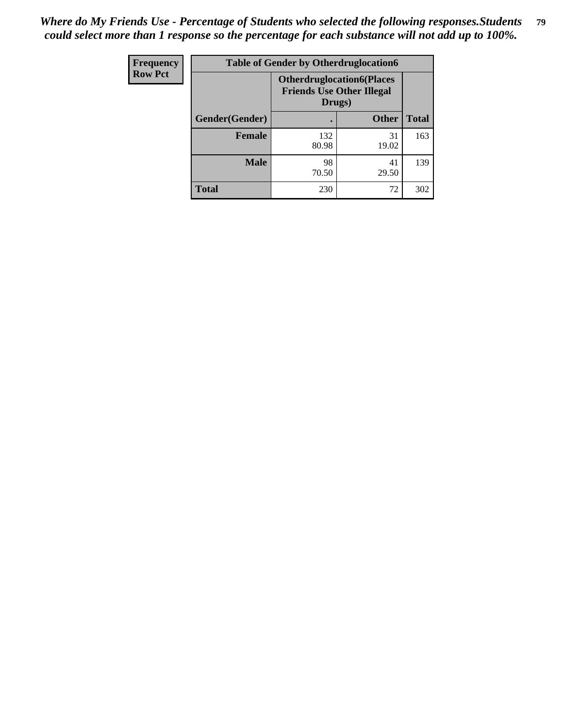*Where do My Friends Use - Percentage of Students who selected the following responses.Students could select more than 1 response so the percentage for each substance will not add up to 100%.*

| Frequency<br>Row Pct | Table of Gender by Otherdruglocation6 | | |
|---|---|---|---|
| | Otherdruglocation6(Places Friends Use Other Illegal Drugs) | | |
| Gender(Gender) | . | Other | Total |
| Female | 132<br>80.98 | 31<br>19.02 | 163 |
| Male | 98<br>70.50 | 41<br>29.50 | 139 |
| Total | 230 | 72 | 302 |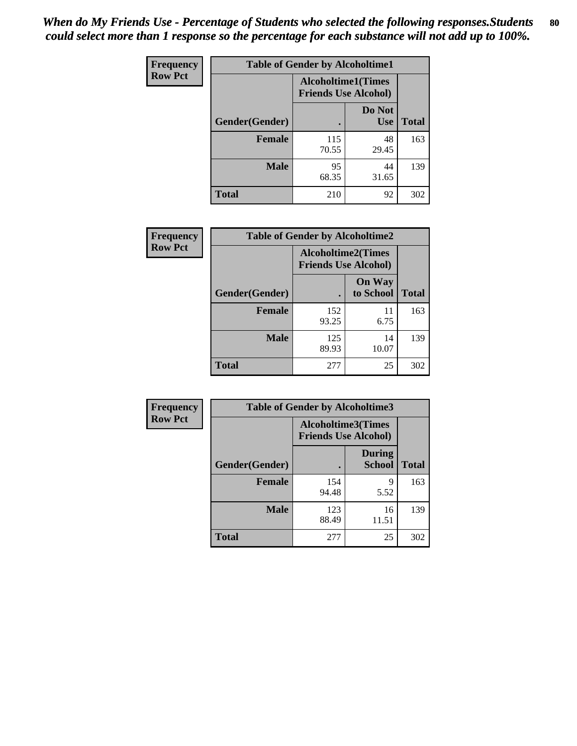*When do My Friends Use - Percentage of Students who selected the following responses.Students could select more than 1 response so the percentage for each substance will not add up to 100%.*

**Frequency**
**Row Pct**

| Table of Gender by Alcoholtime1 | | | |
|---|---|---|---|
| | Alcoholtime1(Times Friends Use Alcohol) | | |
| Gender(Gender) | . | Do Not Use | Total |
| **Female** | 115<br>70.55 | 48<br>29.45 | 163 |
| **Male** | 95<br>68.35 | 44<br>31.65 | 139 |
| **Total** | 210 | 92 | 302 |

**Frequency**
**Row Pct**

| Table of Gender by Alcoholtime2 | | | |
|---|---|---|---|
| | Alcoholtime2(Times Friends Use Alcohol) | | |
| Gender(Gender) | . | On Way to School | Total |
| **Female** | 152<br>93.25 | 11<br>6.75 | 163 |
| **Male** | 125<br>89.93 | 14<br>10.07 | 139 |
| **Total** | 277 | 25 | 302 |

**Frequency**
**Row Pct**

| Table of Gender by Alcoholtime3 | | | |
|---|---|---|---|
| | Alcoholtime3(Times Friends Use Alcohol) | | |
| Gender(Gender) | . | During School | Total |
| **Female** | 154<br>94.48 | 9<br>5.52 | 163 |
| **Male** | 123<br>88.49 | 16<br>11.51 | 139 |
| **Total** | 277 | 25 | 302 |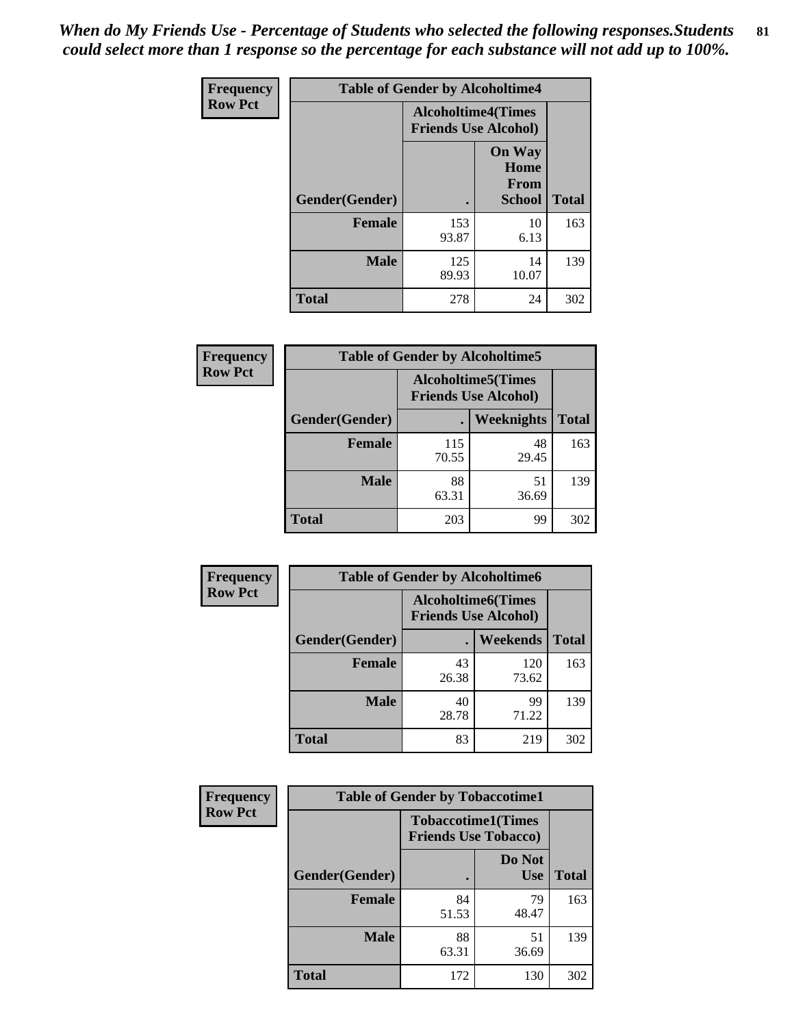*When do My Friends Use - Percentage of Students who selected the following responses.Students could select more than 1 response so the percentage for each substance will not add up to 100%.*

| Frequency Row Pct | Table of Gender by Alcoholtime4 | | |
|---|---|---|---|
| | Alcoholtime4(Times Friends Use Alcohol) | | |
| Gender(Gender) | . | On Way Home From School | Total |
| Female | 153<br>93.87 | 10<br>6.13 | 163 |
| Male | 125<br>89.93 | 14<br>10.07 | 139 |
| Total | 278 | 24 | 302 |

| Frequency Row Pct | Table of Gender by Alcoholtime5 | | |
|---|---|---|---|
| | Alcoholtime5(Times Friends Use Alcohol) | | |
| Gender(Gender) | . | Weeknights | Total |
| Female | 115<br>70.55 | 48<br>29.45 | 163 |
| Male | 88<br>63.31 | 51<br>36.69 | 139 |
| Total | 203 | 99 | 302 |

| Frequency Row Pct | Table of Gender by Alcoholtime6 | | |
|---|---|---|---|
| | Alcoholtime6(Times Friends Use Alcohol) | | |
| Gender(Gender) | . | Weekends | Total |
| Female | 43<br>26.38 | 120<br>73.62 | 163 |
| Male | 40<br>28.78 | 99<br>71.22 | 139 |
| Total | 83 | 219 | 302 |

| Frequency Row Pct | Table of Gender by Tobaccotime1 | | |
|---|---|---|---|
| | Tobaccotime1(Times Friends Use Tobacco) | | |
| Gender(Gender) | . | Do Not Use | Total |
| Female | 84<br>51.53 | 79<br>48.47 | 163 |
| Male | 88<br>63.31 | 51<br>36.69 | 139 |
| Total | 172 | 130 | 302 |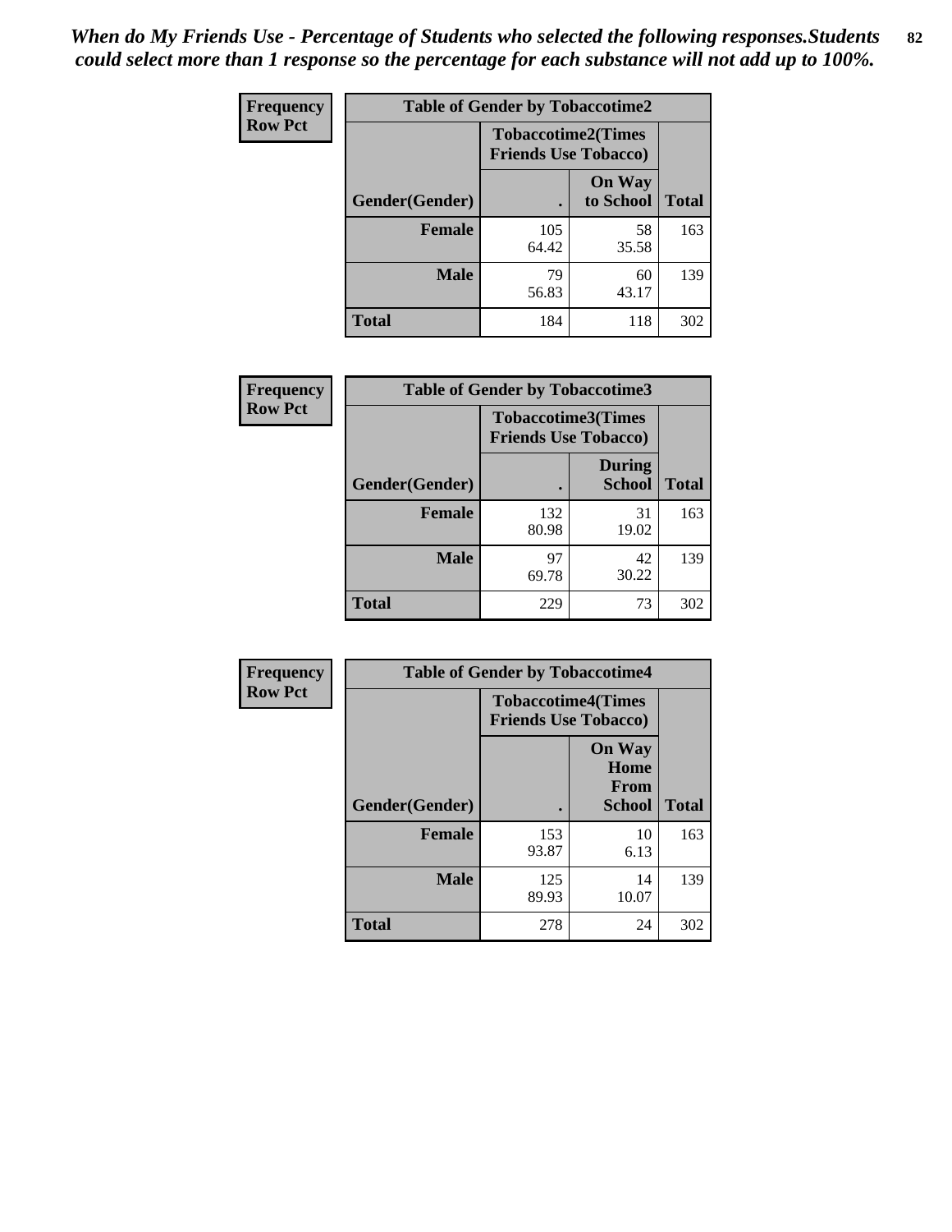*When do My Friends Use - Percentage of Students who selected the following responses.Students could select more than 1 response so the percentage for each substance will not add up to 100%.*

**Frequency**
**Row Pct**

| Table of Gender by Tobaccotime2 | | | |
|---|---|---|---|
| | Tobaccotime2(Times Friends Use Tobacco) | | |
| Gender(Gender) | . | On Way to School | Total |
| **Female** | 105<br>64.42 | 58<br>35.58 | 163 |
| **Male** | 79<br>56.83 | 60<br>43.17 | 139 |
| **Total** | 184 | 118 | 302 |

**Frequency**
**Row Pct**

| Table of Gender by Tobaccotime3 | | | |
|---|---|---|---|
| | Tobaccotime3(Times Friends Use Tobacco) | | |
| Gender(Gender) | . | During School | Total |
| **Female** | 132<br>80.98 | 31<br>19.02 | 163 |
| **Male** | 97<br>69.78 | 42<br>30.22 | 139 |
| **Total** | 229 | 73 | 302 |

**Frequency**
**Row Pct**

| Table of Gender by Tobaccotime4 | | | |
|---|---|---|---|
| | Tobaccotime4(Times Friends Use Tobacco) | | |
| Gender(Gender) | . | On Way Home From School | Total |
| **Female** | 153<br>93.87 | 10<br>6.13 | 163 |
| **Male** | 125<br>89.93 | 14<br>10.07 | 139 |
| **Total** | 278 | 24 | 302 |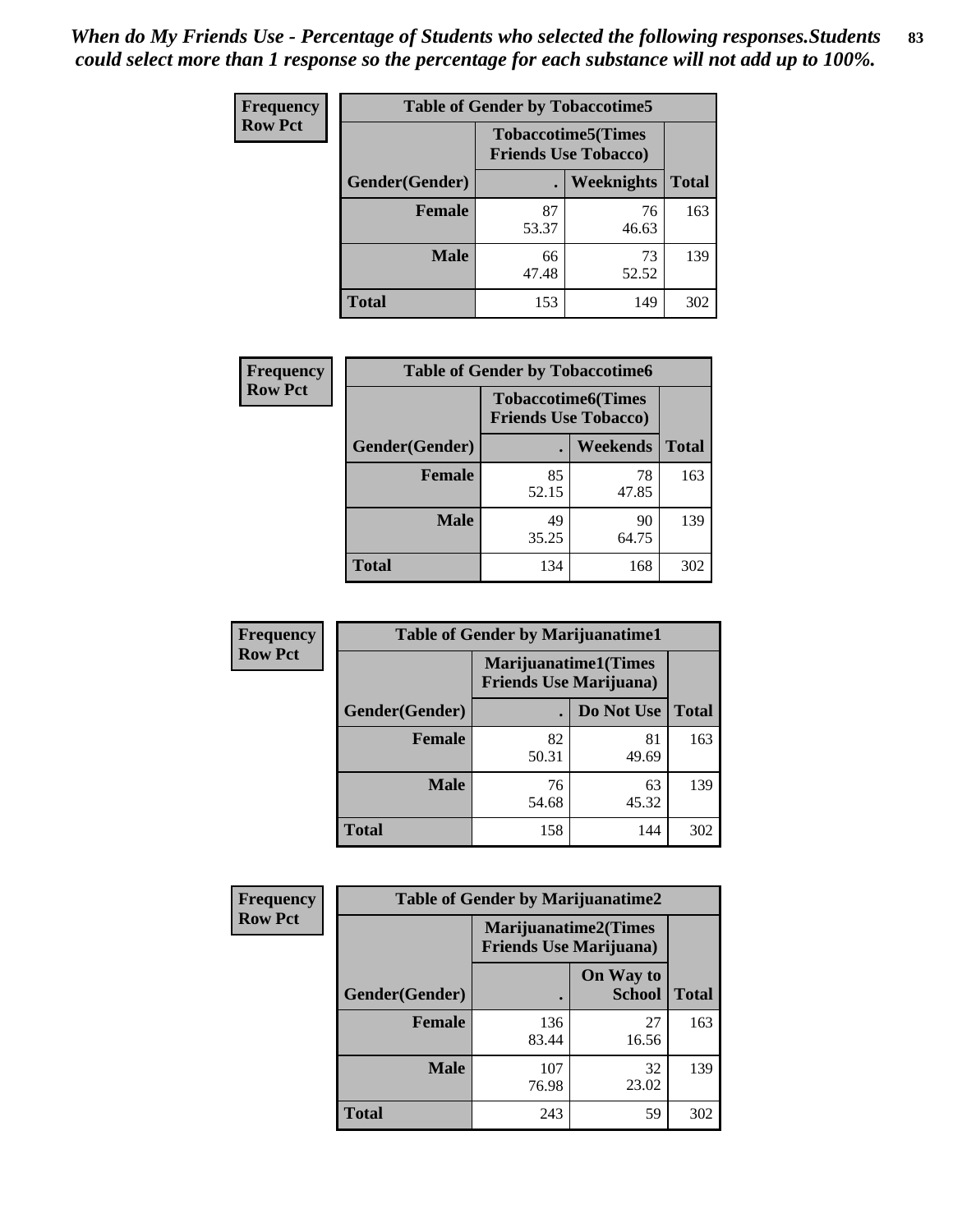*When do My Friends Use - Percentage of Students who selected the following responses.Students could select more than 1 response so the percentage for each substance will not add up to 100%.*

**Frequency**
**Row Pct**

| Table of Gender by Tobaccotime5 | | | |
|---|---|---|---|
| | Tobaccotime5(Times Friends Use Tobacco) | | |
| Gender(Gender) | . | Weeknights | Total |
| **Female** | 87<br>53.37 | 76<br>46.63 | 163 |
| **Male** | 66<br>47.48 | 73<br>52.52 | 139 |
| **Total** | 153 | 149 | 302 |

**Frequency**
**Row Pct**

| Table of Gender by Tobaccotime6 | | | |
|---|---|---|---|
| | Tobaccotime6(Times Friends Use Tobacco) | | |
| Gender(Gender) | . | Weekends | Total |
| **Female** | 85<br>52.15 | 78<br>47.85 | 163 |
| **Male** | 49<br>35.25 | 90<br>64.75 | 139 |
| **Total** | 134 | 168 | 302 |

**Frequency**
**Row Pct**

| Table of Gender by Marijuanatime1 | | | |
|---|---|---|---|
| | Marijuanatime1(Times Friends Use Marijuana) | | |
| Gender(Gender) | . | Do Not Use | Total |
| **Female** | 82<br>50.31 | 81<br>49.69 | 163 |
| **Male** | 76<br>54.68 | 63<br>45.32 | 139 |
| **Total** | 158 | 144 | 302 |

**Frequency**
**Row Pct**

| Table of Gender by Marijuanatime2 | | | |
|---|---|---|---|
| | Marijuanatime2(Times Friends Use Marijuana) | | |
| Gender(Gender) | . | On Way to School | Total |
| **Female** | 136<br>83.44 | 27<br>16.56 | 163 |
| **Male** | 107<br>76.98 | 32<br>23.02 | 139 |
| **Total** | 243 | 59 | 302 |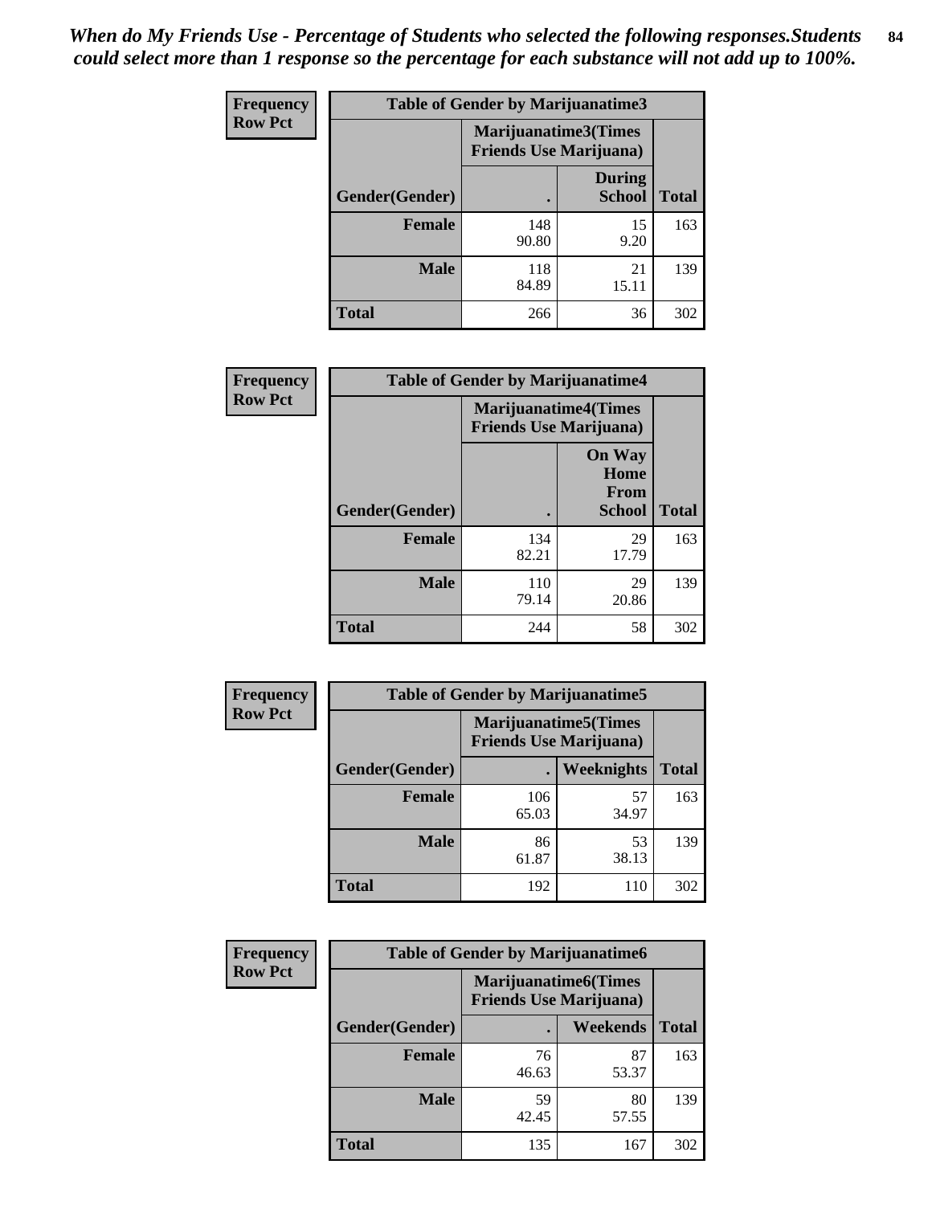*When do My Friends Use - Percentage of Students who selected the following responses.Students could select more than 1 response so the percentage for each substance will not add up to 100%.*

**Frequency**
**Row Pct**

| Table of Gender by Marijuanatime3 | | | |
|---|---|---|---|
| | Marijuanatime3(Times Friends Use Marijuana) | | |
| Gender(Gender) | . | During School | Total |
| Female | 148<br>90.80 | 15<br>9.20 | 163 |
| Male | 118<br>84.89 | 21<br>15.11 | 139 |
| Total | 266 | 36 | 302 |

**Frequency**
**Row Pct**

| Table of Gender by Marijuanatime4 | | | |
|---|---|---|---|
| | Marijuanatime4(Times Friends Use Marijuana) | | |
| Gender(Gender) | . | On Way Home From School | Total |
| Female | 134<br>82.21 | 29<br>17.79 | 163 |
| Male | 110<br>79.14 | 29<br>20.86 | 139 |
| Total | 244 | 58 | 302 |

**Frequency**
**Row Pct**

| Table of Gender by Marijuanatime5 | | | |
|---|---|---|---|
| | Marijuanatime5(Times Friends Use Marijuana) | | |
| Gender(Gender) | . | Weeknights | Total |
| Female | 106<br>65.03 | 57<br>34.97 | 163 |
| Male | 86<br>61.87 | 53<br>38.13 | 139 |
| Total | 192 | 110 | 302 |

**Frequency**
**Row Pct**

| Table of Gender by Marijuanatime6 | | | |
|---|---|---|---|
| | Marijuanatime6(Times Friends Use Marijuana) | | |
| Gender(Gender) | . | Weekends | Total |
| Female | 76<br>46.63 | 87<br>53.37 | 163 |
| Male | 59<br>42.45 | 80<br>57.55 | 139 |
| Total | 135 | 167 | 302 |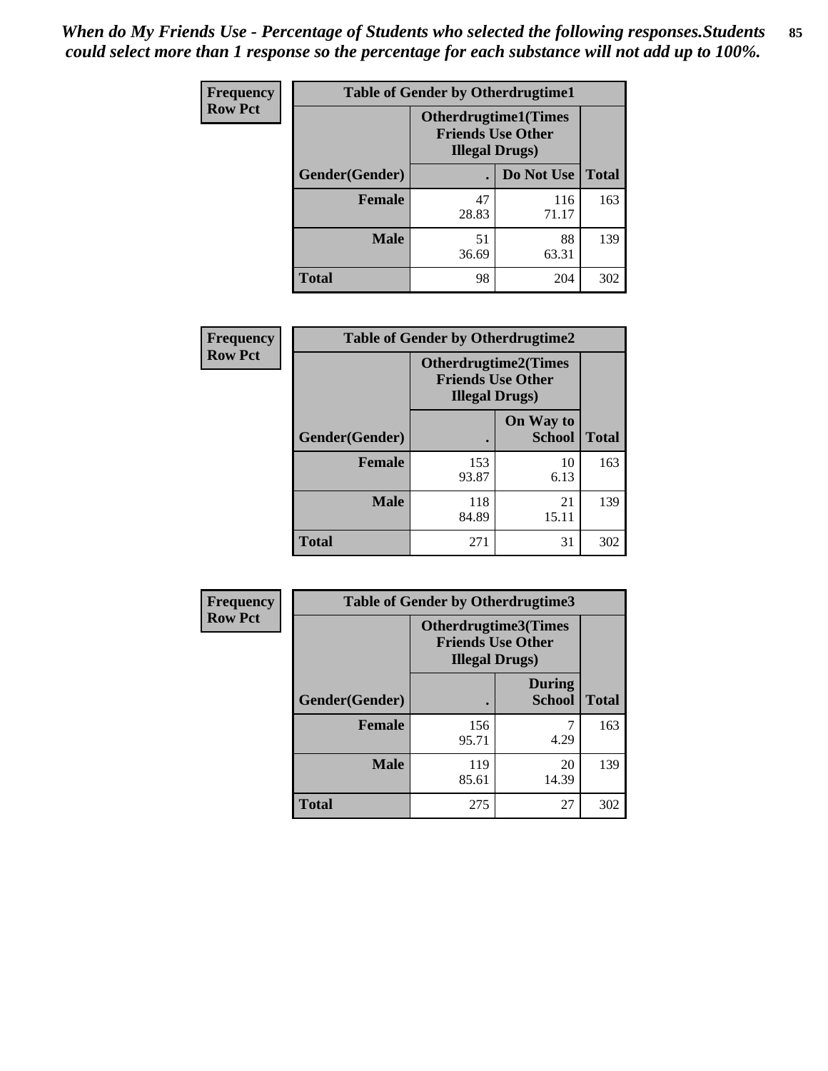*When do My Friends Use - Percentage of Students who selected the following responses.Students could select more than 1 response so the percentage for each substance will not add up to 100%.*

**Frequency**
**Row Pct**

| Table of Gender by Otherdrugtime1 | | | |
|---|---|---|---|
| | Otherdrugtime1(Times Friends Use Other Illegal Drugs) | | |
| Gender(Gender) | . | Do Not Use | Total |
| **Female** | 47<br>28.83 | 116<br>71.17 | 163 |
| **Male** | 51<br>36.69 | 88<br>63.31 | 139 |
| **Total** | 98 | 204 | 302 |

**Frequency**
**Row Pct**

| Table of Gender by Otherdrugtime2 | | | |
|---|---|---|---|
| | Otherdrugtime2(Times Friends Use Other Illegal Drugs) | | |
| Gender(Gender) | . | On Way to School | Total |
| **Female** | 153<br>93.87 | 10<br>6.13 | 163 |
| **Male** | 118<br>84.89 | 21<br>15.11 | 139 |
| **Total** | 271 | 31 | 302 |

**Frequency**
**Row Pct**

| Table of Gender by Otherdrugtime3 | | | |
|---|---|---|---|
| | Otherdrugtime3(Times Friends Use Other Illegal Drugs) | | |
| Gender(Gender) | . | During School | Total |
| **Female** | 156<br>95.71 | 7<br>4.29 | 163 |
| **Male** | 119<br>85.61 | 20<br>14.39 | 139 |
| **Total** | 275 | 27 | 302 |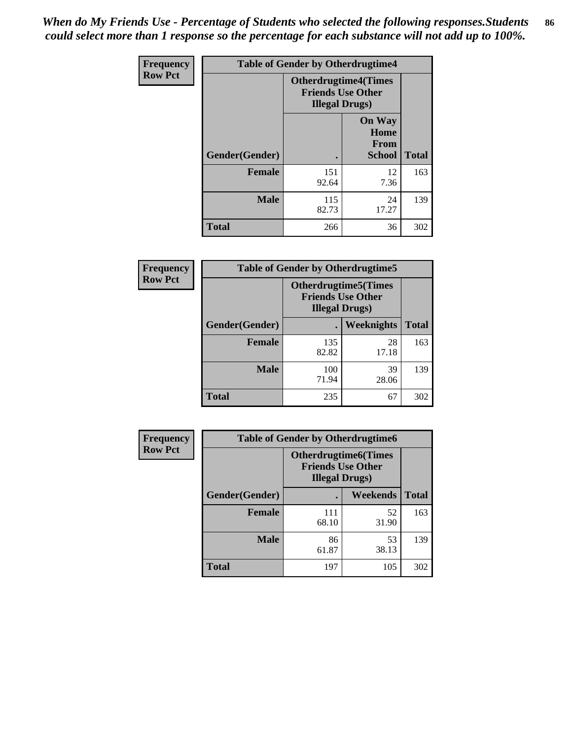*When do My Friends Use - Percentage of Students who selected the following responses.Students could select more than 1 response so the percentage for each substance will not add up to 100%.*

**Frequency**
**Row Pct**

| Table of Gender by Otherdrugtime4 | | | |
|---|---|---|---|
| | Otherdrugtime4(Times Friends Use Other Illegal Drugs) | | |
| Gender(Gender) | . | On Way Home From School | Total |
| Female | 151<br>92.64 | 12<br>7.36 | 163 |
| Male | 115<br>82.73 | 24<br>17.27 | 139 |
| Total | 266 | 36 | 302 |

**Frequency**
**Row Pct**

| Table of Gender by Otherdrugtime5 | | | |
|---|---|---|---|
| | Otherdrugtime5(Times Friends Use Other Illegal Drugs) | | |
| Gender(Gender) | . | Weeknights | Total |
| Female | 135<br>82.82 | 28<br>17.18 | 163 |
| Male | 100<br>71.94 | 39<br>28.06 | 139 |
| Total | 235 | 67 | 302 |

**Frequency**
**Row Pct**

| Table of Gender by Otherdrugtime6 | | | |
|---|---|---|---|
| | Otherdrugtime6(Times Friends Use Other Illegal Drugs) | | |
| Gender(Gender) | . | Weekends | Total |
| Female | 111<br>68.10 | 52<br>31.90 | 163 |
| Male | 86<br>61.87 | 53<br>38.13 | 139 |
| Total | 197 | 105 | 302 |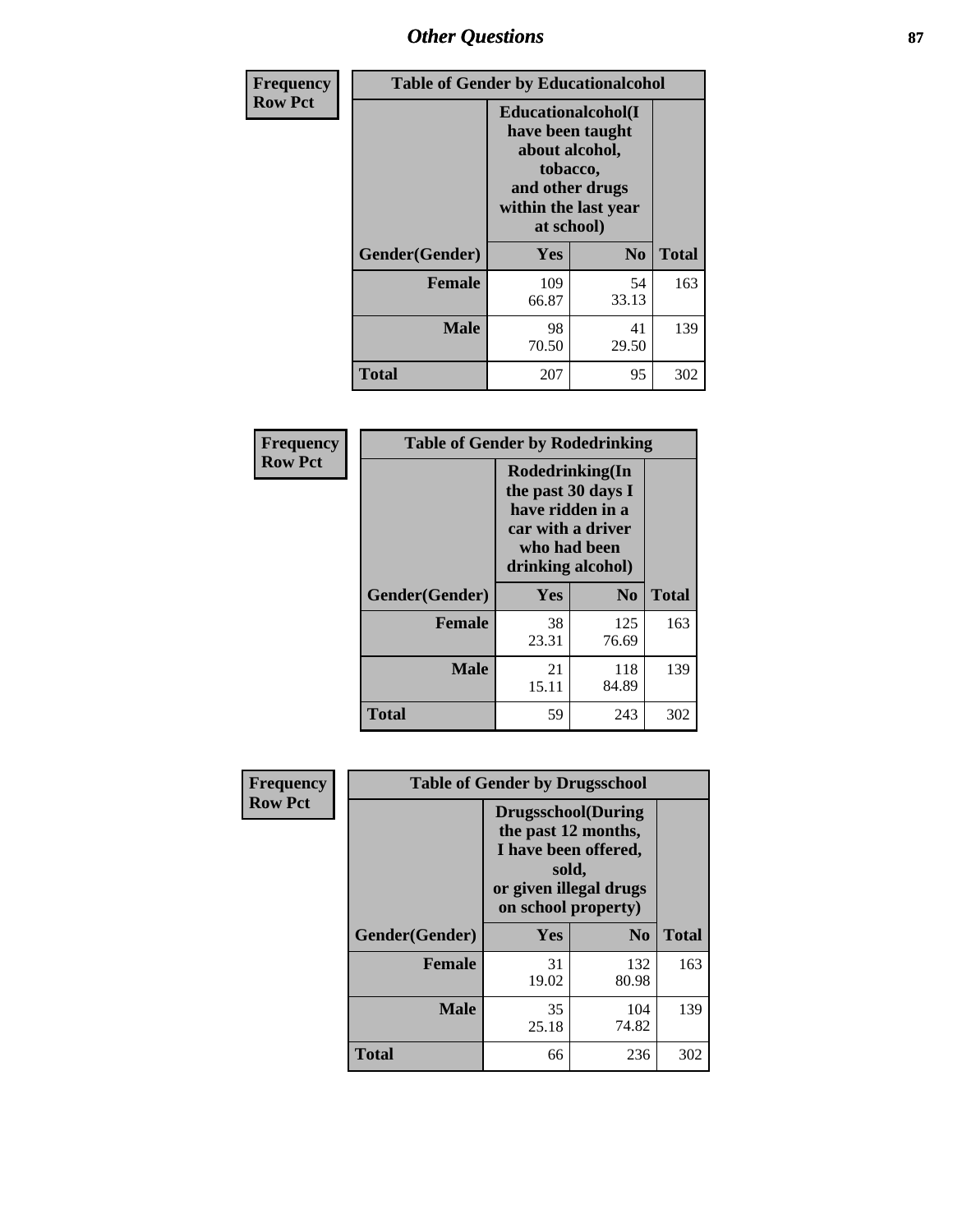| Frequency<br>Row Pct | Table of Gender by Educationalcohol | | |
|---|---|---|---|
| | Educationalcohol(I have been taught about alcohol, tobacco, and other drugs within the last year at school) | | |
| Gender(Gender) | Yes | No | Total |
| Female | 109<br>66.87 | 54<br>33.13 | 163 |
| Male | 98<br>70.50 | 41<br>29.50 | 139 |
| Total | 207 | 95 | 302 |

| Frequency<br>Row Pct | Table of Gender by Rodedrinking | | |
|---|---|---|---|
| | Rodedrinking(In the past 30 days I have ridden in a car with a driver who had been drinking alcohol) | | |
| Gender(Gender) | Yes | No | Total |
| Female | 38<br>23.31 | 125<br>76.69 | 163 |
| Male | 21<br>15.11 | 118<br>84.89 | 139 |
| Total | 59 | 243 | 302 |

| Frequency<br>Row Pct | Table of Gender by Drugsschool | | |
|---|---|---|---|
| | Drugsschool(During the past 12 months, I have been offered, sold, or given illegal drugs on school property) | | |
| Gender(Gender) | Yes | No | Total |
| Female | 31<br>19.02 | 132<br>80.98 | 163 |
| Male | 35<br>25.18 | 104<br>74.82 | 139 |
| Total | 66 | 236 | 302 |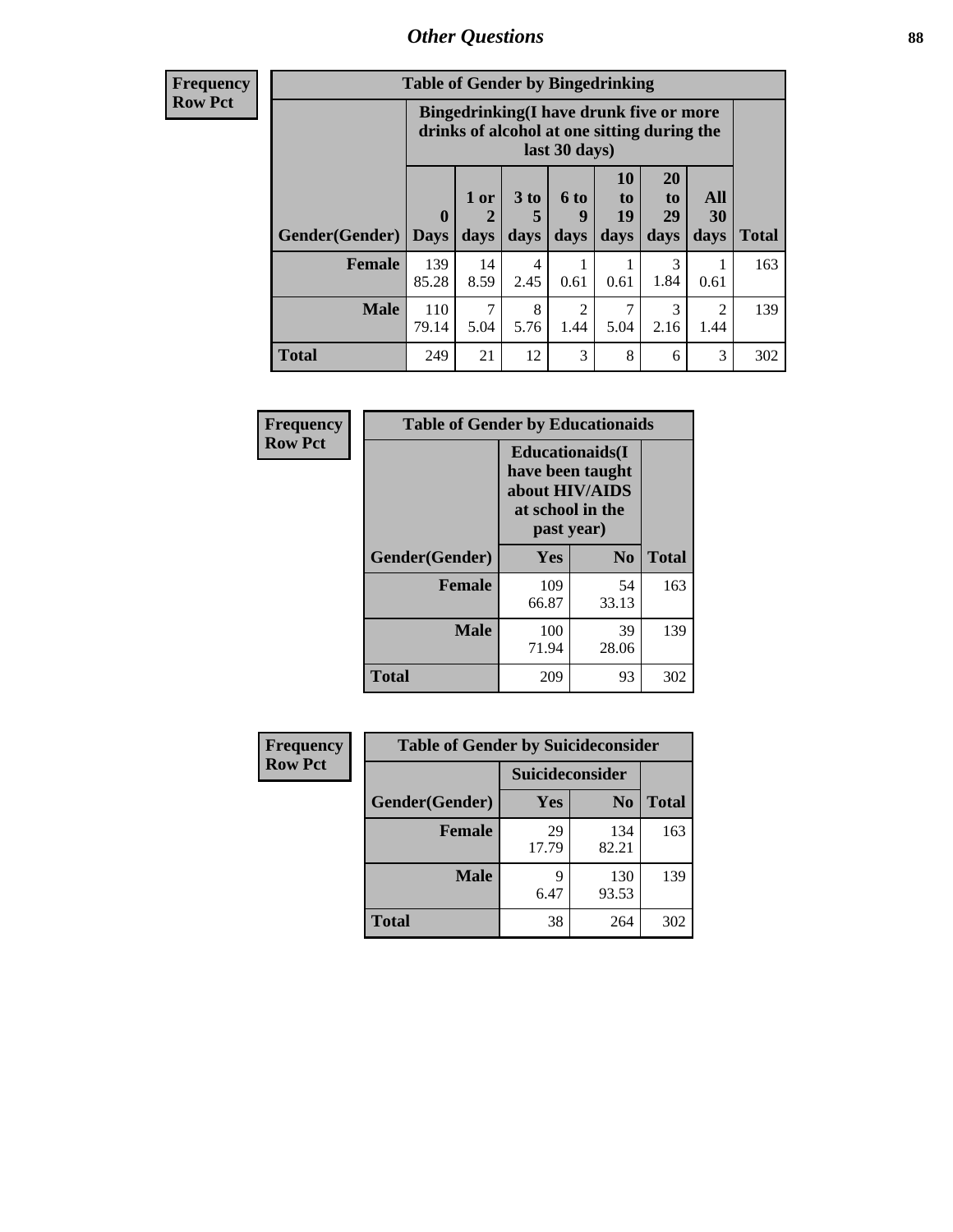| Frequency Row Pct |
|---|

| Table of Gender by Bingedrinking | | | | | | | | |
|---|---|---|---|---|---|---|---|---|
| | Bingedrinking(I have drunk five or more drinks of alcohol at one sitting during the last 30 days) | | | | | | | |
| Gender(Gender) | 0 Days | 1 or 2 days | 3 to 5 days | 6 to 9 days | 10 to 19 days | 20 to 29 days | All 30 days | Total |
| Female | 139<br>85.28 | 14<br>8.59 | 4<br>2.45 | 1<br>0.61 | 1<br>0.61 | 3<br>1.84 | 1<br>0.61 | 163 |
| Male | 110<br>79.14 | 7<br>5.04 | 8<br>5.76 | 2<br>1.44 | 7<br>5.04 | 3<br>2.16 | 2<br>1.44 | 139 |
| Total | 249 | 21 | 12 | 3 | 8 | 6 | 3 | 302 |

| Frequency Row Pct |
|---|

| Table of Gender by Educationaids | | | |
|---|---|---|---|
| | Educationaids(I have been taught about HIV/AIDS at school in the past year) | | |
| Gender(Gender) | Yes | No | Total |
| Female | 109<br>66.87 | 54<br>33.13 | 163 |
| Male | 100<br>71.94 | 39<br>28.06 | 139 |
| Total | 209 | 93 | 302 |

| Frequency Row Pct |
|---|

| Table of Gender by Suicideconsider | | | |
|---|---|---|---|
| | Suicideconsider | | |
| Gender(Gender) | Yes | No | Total |
| Female | 29<br>17.79 | 134<br>82.21 | 163 |
| Male | 9<br>6.47 | 130<br>93.53 | 139 |
| Total | 38 | 264 | 302 |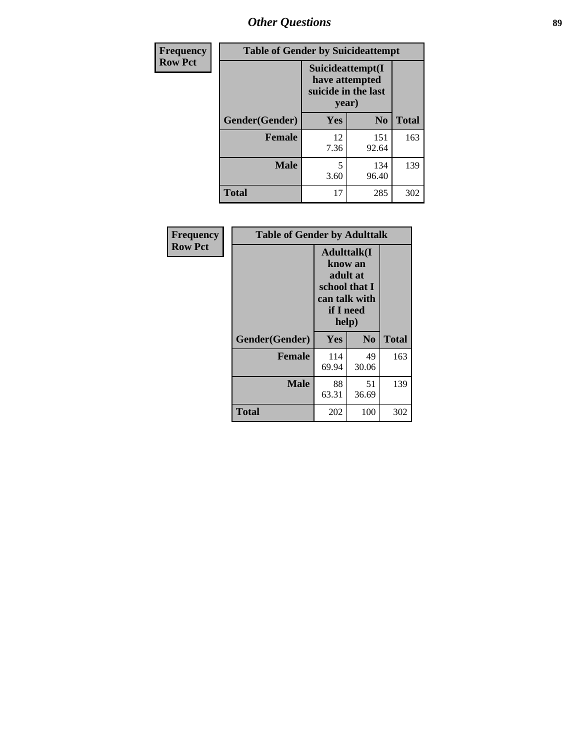| Frequency Row Pct | Table of Gender by Suicideattempt | | |
|---|---|---|---|
| | Suicideattempt(I have attempted suicide in the last year) | | |
| Gender(Gender) | Yes | No | Total |
| Female | 12<br>7.36 | 151<br>92.64 | 163 |
| Male | 5<br>3.60 | 134<br>96.40 | 139 |
| Total | 17 | 285 | 302 |

| Frequency Row Pct | Table of Gender by Adulttalk | | |
|---|---|---|---|
| | Adulttalk(I know an adult at school that I can talk with if I need help) | | |
| Gender(Gender) | Yes | No | Total |
| Female | 114<br>69.94 | 49<br>30.06 | 163 |
| Male | 88<br>63.31 | 51<br>36.69 | 139 |
| Total | 202 | 100 | 302 |